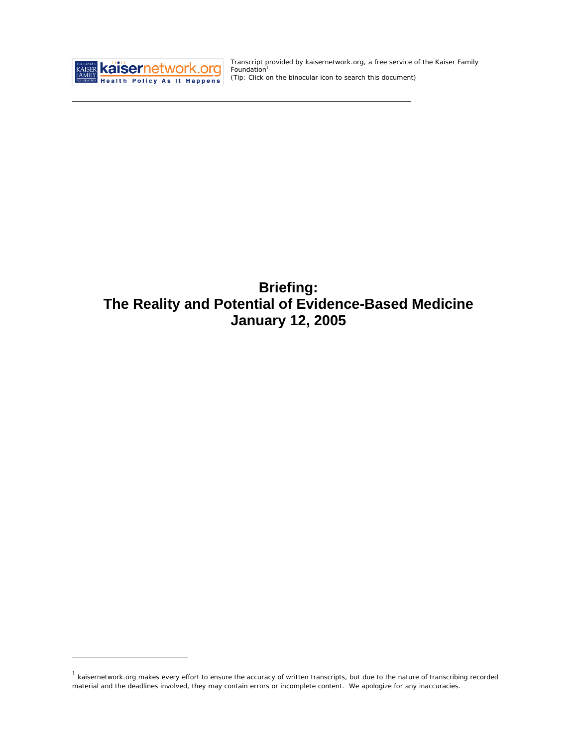Transcript provided by kaisernetwork.org, a free service of the Kaiser Family Foundation[1]
(Tip: Click on the binocular icon to search this document)

# Briefing:
# The Reality and Potential of Evidence-Based Medicine
# January 12, 2005

[1] kaisernetwork.org makes every effort to ensure the accuracy of written transcripts, but due to the nature of transcribing recorded material and the deadlines involved, they may contain errors or incomplete content. We apologize for any inaccuracies.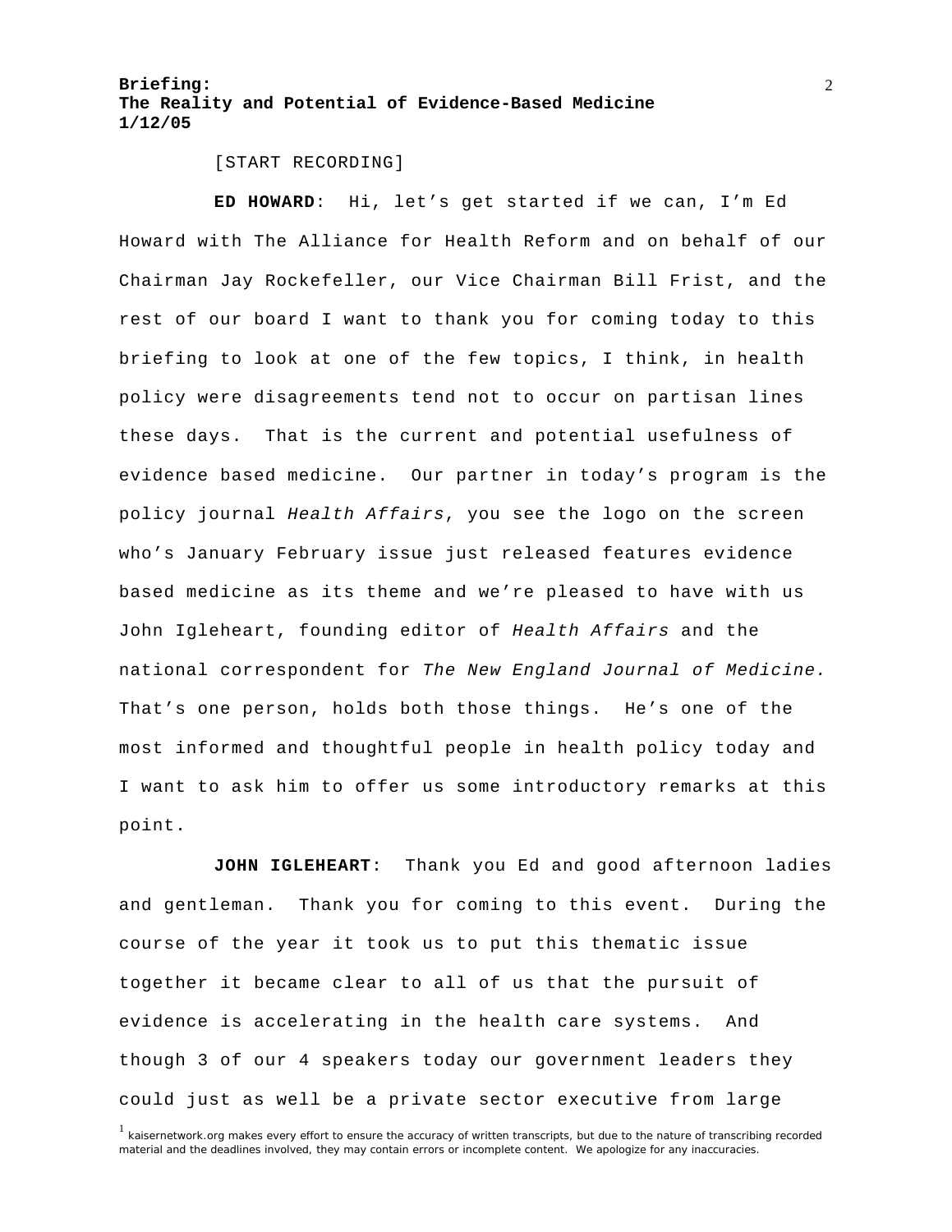[START RECORDING]

**ED HOWARD**: Hi, let's get started if we can, I'm Ed Howard with The Alliance for Health Reform and on behalf of our Chairman Jay Rockefeller, our Vice Chairman Bill Frist, and the rest of our board I want to thank you for coming today to this briefing to look at one of the few topics, I think, in health policy were disagreements tend not to occur on partisan lines these days. That is the current and potential usefulness of evidence based medicine. Our partner in today's program is the policy journal *Health Affairs*, you see the logo on the screen who's January February issue just released features evidence based medicine as its theme and we're pleased to have with us John Igleheart, founding editor of *Health Affairs* and the national correspondent for *The New England Journal of Medicine.* That's one person, holds both those things. He's one of the most informed and thoughtful people in health policy today and I want to ask him to offer us some introductory remarks at this point.

**JOHN IGLEHEART**: Thank you Ed and good afternoon ladies and gentleman. Thank you for coming to this event. During the course of the year it took us to put this thematic issue together it became clear to all of us that the pursuit of evidence is accelerating in the health care systems. And though 3 of our 4 speakers today our government leaders they could just as well be a private sector executive from large

[1] kaisernetwork.org makes every effort to ensure the accuracy of written transcripts, but due to the nature of transcribing recorded material and the deadlines involved, they may contain errors or incomplete content. We apologize for any inaccuracies.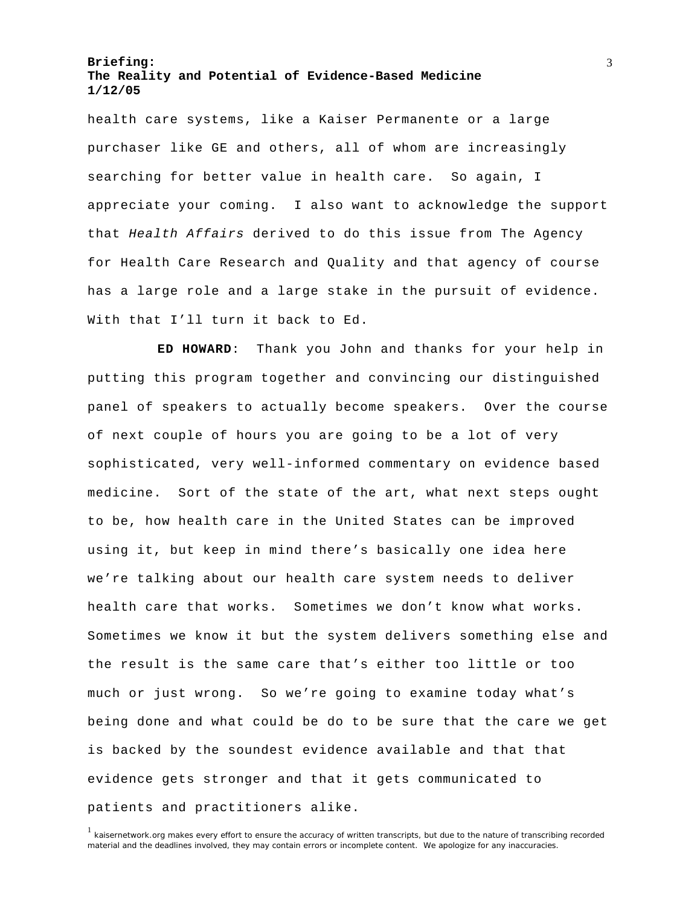health care systems, like a Kaiser Permanente or a large purchaser like GE and others, all of whom are increasingly searching for better value in health care. So again, I appreciate your coming. I also want to acknowledge the support that *Health Affairs* derived to do this issue from The Agency for Health Care Research and Quality and that agency of course has a large role and a large stake in the pursuit of evidence. With that I'll turn it back to Ed.

**ED HOWARD**: Thank you John and thanks for your help in putting this program together and convincing our distinguished panel of speakers to actually become speakers. Over the course of next couple of hours you are going to be a lot of very sophisticated, very well-informed commentary on evidence based medicine. Sort of the state of the art, what next steps ought to be, how health care in the United States can be improved using it, but keep in mind there's basically one idea here we're talking about our health care system needs to deliver health care that works. Sometimes we don't know what works. Sometimes we know it but the system delivers something else and the result is the same care that's either too little or too much or just wrong. So we're going to examine today what's being done and what could be do to be sure that the care we get is backed by the soundest evidence available and that that evidence gets stronger and that it gets communicated to patients and practitioners alike.

[1] kaisernetwork.org makes every effort to ensure the accuracy of written transcripts, but due to the nature of transcribing recorded material and the deadlines involved, they may contain errors or incomplete content. We apologize for any inaccuracies.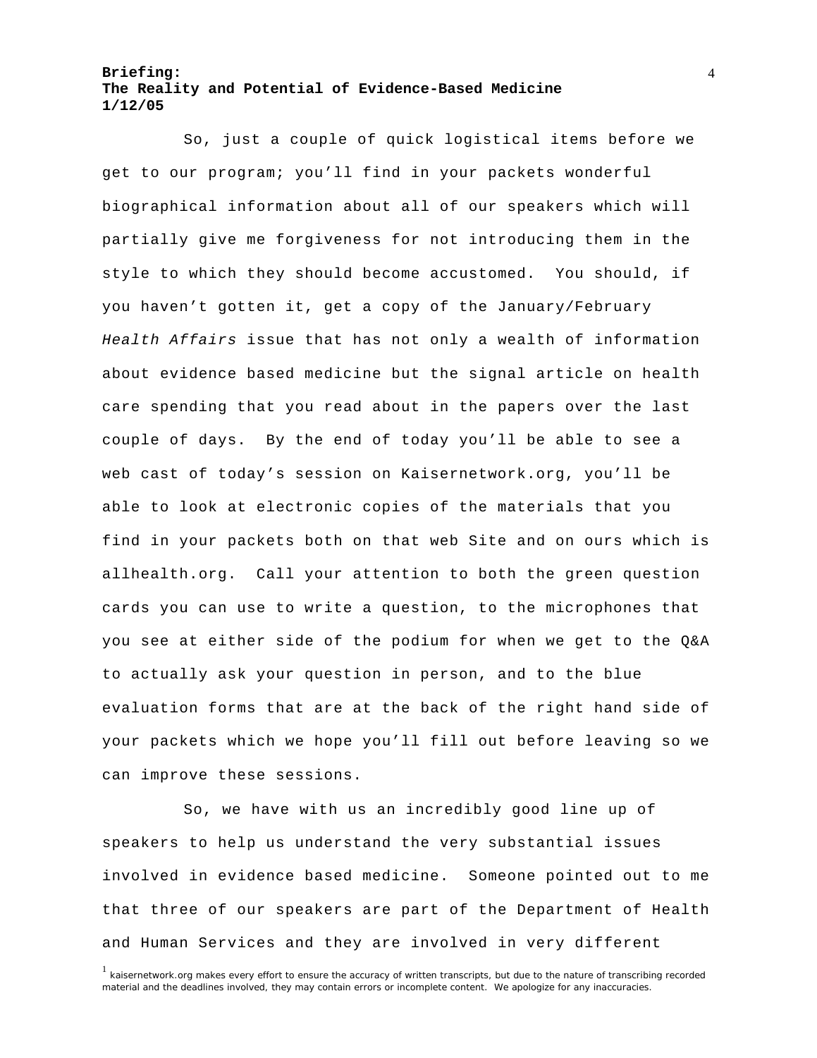So, just a couple of quick logistical items before we get to our program; you'll find in your packets wonderful biographical information about all of our speakers which will partially give me forgiveness for not introducing them in the style to which they should become accustomed. You should, if you haven't gotten it, get a copy of the January/February *Health Affairs* issue that has not only a wealth of information about evidence based medicine but the signal article on health care spending that you read about in the papers over the last couple of days. By the end of today you'll be able to see a web cast of today's session on Kaisernetwork.org, you'll be able to look at electronic copies of the materials that you find in your packets both on that web Site and on ours which is allhealth.org. Call your attention to both the green question cards you can use to write a question, to the microphones that you see at either side of the podium for when we get to the Q&A to actually ask your question in person, and to the blue evaluation forms that are at the back of the right hand side of your packets which we hope you'll fill out before leaving so we can improve these sessions.

So, we have with us an incredibly good line up of speakers to help us understand the very substantial issues involved in evidence based medicine. Someone pointed out to me that three of our speakers are part of the Department of Health and Human Services and they are involved in very different

[1] kaisernetwork.org makes every effort to ensure the accuracy of written transcripts, but due to the nature of transcribing recorded material and the deadlines involved, they may contain errors or incomplete content. We apologize for any inaccuracies.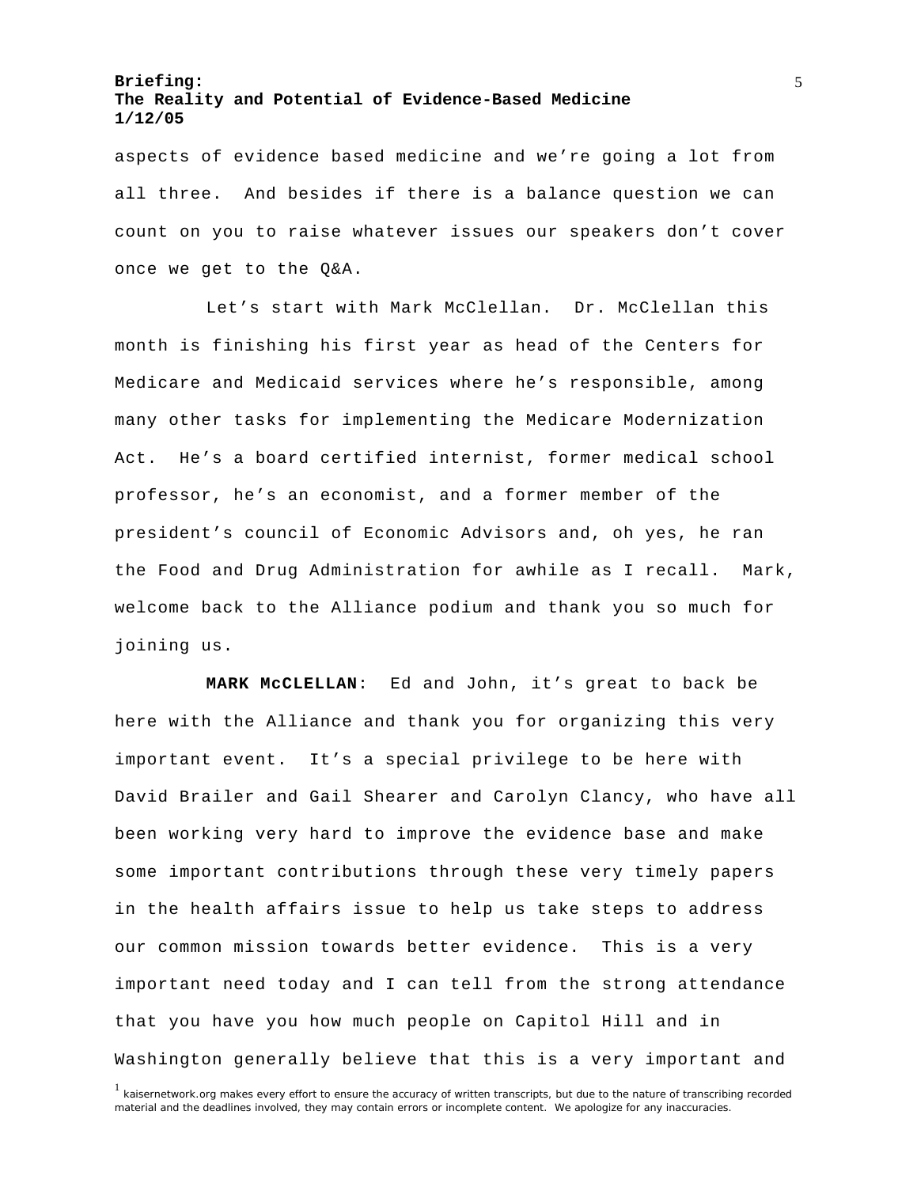aspects of evidence based medicine and we're going a lot from all three. And besides if there is a balance question we can count on you to raise whatever issues our speakers don't cover once we get to the Q&A.

Let's start with Mark McClellan. Dr. McClellan this month is finishing his first year as head of the Centers for Medicare and Medicaid services where he's responsible, among many other tasks for implementing the Medicare Modernization Act. He's a board certified internist, former medical school professor, he's an economist, and a former member of the president's council of Economic Advisors and, oh yes, he ran the Food and Drug Administration for awhile as I recall. Mark, welcome back to the Alliance podium and thank you so much for joining us.

**MARK McCLELLAN**: Ed and John, it's great to back be here with the Alliance and thank you for organizing this very important event. It's a special privilege to be here with David Brailer and Gail Shearer and Carolyn Clancy, who have all been working very hard to improve the evidence base and make some important contributions through these very timely papers in the health affairs issue to help us take steps to address our common mission towards better evidence. This is a very important need today and I can tell from the strong attendance that you have you how much people on Capitol Hill and in Washington generally believe that this is a very important and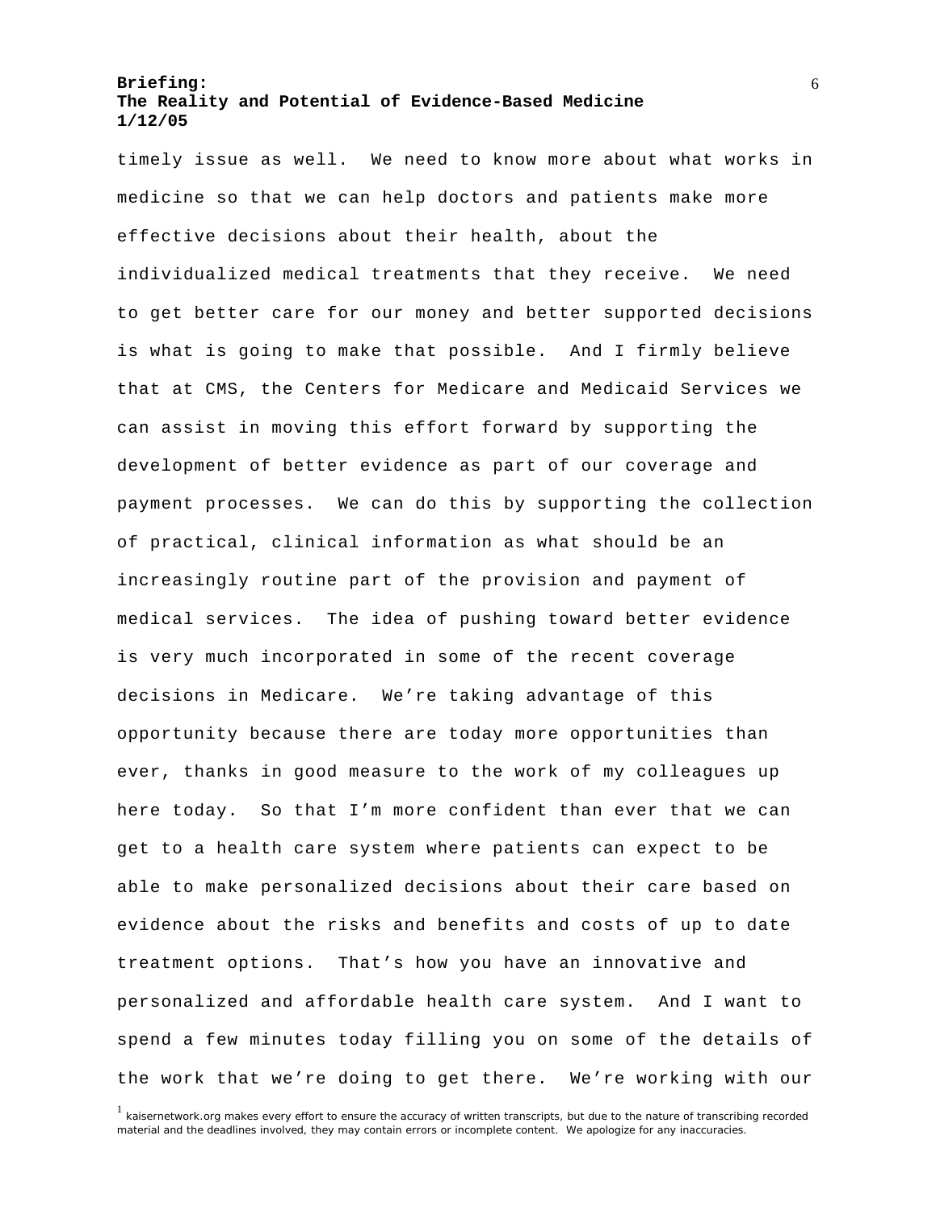timely issue as well. We need to know more about what works in medicine so that we can help doctors and patients make more effective decisions about their health, about the individualized medical treatments that they receive. We need to get better care for our money and better supported decisions is what is going to make that possible. And I firmly believe that at CMS, the Centers for Medicare and Medicaid Services we can assist in moving this effort forward by supporting the development of better evidence as part of our coverage and payment processes. We can do this by supporting the collection of practical, clinical information as what should be an increasingly routine part of the provision and payment of medical services. The idea of pushing toward better evidence is very much incorporated in some of the recent coverage decisions in Medicare. We're taking advantage of this opportunity because there are today more opportunities than ever, thanks in good measure to the work of my colleagues up here today. So that I'm more confident than ever that we can get to a health care system where patients can expect to be able to make personalized decisions about their care based on evidence about the risks and benefits and costs of up to date treatment options. That's how you have an innovative and personalized and affordable health care system. And I want to spend a few minutes today filling you on some of the details of the work that we're doing to get there. We're working with our

[1] kaisernetwork.org makes every effort to ensure the accuracy of written transcripts, but due to the nature of transcribing recorded material and the deadlines involved, they may contain errors or incomplete content. We apologize for any inaccuracies.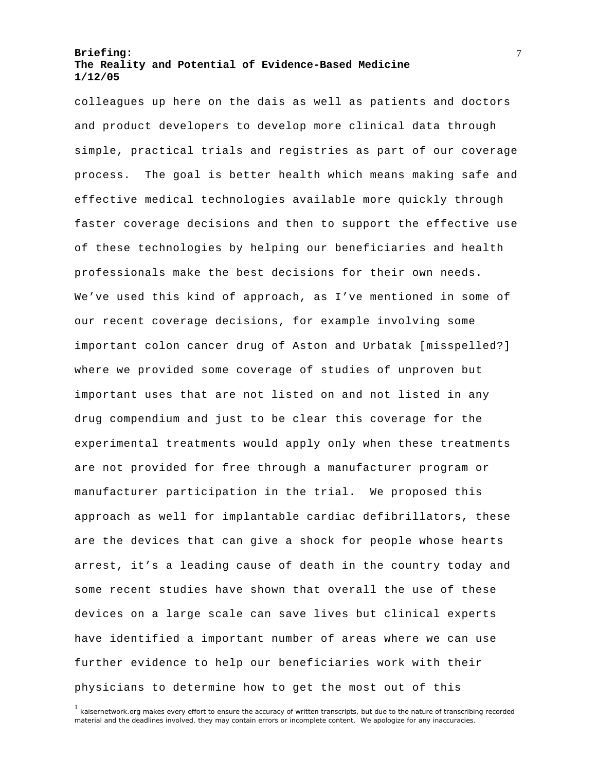colleagues up here on the dais as well as patients and doctors and product developers to develop more clinical data through simple, practical trials and registries as part of our coverage process. The goal is better health which means making safe and effective medical technologies available more quickly through faster coverage decisions and then to support the effective use of these technologies by helping our beneficiaries and health professionals make the best decisions for their own needs. We've used this kind of approach, as I've mentioned in some of our recent coverage decisions, for example involving some important colon cancer drug of Aston and Urbatak [misspelled?] where we provided some coverage of studies of unproven but important uses that are not listed on and not listed in any drug compendium and just to be clear this coverage for the experimental treatments would apply only when these treatments are not provided for free through a manufacturer program or manufacturer participation in the trial. We proposed this approach as well for implantable cardiac defibrillators, these are the devices that can give a shock for people whose hearts arrest, it's a leading cause of death in the country today and some recent studies have shown that overall the use of these devices on a large scale can save lives but clinical experts have identified a important number of areas where we can use further evidence to help our beneficiaries work with their physicians to determine how to get the most out of this

[1] kaisernetwork.org makes every effort to ensure the accuracy of written transcripts, but due to the nature of transcribing recorded material and the deadlines involved, they may contain errors or incomplete content. We apologize for any inaccuracies.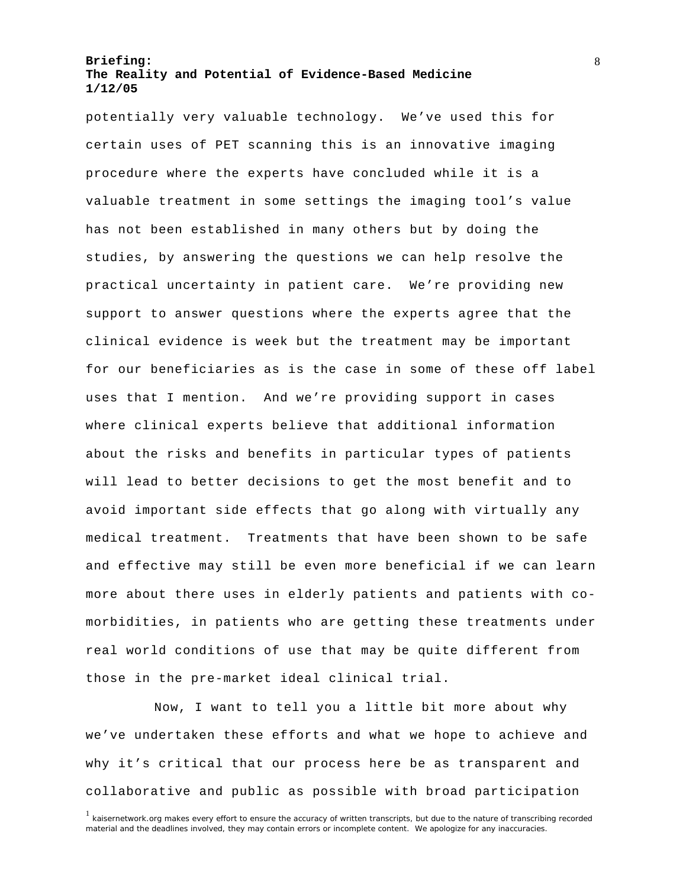potentially very valuable technology. We've used this for certain uses of PET scanning this is an innovative imaging procedure where the experts have concluded while it is a valuable treatment in some settings the imaging tool's value has not been established in many others but by doing the studies, by answering the questions we can help resolve the practical uncertainty in patient care. We're providing new support to answer questions where the experts agree that the clinical evidence is week but the treatment may be important for our beneficiaries as is the case in some of these off label uses that I mention. And we're providing support in cases where clinical experts believe that additional information about the risks and benefits in particular types of patients will lead to better decisions to get the most benefit and to avoid important side effects that go along with virtually any medical treatment. Treatments that have been shown to be safe and effective may still be even more beneficial if we can learn more about there uses in elderly patients and patients with co-morbidities, in patients who are getting these treatments under real world conditions of use that may be quite different from those in the pre-market ideal clinical trial.

Now, I want to tell you a little bit more about why we've undertaken these efforts and what we hope to achieve and why it's critical that our process here be as transparent and collaborative and public as possible with broad participation

[1] kaisernetwork.org makes every effort to ensure the accuracy of written transcripts, but due to the nature of transcribing recorded material and the deadlines involved, they may contain errors or incomplete content. We apologize for any inaccuracies.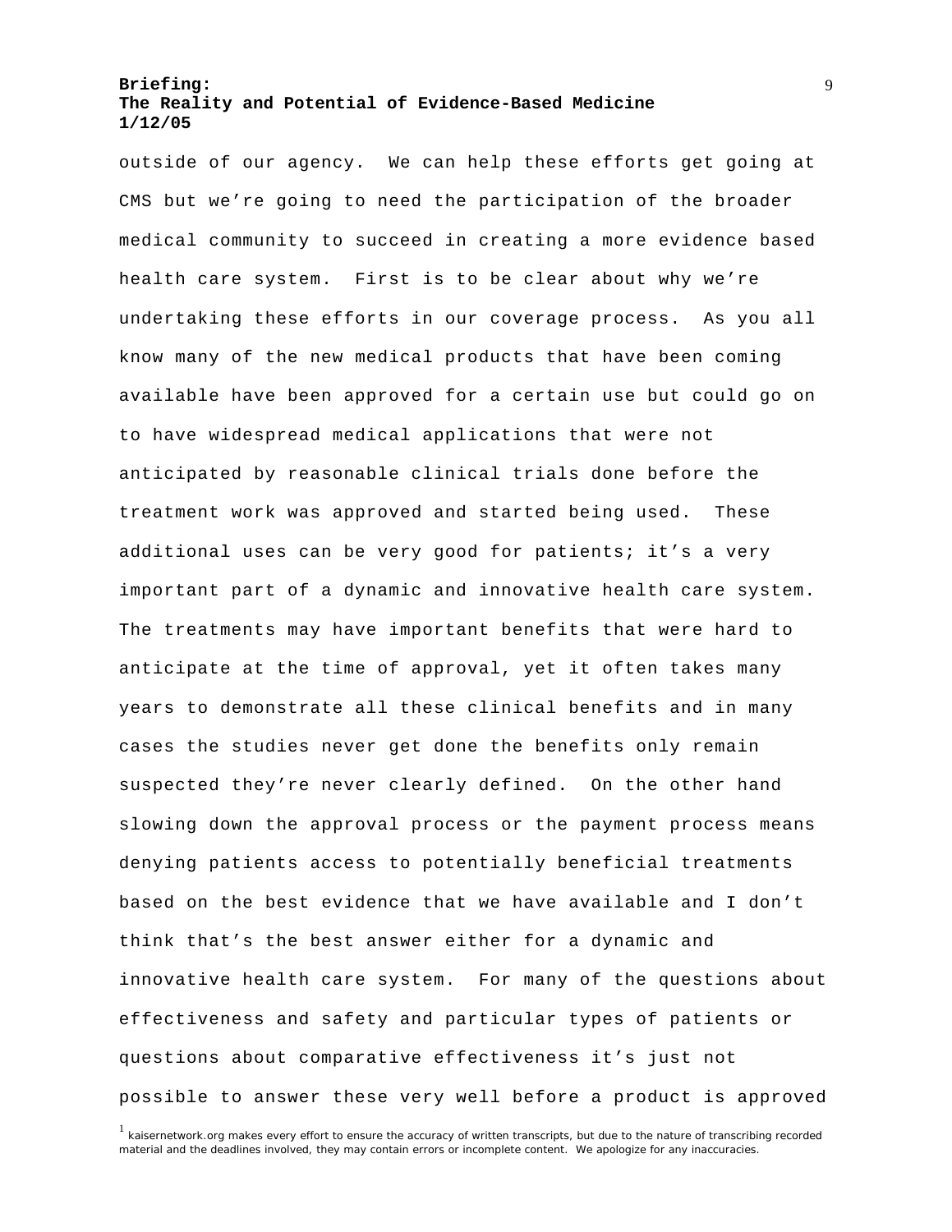outside of our agency. We can help these efforts get going at CMS but we're going to need the participation of the broader medical community to succeed in creating a more evidence based health care system. First is to be clear about why we're undertaking these efforts in our coverage process. As you all know many of the new medical products that have been coming available have been approved for a certain use but could go on to have widespread medical applications that were not anticipated by reasonable clinical trials done before the treatment work was approved and started being used. These additional uses can be very good for patients; it's a very important part of a dynamic and innovative health care system. The treatments may have important benefits that were hard to anticipate at the time of approval, yet it often takes many years to demonstrate all these clinical benefits and in many cases the studies never get done the benefits only remain suspected they're never clearly defined. On the other hand slowing down the approval process or the payment process means denying patients access to potentially beneficial treatments based on the best evidence that we have available and I don't think that's the best answer either for a dynamic and innovative health care system. For many of the questions about effectiveness and safety and particular types of patients or questions about comparative effectiveness it's just not possible to answer these very well before a product is approved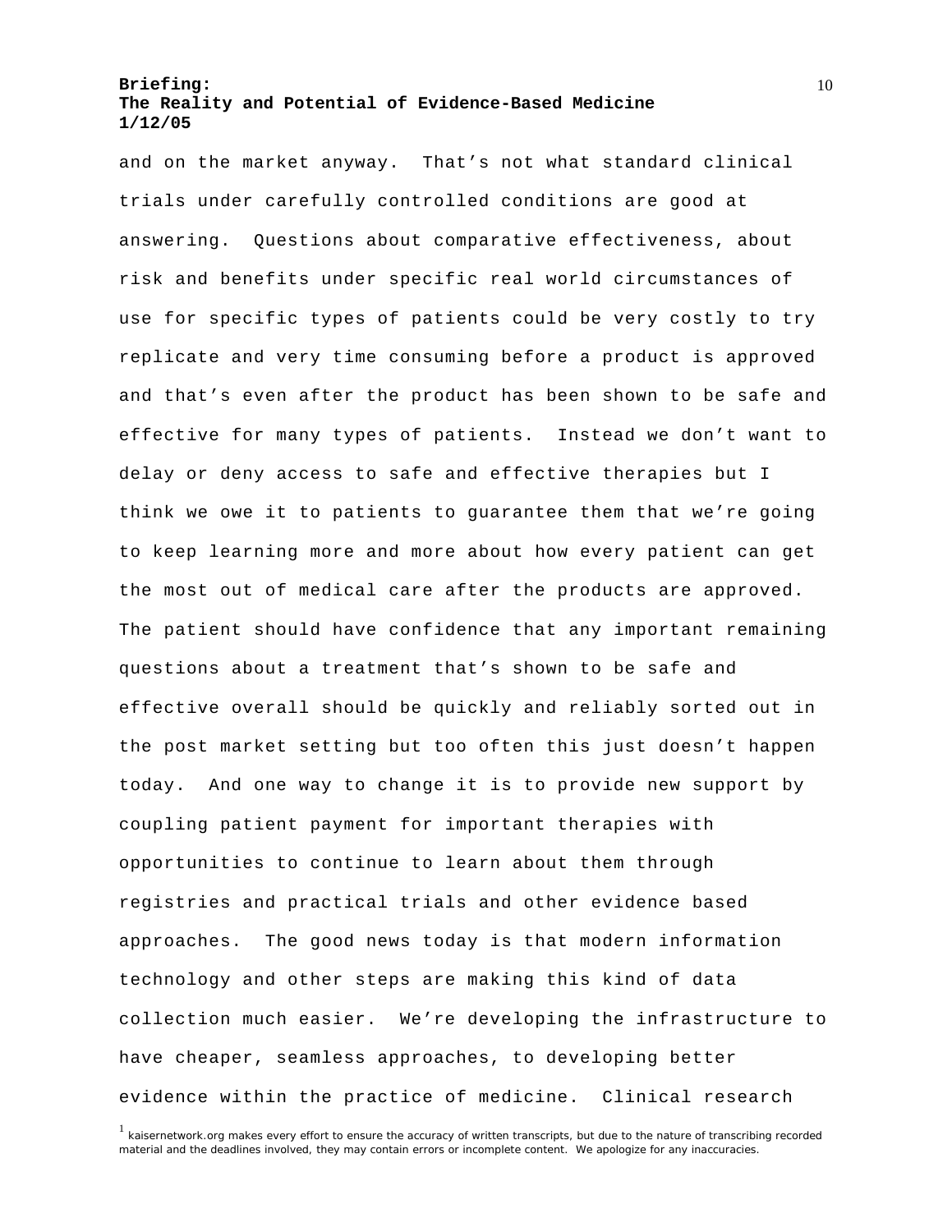and on the market anyway. That's not what standard clinical trials under carefully controlled conditions are good at answering. Questions about comparative effectiveness, about risk and benefits under specific real world circumstances of use for specific types of patients could be very costly to try replicate and very time consuming before a product is approved and that's even after the product has been shown to be safe and effective for many types of patients. Instead we don't want to delay or deny access to safe and effective therapies but I think we owe it to patients to guarantee them that we're going to keep learning more and more about how every patient can get the most out of medical care after the products are approved. The patient should have confidence that any important remaining questions about a treatment that's shown to be safe and effective overall should be quickly and reliably sorted out in the post market setting but too often this just doesn't happen today. And one way to change it is to provide new support by coupling patient payment for important therapies with opportunities to continue to learn about them through registries and practical trials and other evidence based approaches. The good news today is that modern information technology and other steps are making this kind of data collection much easier. We're developing the infrastructure to have cheaper, seamless approaches, to developing better evidence within the practice of medicine. Clinical research

[1] kaisernetwork.org makes every effort to ensure the accuracy of written transcripts, but due to the nature of transcribing recorded material and the deadlines involved, they may contain errors or incomplete content. We apologize for any inaccuracies.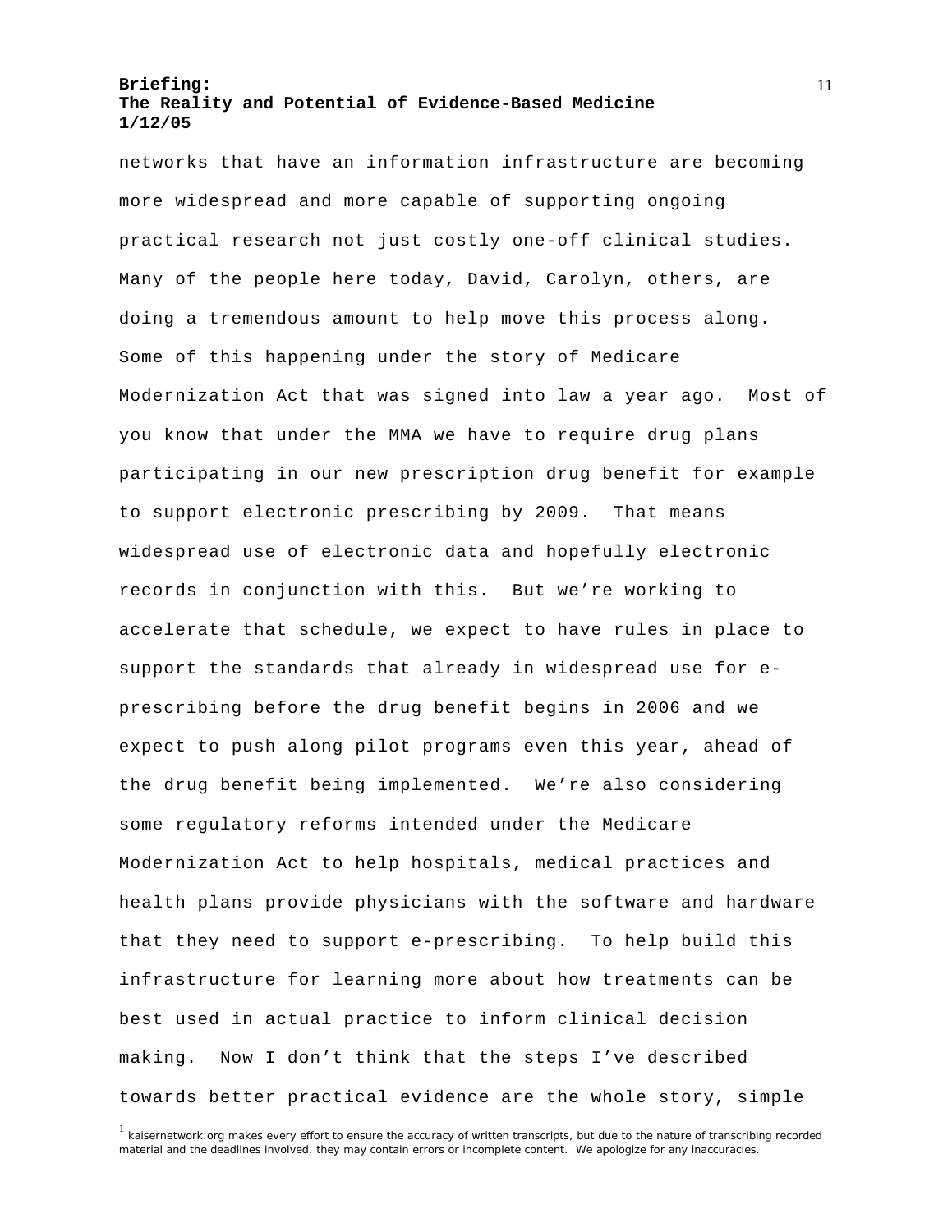networks that have an information infrastructure are becoming more widespread and more capable of supporting ongoing practical research not just costly one-off clinical studies. Many of the people here today, David, Carolyn, others, are doing a tremendous amount to help move this process along. Some of this happening under the story of Medicare Modernization Act that was signed into law a year ago. Most of you know that under the MMA we have to require drug plans participating in our new prescription drug benefit for example to support electronic prescribing by 2009. That means widespread use of electronic data and hopefully electronic records in conjunction with this. But we're working to accelerate that schedule, we expect to have rules in place to support the standards that already in widespread use for e-prescribing before the drug benefit begins in 2006 and we expect to push along pilot programs even this year, ahead of the drug benefit being implemented. We're also considering some regulatory reforms intended under the Medicare Modernization Act to help hospitals, medical practices and health plans provide physicians with the software and hardware that they need to support e-prescribing. To help build this infrastructure for learning more about how treatments can be best used in actual practice to inform clinical decision making. Now I don't think that the steps I've described towards better practical evidence are the whole story, simple

[1] kaisernetwork.org makes every effort to ensure the accuracy of written transcripts, but due to the nature of transcribing recorded material and the deadlines involved, they may contain errors or incomplete content. We apologize for any inaccuracies.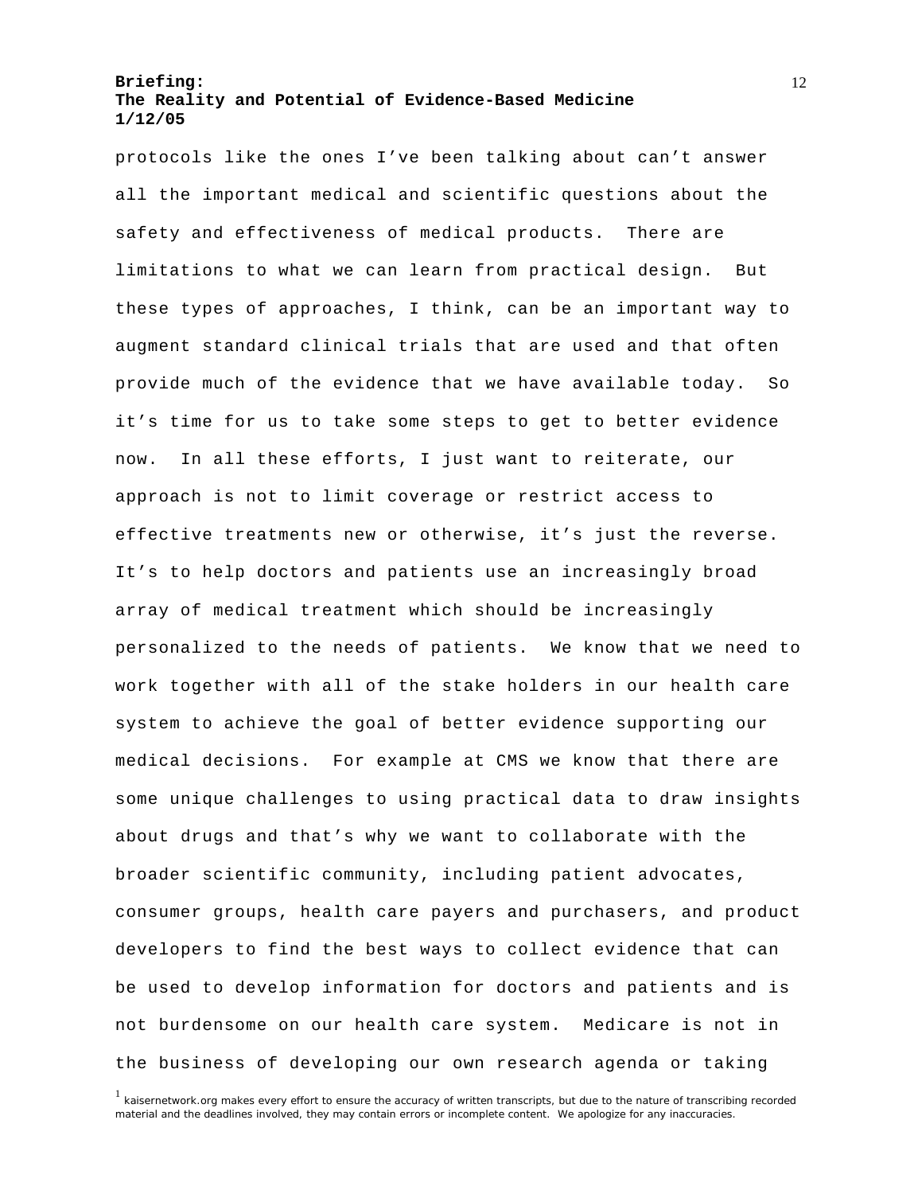protocols like the ones I've been talking about can't answer all the important medical and scientific questions about the safety and effectiveness of medical products. There are limitations to what we can learn from practical design. But these types of approaches, I think, can be an important way to augment standard clinical trials that are used and that often provide much of the evidence that we have available today. So it's time for us to take some steps to get to better evidence now. In all these efforts, I just want to reiterate, our approach is not to limit coverage or restrict access to effective treatments new or otherwise, it's just the reverse. It's to help doctors and patients use an increasingly broad array of medical treatment which should be increasingly personalized to the needs of patients. We know that we need to work together with all of the stake holders in our health care system to achieve the goal of better evidence supporting our medical decisions. For example at CMS we know that there are some unique challenges to using practical data to draw insights about drugs and that's why we want to collaborate with the broader scientific community, including patient advocates, consumer groups, health care payers and purchasers, and product developers to find the best ways to collect evidence that can be used to develop information for doctors and patients and is not burdensome on our health care system. Medicare is not in the business of developing our own research agenda or taking

[1] kaisernetwork.org makes every effort to ensure the accuracy of written transcripts, but due to the nature of transcribing recorded material and the deadlines involved, they may contain errors or incomplete content. We apologize for any inaccuracies.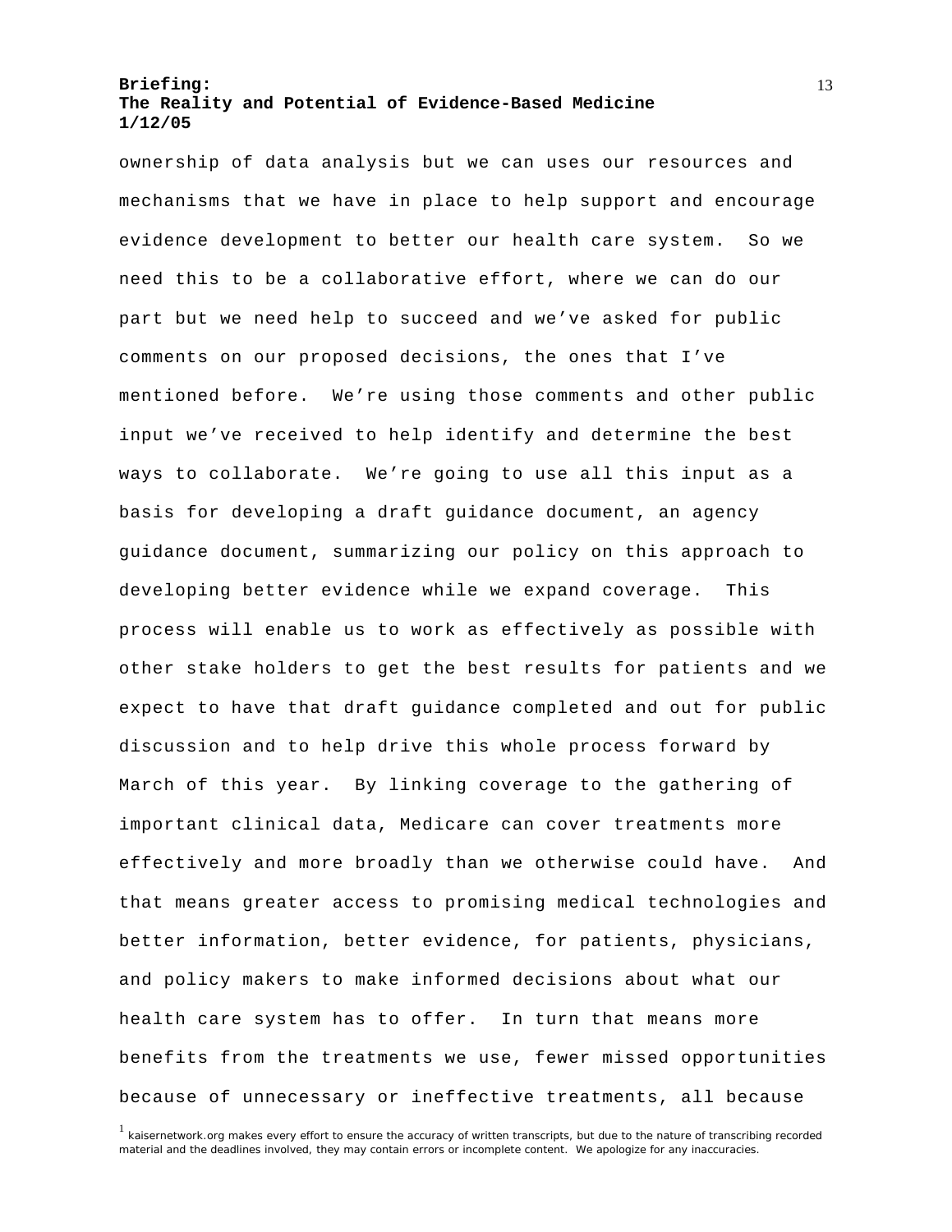ownership of data analysis but we can uses our resources and mechanisms that we have in place to help support and encourage evidence development to better our health care system. So we need this to be a collaborative effort, where we can do our part but we need help to succeed and we've asked for public comments on our proposed decisions, the ones that I've mentioned before. We're using those comments and other public input we've received to help identify and determine the best ways to collaborate. We're going to use all this input as a basis for developing a draft guidance document, an agency guidance document, summarizing our policy on this approach to developing better evidence while we expand coverage. This process will enable us to work as effectively as possible with other stake holders to get the best results for patients and we expect to have that draft guidance completed and out for public discussion and to help drive this whole process forward by March of this year. By linking coverage to the gathering of important clinical data, Medicare can cover treatments more effectively and more broadly than we otherwise could have. And that means greater access to promising medical technologies and better information, better evidence, for patients, physicians, and policy makers to make informed decisions about what our health care system has to offer. In turn that means more benefits from the treatments we use, fewer missed opportunities because of unnecessary or ineffective treatments, all because

[1] kaisernetwork.org makes every effort to ensure the accuracy of written transcripts, but due to the nature of transcribing recorded material and the deadlines involved, they may contain errors or incomplete content. We apologize for any inaccuracies.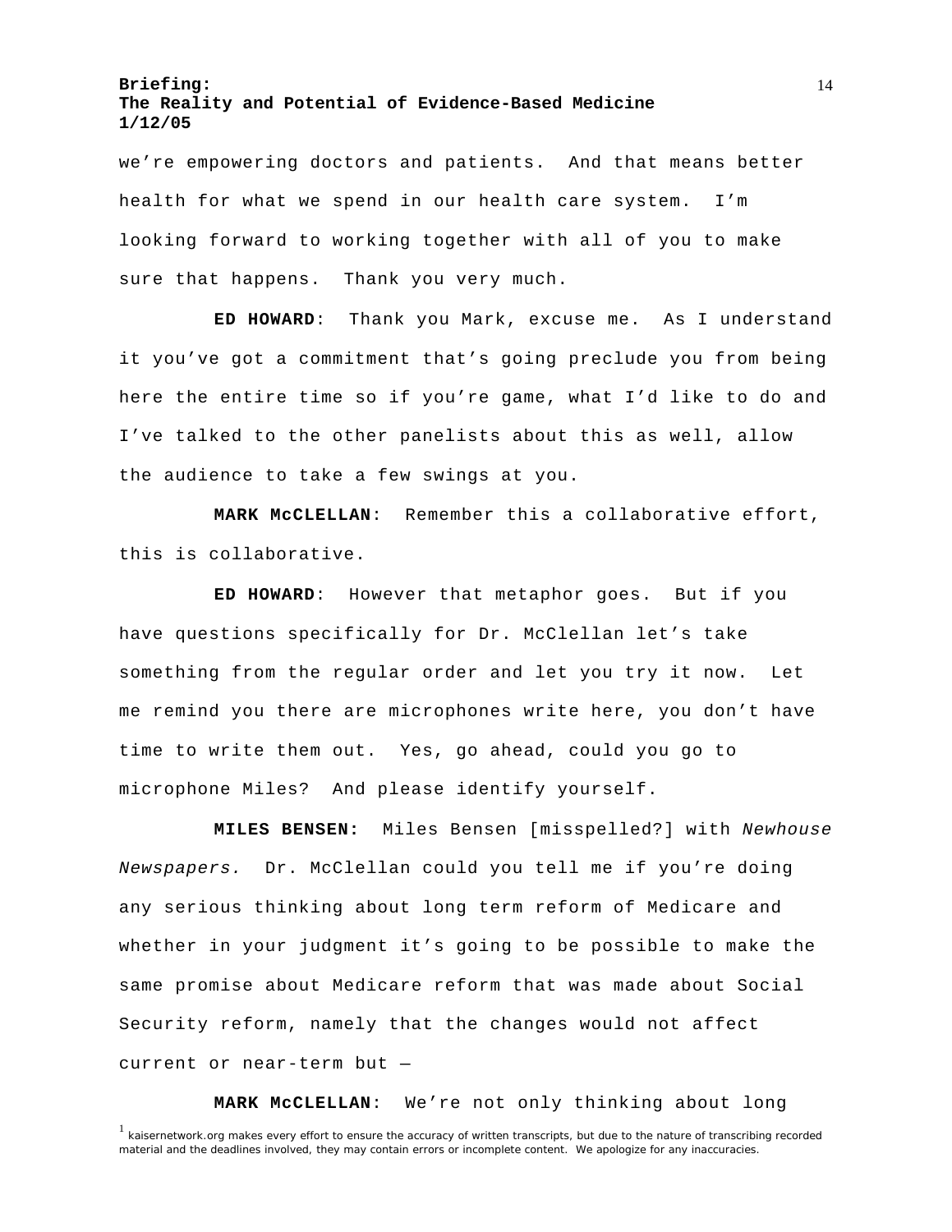we're empowering doctors and patients. And that means better health for what we spend in our health care system. I'm looking forward to working together with all of you to make sure that happens. Thank you very much.

**ED HOWARD**: Thank you Mark, excuse me. As I understand it you've got a commitment that's going preclude you from being here the entire time so if you're game, what I'd like to do and I've talked to the other panelists about this as well, allow the audience to take a few swings at you.

**MARK McCLELLAN**: Remember this a collaborative effort, this is collaborative.

**ED HOWARD**: However that metaphor goes. But if you have questions specifically for Dr. McClellan let's take something from the regular order and let you try it now. Let me remind you there are microphones write here, you don't have time to write them out. Yes, go ahead, could you go to microphone Miles? And please identify yourself.

**MILES BENSEN:** Miles Bensen [misspelled?] with *Newhouse Newspapers.* Dr. McClellan could you tell me if you're doing any serious thinking about long term reform of Medicare and whether in your judgment it's going to be possible to make the same promise about Medicare reform that was made about Social Security reform, namely that the changes would not affect current or near-term but —

**MARK McCLELLAN**: We're not only thinking about long

[1] kaisernetwork.org makes every effort to ensure the accuracy of written transcripts, but due to the nature of transcribing recorded material and the deadlines involved, they may contain errors or incomplete content. We apologize for any inaccuracies.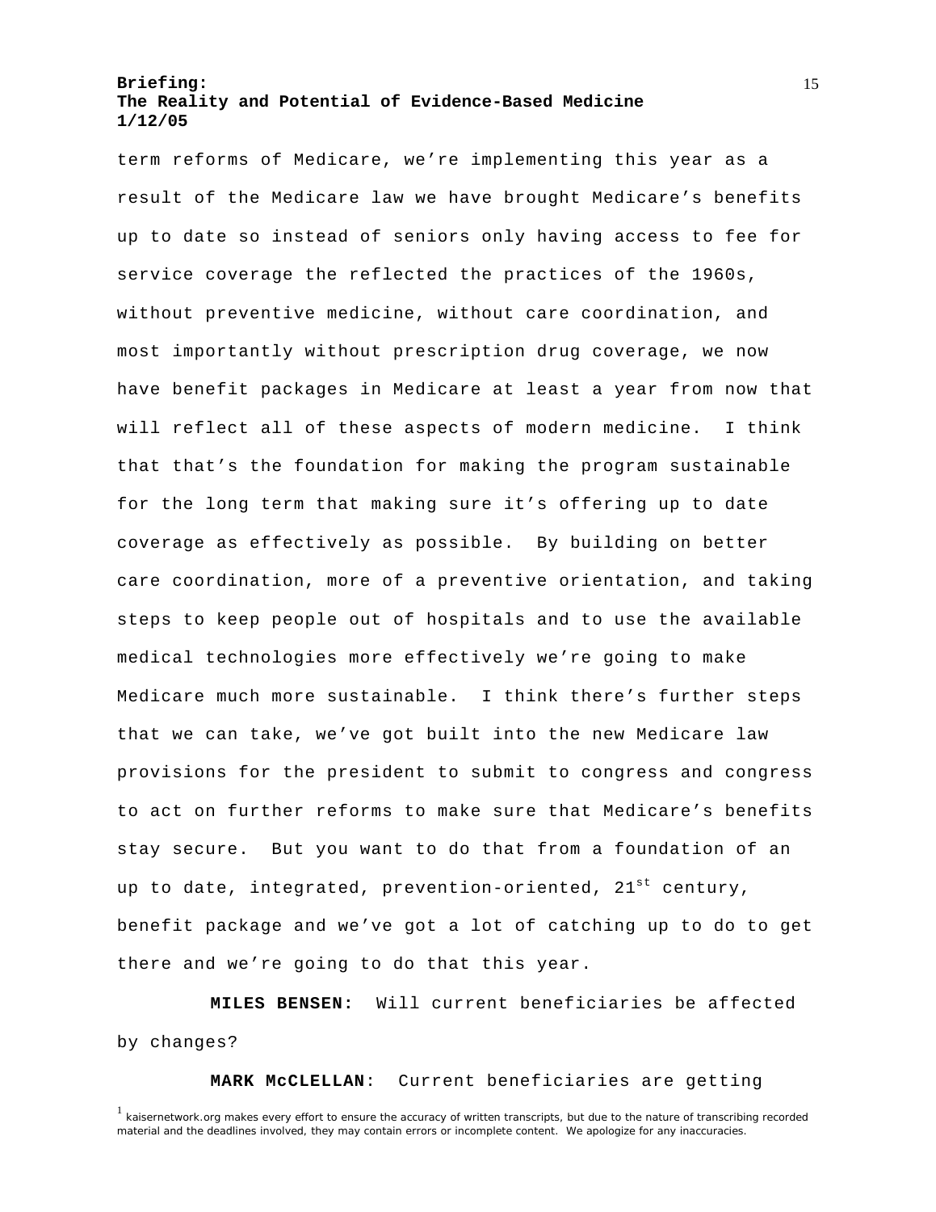term reforms of Medicare, we're implementing this year as a result of the Medicare law we have brought Medicare's benefits up to date so instead of seniors only having access to fee for service coverage the reflected the practices of the 1960s, without preventive medicine, without care coordination, and most importantly without prescription drug coverage, we now have benefit packages in Medicare at least a year from now that will reflect all of these aspects of modern medicine. I think that that's the foundation for making the program sustainable for the long term that making sure it's offering up to date coverage as effectively as possible. By building on better care coordination, more of a preventive orientation, and taking steps to keep people out of hospitals and to use the available medical technologies more effectively we're going to make Medicare much more sustainable. I think there's further steps that we can take, we've got built into the new Medicare law provisions for the president to submit to congress and congress to act on further reforms to make sure that Medicare's benefits stay secure. But you want to do that from a foundation of an up to date, integrated, prevention-oriented, 21st century, benefit package and we've got a lot of catching up to do to get there and we're going to do that this year.

**MILES BENSEN:** Will current beneficiaries be affected by changes?

**MARK McCLELLAN**: Current beneficiaries are getting

[1] kaisernetwork.org makes every effort to ensure the accuracy of written transcripts, but due to the nature of transcribing recorded material and the deadlines involved, they may contain errors or incomplete content. We apologize for any inaccuracies.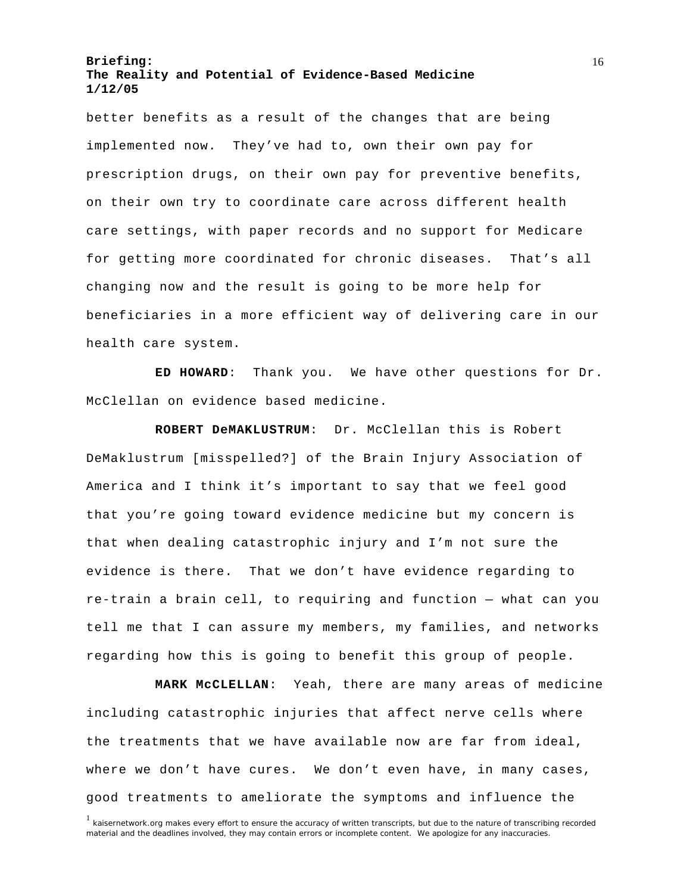better benefits as a result of the changes that are being implemented now. They've had to, own their own pay for prescription drugs, on their own pay for preventive benefits, on their own try to coordinate care across different health care settings, with paper records and no support for Medicare for getting more coordinated for chronic diseases. That's all changing now and the result is going to be more help for beneficiaries in a more efficient way of delivering care in our health care system.

**ED HOWARD**: Thank you. We have other questions for Dr. McClellan on evidence based medicine.

**ROBERT DeMAKLUSTRUM**: Dr. McClellan this is Robert DeMaklustrum [misspelled?] of the Brain Injury Association of America and I think it's important to say that we feel good that you're going toward evidence medicine but my concern is that when dealing catastrophic injury and I'm not sure the evidence is there. That we don't have evidence regarding to re-train a brain cell, to requiring and function — what can you tell me that I can assure my members, my families, and networks regarding how this is going to benefit this group of people.

**MARK McCLELLAN**: Yeah, there are many areas of medicine including catastrophic injuries that affect nerve cells where the treatments that we have available now are far from ideal, where we don't have cures. We don't even have, in many cases, good treatments to ameliorate the symptoms and influence the

[1] kaisernetwork.org makes every effort to ensure the accuracy of written transcripts, but due to the nature of transcribing recorded material and the deadlines involved, they may contain errors or incomplete content. We apologize for any inaccuracies.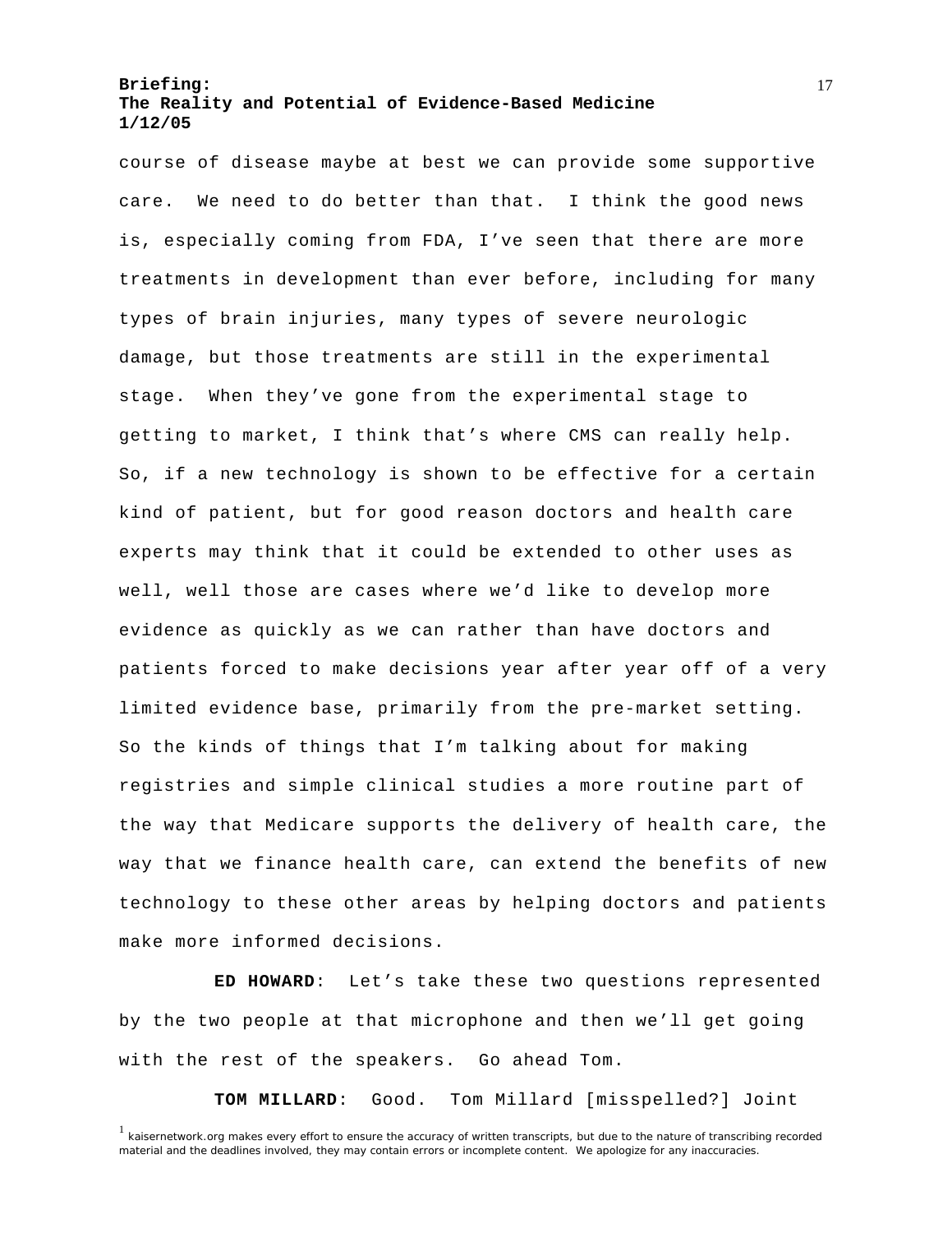course of disease maybe at best we can provide some supportive care. We need to do better than that. I think the good news is, especially coming from FDA, I've seen that there are more treatments in development than ever before, including for many types of brain injuries, many types of severe neurologic damage, but those treatments are still in the experimental stage. When they've gone from the experimental stage to getting to market, I think that's where CMS can really help. So, if a new technology is shown to be effective for a certain kind of patient, but for good reason doctors and health care experts may think that it could be extended to other uses as well, well those are cases where we'd like to develop more evidence as quickly as we can rather than have doctors and patients forced to make decisions year after year off of a very limited evidence base, primarily from the pre-market setting. So the kinds of things that I'm talking about for making registries and simple clinical studies a more routine part of the way that Medicare supports the delivery of health care, the way that we finance health care, can extend the benefits of new technology to these other areas by helping doctors and patients make more informed decisions.

**ED HOWARD**: Let's take these two questions represented by the two people at that microphone and then we'll get going with the rest of the speakers. Go ahead Tom.

**TOM MILLARD**: Good. Tom Millard [misspelled?] Joint

[1] kaisernetwork.org makes every effort to ensure the accuracy of written transcripts, but due to the nature of transcribing recorded material and the deadlines involved, they may contain errors or incomplete content. We apologize for any inaccuracies.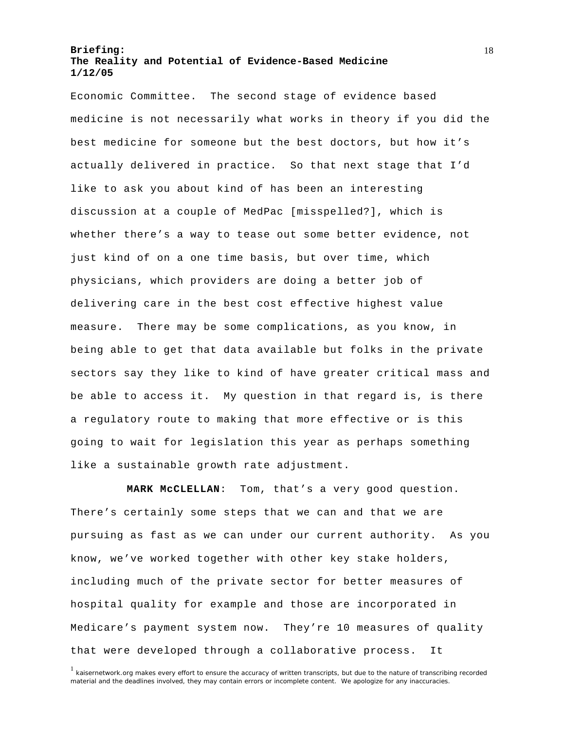Economic Committee. The second stage of evidence based medicine is not necessarily what works in theory if you did the best medicine for someone but the best doctors, but how it's actually delivered in practice. So that next stage that I'd like to ask you about kind of has been an interesting discussion at a couple of MedPac [misspelled?], which is whether there's a way to tease out some better evidence, not just kind of on a one time basis, but over time, which physicians, which providers are doing a better job of delivering care in the best cost effective highest value measure. There may be some complications, as you know, in being able to get that data available but folks in the private sectors say they like to kind of have greater critical mass and be able to access it. My question in that regard is, is there a regulatory route to making that more effective or is this going to wait for legislation this year as perhaps something like a sustainable growth rate adjustment.

**MARK McCLELLAN**: Tom, that's a very good question. There's certainly some steps that we can and that we are pursuing as fast as we can under our current authority. As you know, we've worked together with other key stake holders, including much of the private sector for better measures of hospital quality for example and those are incorporated in Medicare's payment system now. They're 10 measures of quality that were developed through a collaborative process. It

[1] kaisernetwork.org makes every effort to ensure the accuracy of written transcripts, but due to the nature of transcribing recorded material and the deadlines involved, they may contain errors or incomplete content. We apologize for any inaccuracies.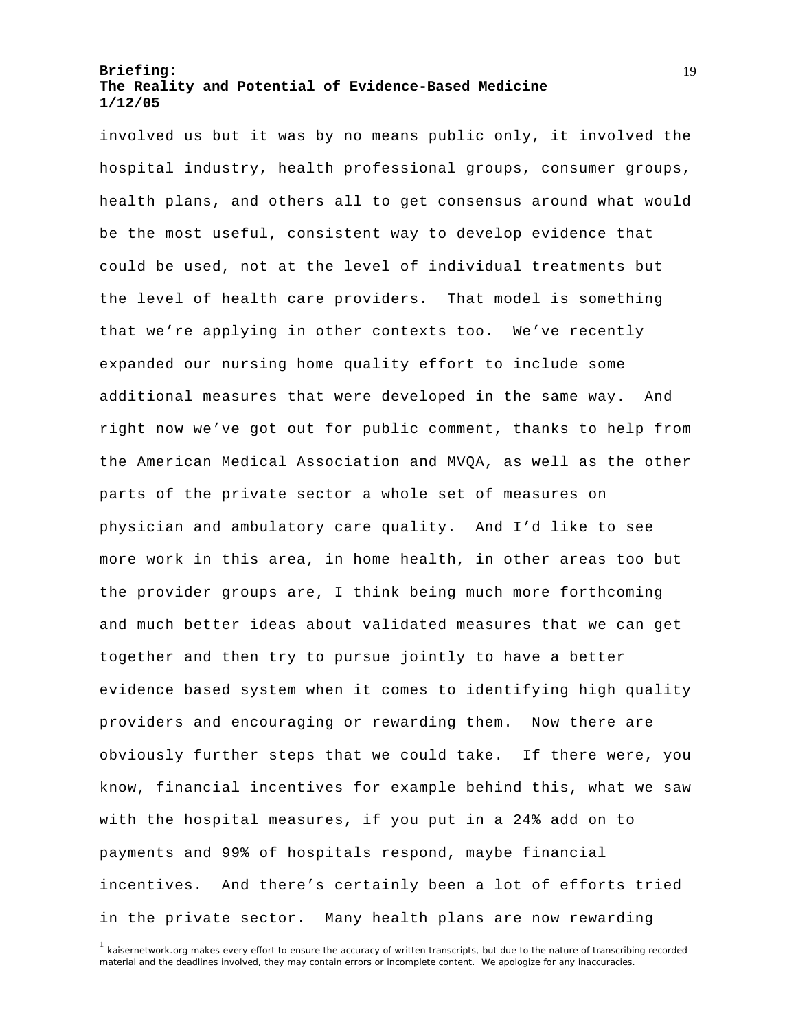involved us but it was by no means public only, it involved the hospital industry, health professional groups, consumer groups, health plans, and others all to get consensus around what would be the most useful, consistent way to develop evidence that could be used, not at the level of individual treatments but the level of health care providers. That model is something that we're applying in other contexts too. We've recently expanded our nursing home quality effort to include some additional measures that were developed in the same way. And right now we've got out for public comment, thanks to help from the American Medical Association and MVQA, as well as the other parts of the private sector a whole set of measures on physician and ambulatory care quality. And I'd like to see more work in this area, in home health, in other areas too but the provider groups are, I think being much more forthcoming and much better ideas about validated measures that we can get together and then try to pursue jointly to have a better evidence based system when it comes to identifying high quality providers and encouraging or rewarding them. Now there are obviously further steps that we could take. If there were, you know, financial incentives for example behind this, what we saw with the hospital measures, if you put in a 24% add on to payments and 99% of hospitals respond, maybe financial incentives. And there's certainly been a lot of efforts tried in the private sector. Many health plans are now rewarding

[1] kaisernetwork.org makes every effort to ensure the accuracy of written transcripts, but due to the nature of transcribing recorded material and the deadlines involved, they may contain errors or incomplete content. We apologize for any inaccuracies.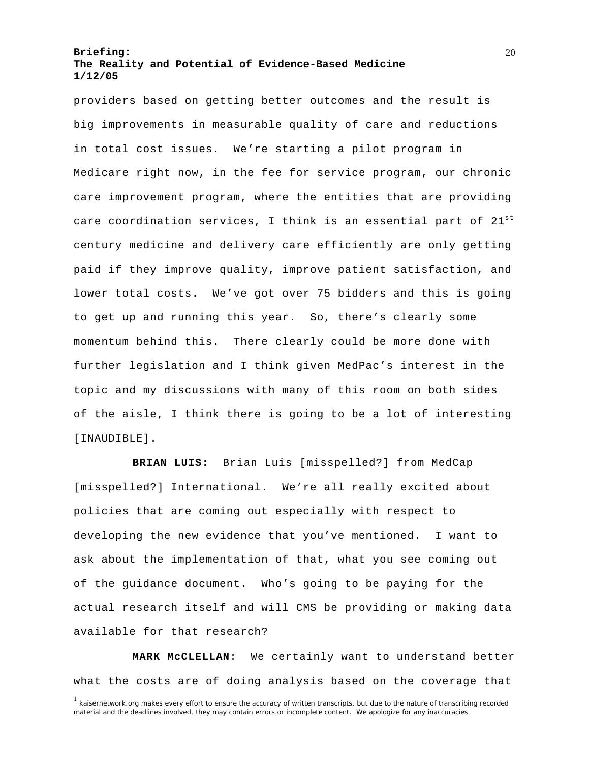providers based on getting better outcomes and the result is big improvements in measurable quality of care and reductions in total cost issues. We're starting a pilot program in Medicare right now, in the fee for service program, our chronic care improvement program, where the entities that are providing care coordination services, I think is an essential part of 21st century medicine and delivery care efficiently are only getting paid if they improve quality, improve patient satisfaction, and lower total costs. We've got over 75 bidders and this is going to get up and running this year. So, there's clearly some momentum behind this. There clearly could be more done with further legislation and I think given MedPac's interest in the topic and my discussions with many of this room on both sides of the aisle, I think there is going to be a lot of interesting [INAUDIBLE].

**BRIAN LUIS:** Brian Luis [misspelled?] from MedCap [misspelled?] International. We're all really excited about policies that are coming out especially with respect to developing the new evidence that you've mentioned. I want to ask about the implementation of that, what you see coming out of the guidance document. Who's going to be paying for the actual research itself and will CMS be providing or making data available for that research?

**MARK McCLELLAN**: We certainly want to understand better what the costs are of doing analysis based on the coverage that

[1] kaisernetwork.org makes every effort to ensure the accuracy of written transcripts, but due to the nature of transcribing recorded material and the deadlines involved, they may contain errors or incomplete content. We apologize for any inaccuracies.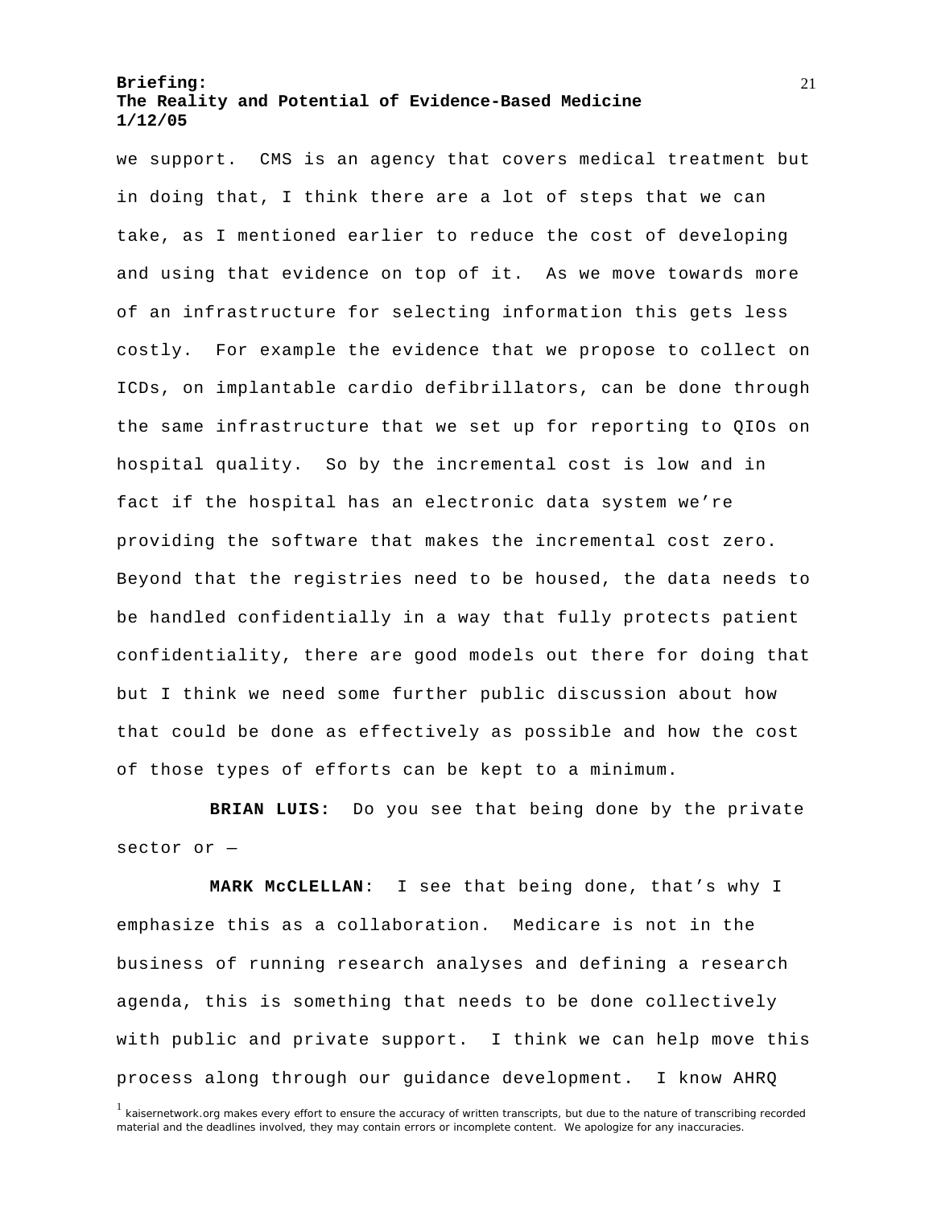we support. CMS is an agency that covers medical treatment but in doing that, I think there are a lot of steps that we can take, as I mentioned earlier to reduce the cost of developing and using that evidence on top of it. As we move towards more of an infrastructure for selecting information this gets less costly. For example the evidence that we propose to collect on ICDs, on implantable cardio defibrillators, can be done through the same infrastructure that we set up for reporting to QIOs on hospital quality. So by the incremental cost is low and in fact if the hospital has an electronic data system we're providing the software that makes the incremental cost zero. Beyond that the registries need to be housed, the data needs to be handled confidentially in a way that fully protects patient confidentiality, there are good models out there for doing that but I think we need some further public discussion about how that could be done as effectively as possible and how the cost of those types of efforts can be kept to a minimum.

**BRIAN LUIS:** Do you see that being done by the private sector or —

**MARK McCLELLAN**: I see that being done, that's why I emphasize this as a collaboration. Medicare is not in the business of running research analyses and defining a research agenda, this is something that needs to be done collectively with public and private support. I think we can help move this process along through our guidance development. I know AHRQ

[1] kaisernetwork.org makes every effort to ensure the accuracy of written transcripts, but due to the nature of transcribing recorded material and the deadlines involved, they may contain errors or incomplete content. We apologize for any inaccuracies.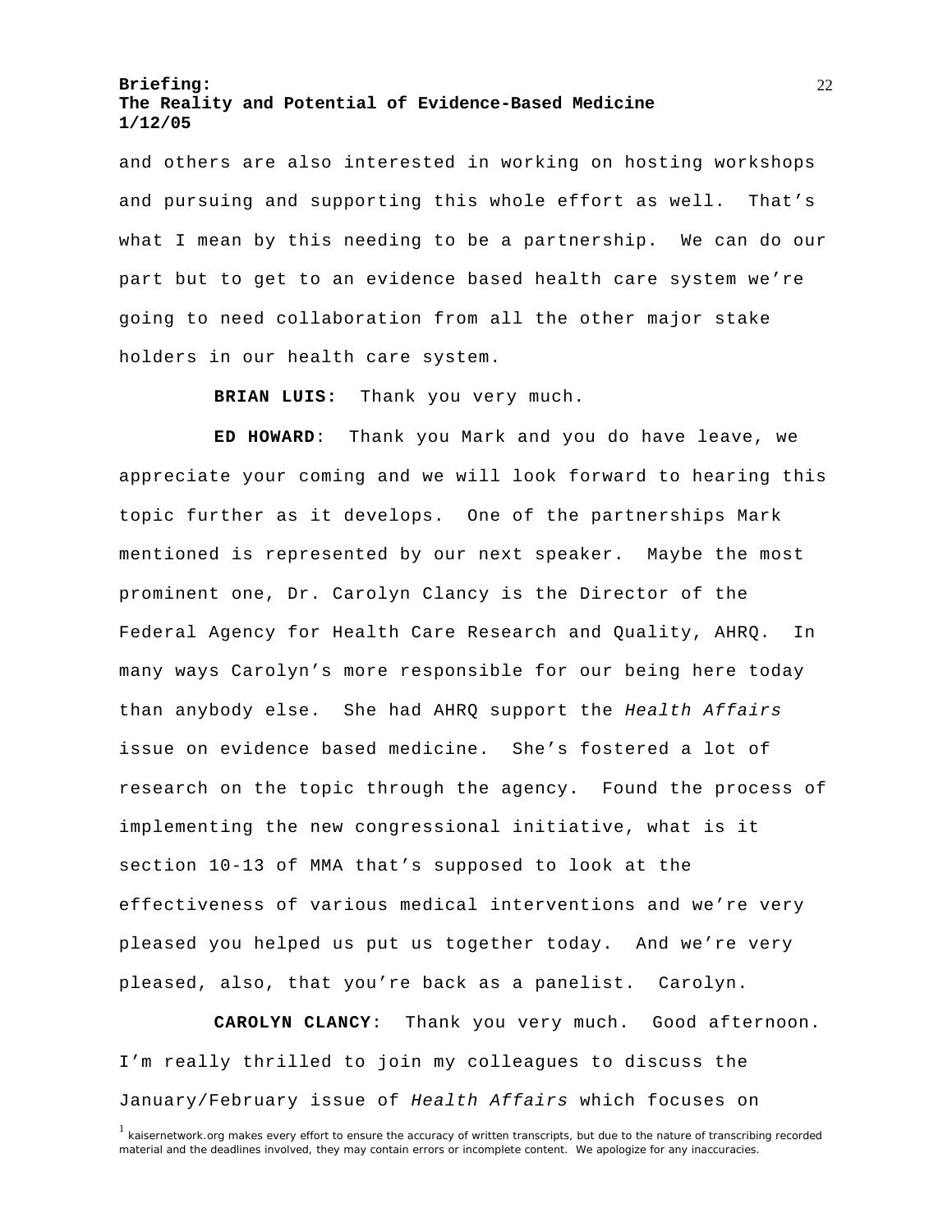and others are also interested in working on hosting workshops and pursuing and supporting this whole effort as well. That's what I mean by this needing to be a partnership. We can do our part but to get to an evidence based health care system we're going to need collaboration from all the other major stake holders in our health care system.

**BRIAN LUIS:** Thank you very much.

**ED HOWARD**: Thank you Mark and you do have leave, we appreciate your coming and we will look forward to hearing this topic further as it develops. One of the partnerships Mark mentioned is represented by our next speaker. Maybe the most prominent one, Dr. Carolyn Clancy is the Director of the Federal Agency for Health Care Research and Quality, AHRQ. In many ways Carolyn's more responsible for our being here today than anybody else. She had AHRQ support the *Health Affairs* issue on evidence based medicine. She's fostered a lot of research on the topic through the agency. Found the process of implementing the new congressional initiative, what is it section 10-13 of MMA that's supposed to look at the effectiveness of various medical interventions and we're very pleased you helped us put us together today. And we're very pleased, also, that you're back as a panelist. Carolyn.

**CAROLYN CLANCY**: Thank you very much. Good afternoon. I'm really thrilled to join my colleagues to discuss the January/February issue of *Health Affairs* which focuses on

[1] kaisernetwork.org makes every effort to ensure the accuracy of written transcripts, but due to the nature of transcribing recorded material and the deadlines involved, they may contain errors or incomplete content. We apologize for any inaccuracies.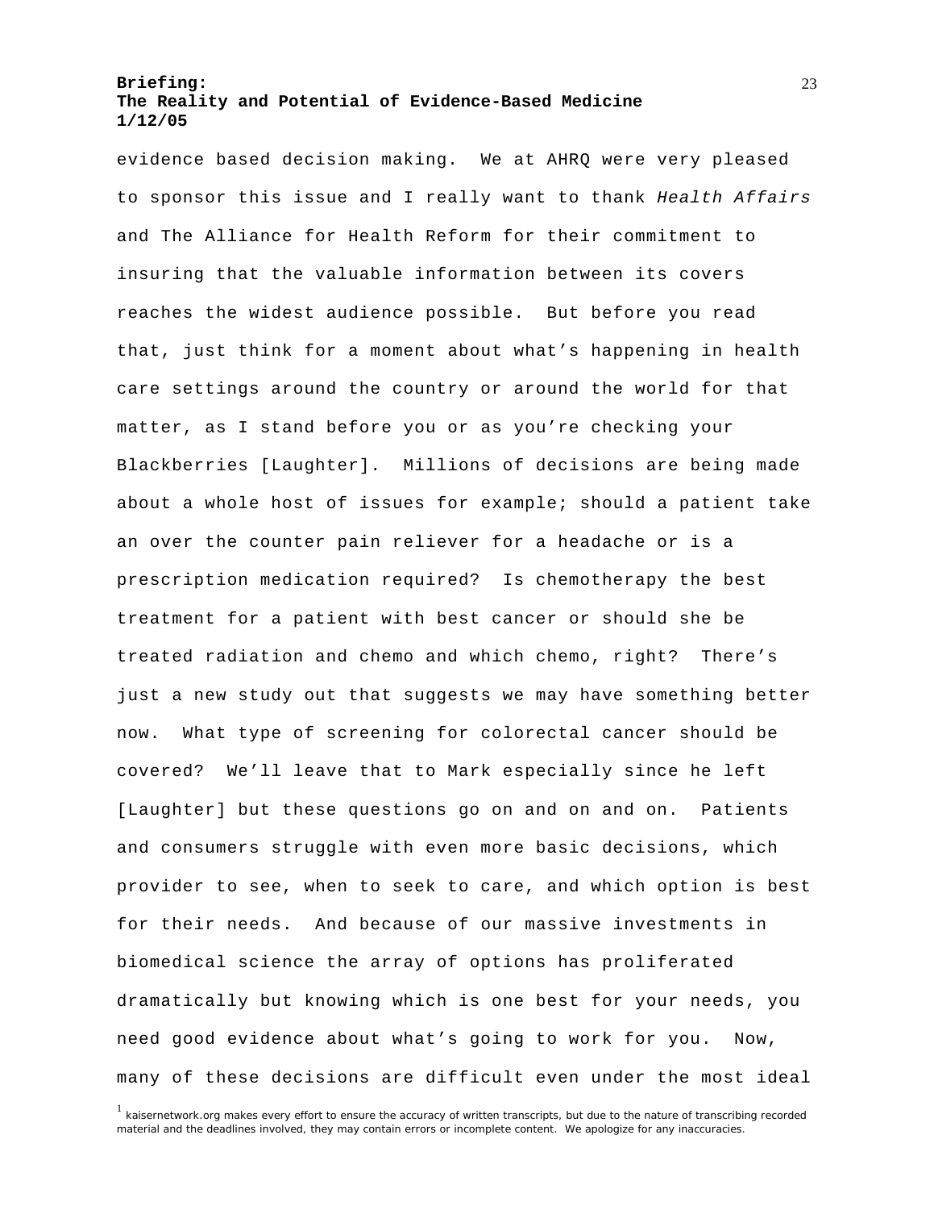evidence based decision making. We at AHRQ were very pleased to sponsor this issue and I really want to thank *Health Affairs* and The Alliance for Health Reform for their commitment to insuring that the valuable information between its covers reaches the widest audience possible. But before you read that, just think for a moment about what's happening in health care settings around the country or around the world for that matter, as I stand before you or as you're checking your Blackberries [Laughter]. Millions of decisions are being made about a whole host of issues for example; should a patient take an over the counter pain reliever for a headache or is a prescription medication required? Is chemotherapy the best treatment for a patient with best cancer or should she be treated radiation and chemo and which chemo, right? There's just a new study out that suggests we may have something better now. What type of screening for colorectal cancer should be covered? We'll leave that to Mark especially since he left [Laughter] but these questions go on and on and on. Patients and consumers struggle with even more basic decisions, which provider to see, when to seek to care, and which option is best for their needs. And because of our massive investments in biomedical science the array of options has proliferated dramatically but knowing which is one best for your needs, you need good evidence about what's going to work for you. Now, many of these decisions are difficult even under the most ideal

[1] kaisernetwork.org makes every effort to ensure the accuracy of written transcripts, but due to the nature of transcribing recorded material and the deadlines involved, they may contain errors or incomplete content. We apologize for any inaccuracies.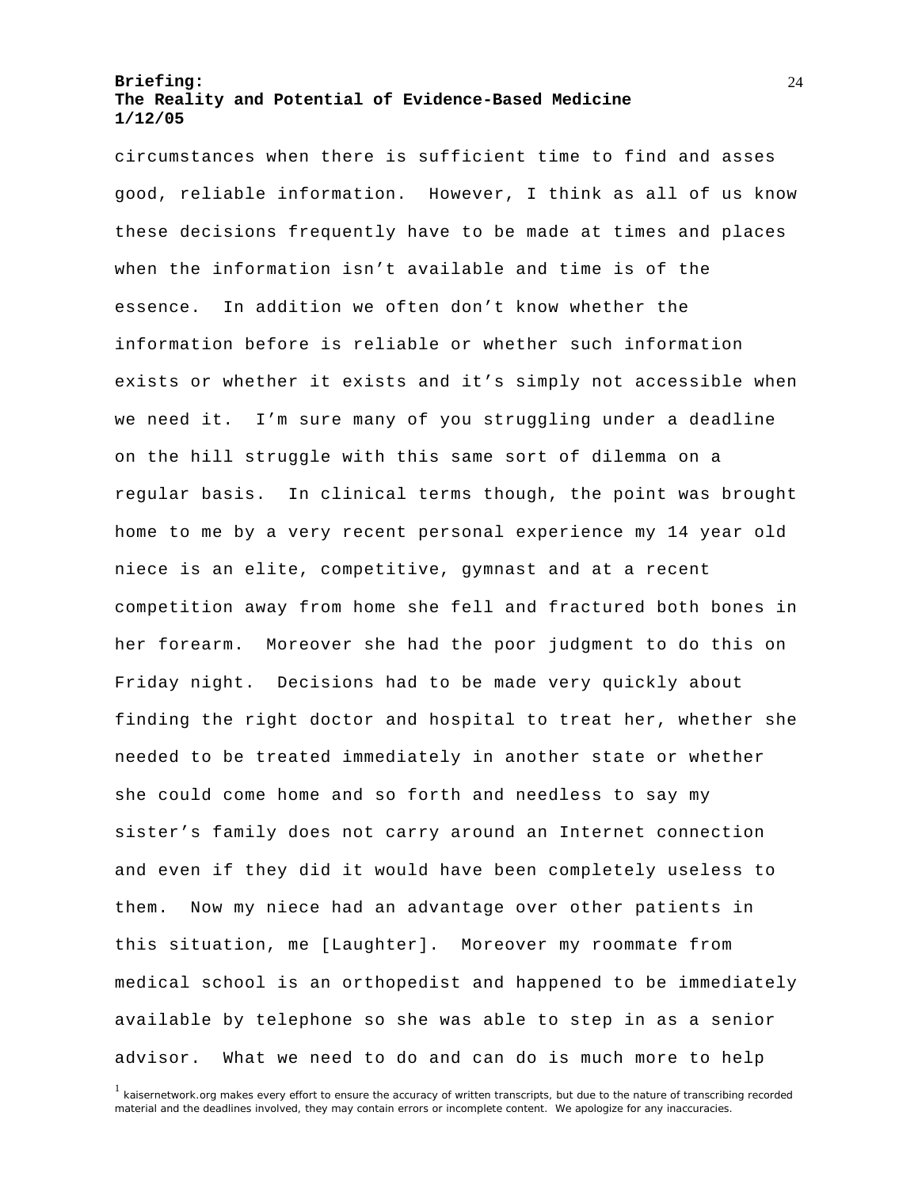circumstances when there is sufficient time to find and asses good, reliable information. However, I think as all of us know these decisions frequently have to be made at times and places when the information isn't available and time is of the essence. In addition we often don't know whether the information before is reliable or whether such information exists or whether it exists and it's simply not accessible when we need it. I'm sure many of you struggling under a deadline on the hill struggle with this same sort of dilemma on a regular basis. In clinical terms though, the point was brought home to me by a very recent personal experience my 14 year old niece is an elite, competitive, gymnast and at a recent competition away from home she fell and fractured both bones in her forearm. Moreover she had the poor judgment to do this on Friday night. Decisions had to be made very quickly about finding the right doctor and hospital to treat her, whether she needed to be treated immediately in another state or whether she could come home and so forth and needless to say my sister's family does not carry around an Internet connection and even if they did it would have been completely useless to them. Now my niece had an advantage over other patients in this situation, me [Laughter]. Moreover my roommate from medical school is an orthopedist and happened to be immediately available by telephone so she was able to step in as a senior advisor. What we need to do and can do is much more to help

[1] kaisernetwork.org makes every effort to ensure the accuracy of written transcripts, but due to the nature of transcribing recorded material and the deadlines involved, they may contain errors or incomplete content. We apologize for any inaccuracies.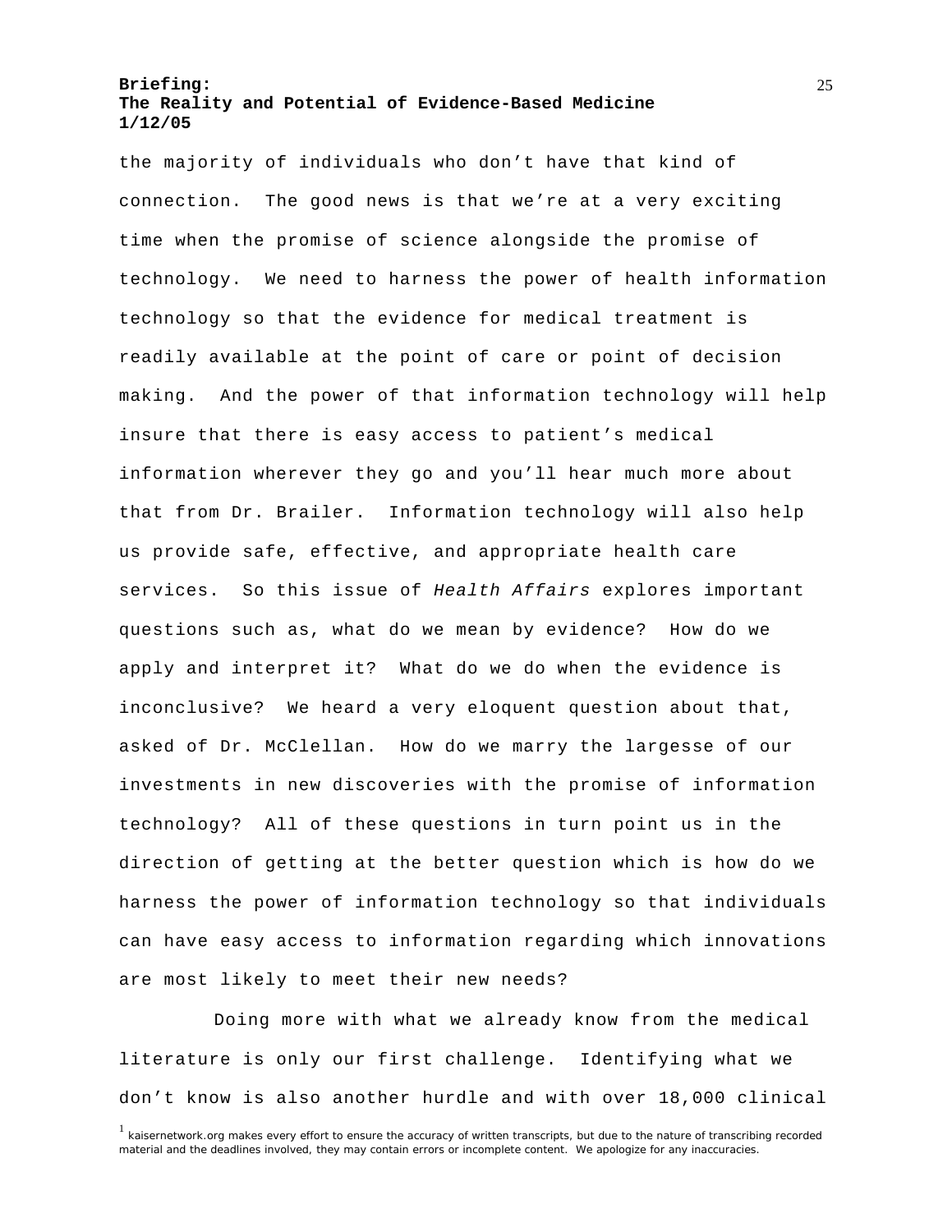the majority of individuals who don't have that kind of connection. The good news is that we're at a very exciting time when the promise of science alongside the promise of technology. We need to harness the power of health information technology so that the evidence for medical treatment is readily available at the point of care or point of decision making. And the power of that information technology will help insure that there is easy access to patient's medical information wherever they go and you'll hear much more about that from Dr. Brailer. Information technology will also help us provide safe, effective, and appropriate health care services. So this issue of *Health Affairs* explores important questions such as, what do we mean by evidence? How do we apply and interpret it? What do we do when the evidence is inconclusive? We heard a very eloquent question about that, asked of Dr. McClellan. How do we marry the largesse of our investments in new discoveries with the promise of information technology? All of these questions in turn point us in the direction of getting at the better question which is how do we harness the power of information technology so that individuals can have easy access to information regarding which innovations are most likely to meet their new needs?

Doing more with what we already know from the medical literature is only our first challenge. Identifying what we don't know is also another hurdle and with over 18,000 clinical

[1] kaisernetwork.org makes every effort to ensure the accuracy of written transcripts, but due to the nature of transcribing recorded material and the deadlines involved, they may contain errors or incomplete content. We apologize for any inaccuracies.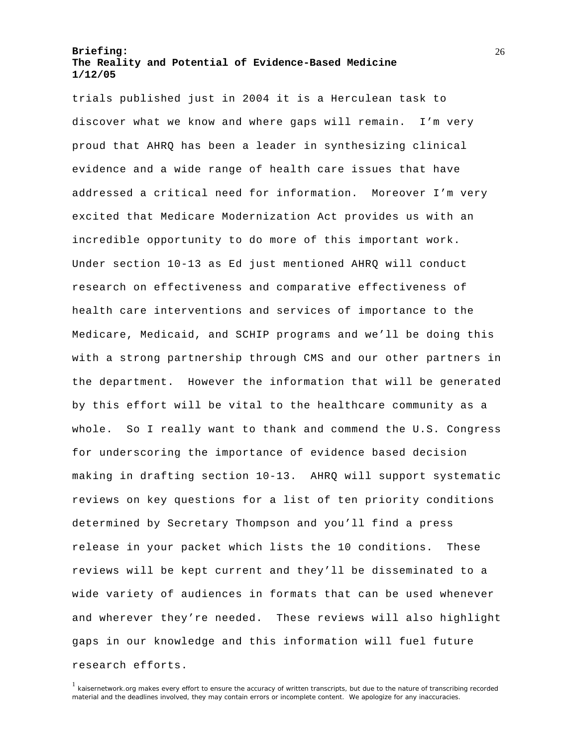trials published just in 2004 it is a Herculean task to discover what we know and where gaps will remain. I'm very proud that AHRQ has been a leader in synthesizing clinical evidence and a wide range of health care issues that have addressed a critical need for information. Moreover I'm very excited that Medicare Modernization Act provides us with an incredible opportunity to do more of this important work. Under section 10-13 as Ed just mentioned AHRQ will conduct research on effectiveness and comparative effectiveness of health care interventions and services of importance to the Medicare, Medicaid, and SCHIP programs and we'll be doing this with a strong partnership through CMS and our other partners in the department. However the information that will be generated by this effort will be vital to the healthcare community as a whole. So I really want to thank and commend the U.S. Congress for underscoring the importance of evidence based decision making in drafting section 10-13. AHRQ will support systematic reviews on key questions for a list of ten priority conditions determined by Secretary Thompson and you'll find a press release in your packet which lists the 10 conditions. These reviews will be kept current and they'll be disseminated to a wide variety of audiences in formats that can be used whenever and wherever they're needed. These reviews will also highlight gaps in our knowledge and this information will fuel future research efforts.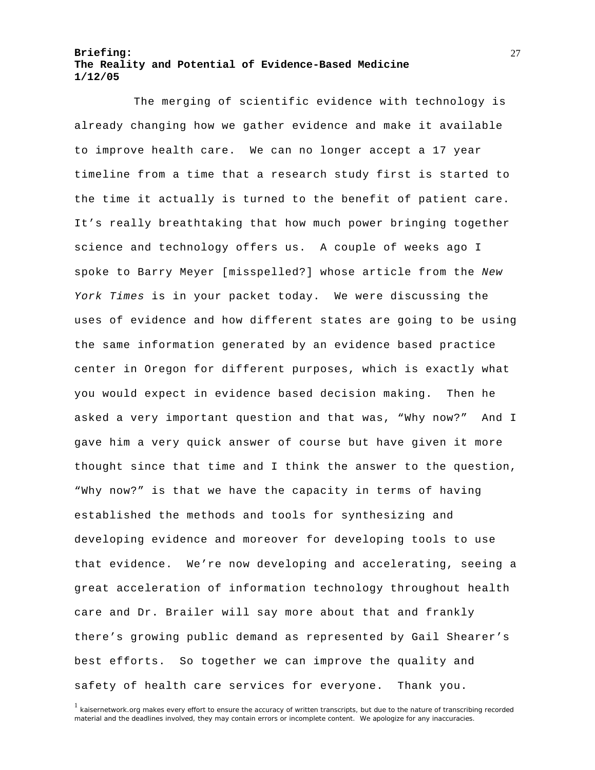The merging of scientific evidence with technology is already changing how we gather evidence and make it available to improve health care. We can no longer accept a 17 year timeline from a time that a research study first is started to the time it actually is turned to the benefit of patient care. It's really breathtaking that how much power bringing together science and technology offers us. A couple of weeks ago I spoke to Barry Meyer [misspelled?] whose article from the *New York Times* is in your packet today. We were discussing the uses of evidence and how different states are going to be using the same information generated by an evidence based practice center in Oregon for different purposes, which is exactly what you would expect in evidence based decision making. Then he asked a very important question and that was, "Why now?" And I gave him a very quick answer of course but have given it more thought since that time and I think the answer to the question, "Why now?" is that we have the capacity in terms of having established the methods and tools for synthesizing and developing evidence and moreover for developing tools to use that evidence. We're now developing and accelerating, seeing a great acceleration of information technology throughout health care and Dr. Brailer will say more about that and frankly there's growing public demand as represented by Gail Shearer's best efforts. So together we can improve the quality and safety of health care services for everyone. Thank you.

[1] kaisernetwork.org makes every effort to ensure the accuracy of written transcripts, but due to the nature of transcribing recorded material and the deadlines involved, they may contain errors or incomplete content. We apologize for any inaccuracies.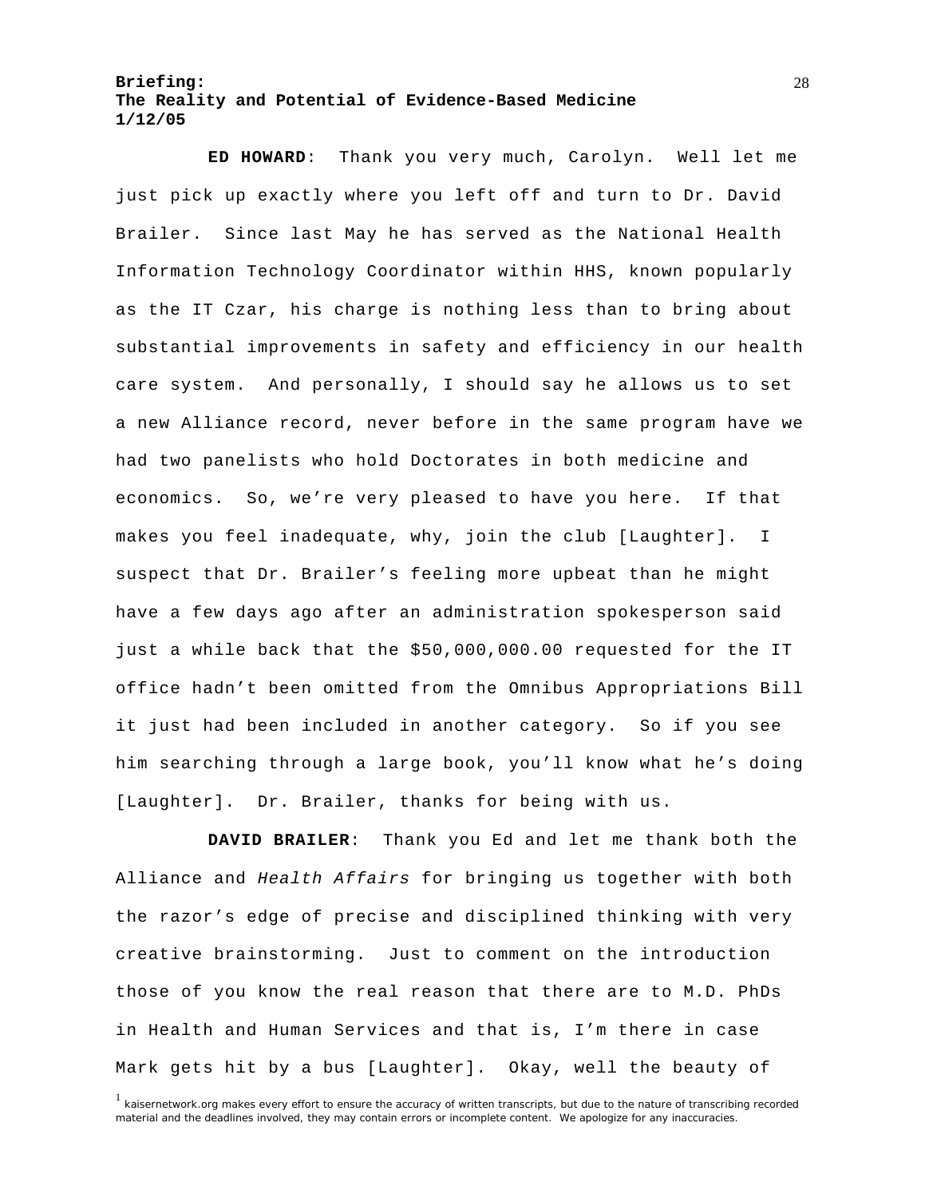**ED HOWARD**: Thank you very much, Carolyn. Well let me just pick up exactly where you left off and turn to Dr. David Brailer. Since last May he has served as the National Health Information Technology Coordinator within HHS, known popularly as the IT Czar, his charge is nothing less than to bring about substantial improvements in safety and efficiency in our health care system. And personally, I should say he allows us to set a new Alliance record, never before in the same program have we had two panelists who hold Doctorates in both medicine and economics. So, we're very pleased to have you here. If that makes you feel inadequate, why, join the club [Laughter]. I suspect that Dr. Brailer's feeling more upbeat than he might have a few days ago after an administration spokesperson said just a while back that the $50,000,000.00 requested for the IT office hadn't been omitted from the Omnibus Appropriations Bill it just had been included in another category. So if you see him searching through a large book, you'll know what he's doing [Laughter]. Dr. Brailer, thanks for being with us.

**DAVID BRAILER**: Thank you Ed and let me thank both the Alliance and *Health Affairs* for bringing us together with both the razor's edge of precise and disciplined thinking with very creative brainstorming. Just to comment on the introduction those of you know the real reason that there are to M.D. PhDs in Health and Human Services and that is, I'm there in case Mark gets hit by a bus [Laughter]. Okay, well the beauty of

[1] kaisernetwork.org makes every effort to ensure the accuracy of written transcripts, but due to the nature of transcribing recorded material and the deadlines involved, they may contain errors or incomplete content. We apologize for any inaccuracies.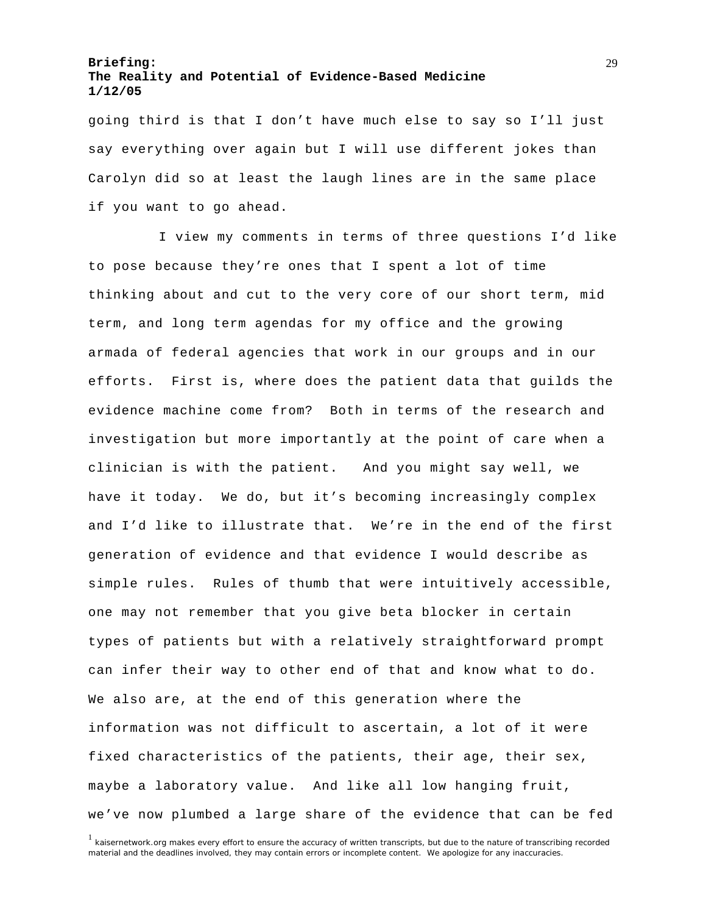going third is that I don't have much else to say so I'll just say everything over again but I will use different jokes than Carolyn did so at least the laugh lines are in the same place if you want to go ahead.

I view my comments in terms of three questions I'd like to pose because they're ones that I spent a lot of time thinking about and cut to the very core of our short term, mid term, and long term agendas for my office and the growing armada of federal agencies that work in our groups and in our efforts. First is, where does the patient data that guilds the evidence machine come from? Both in terms of the research and investigation but more importantly at the point of care when a clinician is with the patient. And you might say well, we have it today. We do, but it's becoming increasingly complex and I'd like to illustrate that. We're in the end of the first generation of evidence and that evidence I would describe as simple rules. Rules of thumb that were intuitively accessible, one may not remember that you give beta blocker in certain types of patients but with a relatively straightforward prompt can infer their way to other end of that and know what to do. We also are, at the end of this generation where the information was not difficult to ascertain, a lot of it were fixed characteristics of the patients, their age, their sex, maybe a laboratory value. And like all low hanging fruit, we've now plumbed a large share of the evidence that can be fed

[1] kaisernetwork.org makes every effort to ensure the accuracy of written transcripts, but due to the nature of transcribing recorded material and the deadlines involved, they may contain errors or incomplete content. We apologize for any inaccuracies.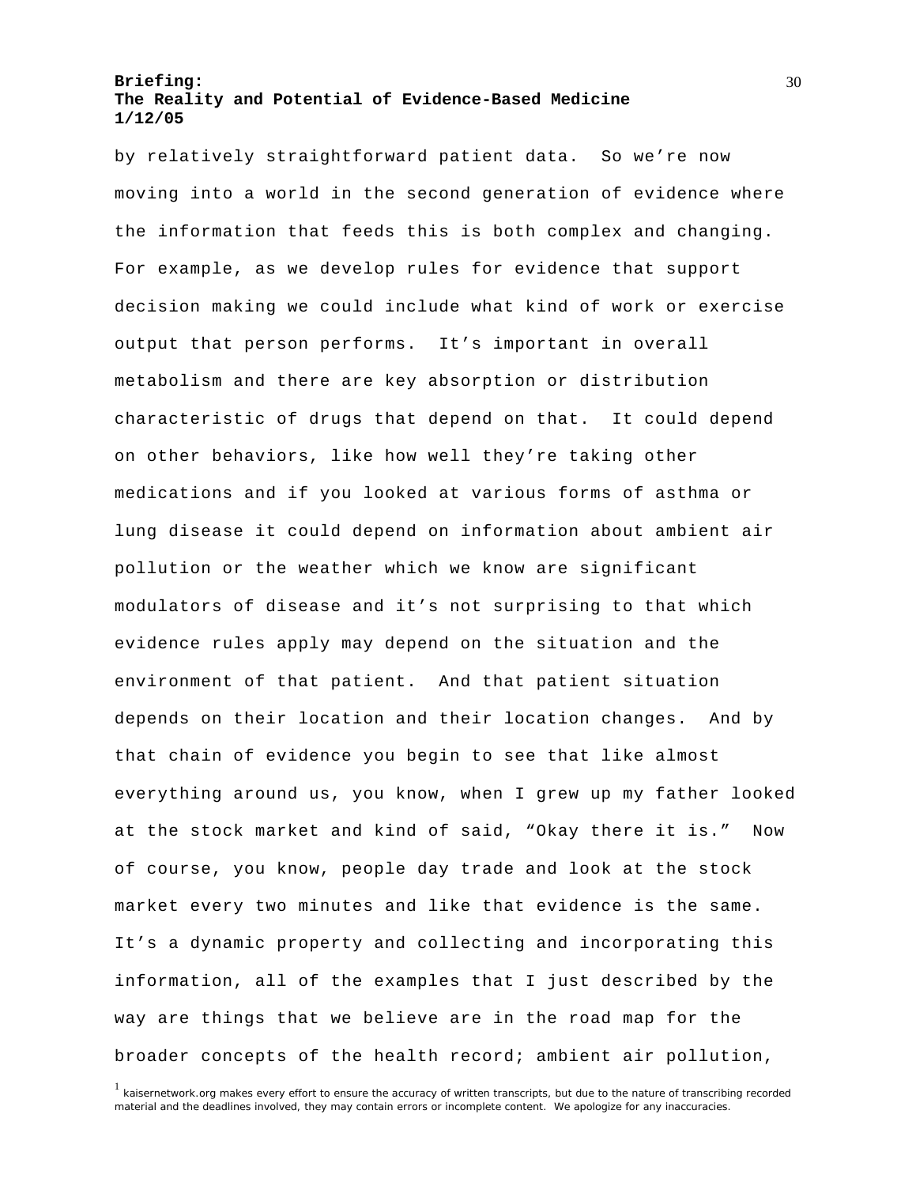by relatively straightforward patient data. So we're now moving into a world in the second generation of evidence where the information that feeds this is both complex and changing. For example, as we develop rules for evidence that support decision making we could include what kind of work or exercise output that person performs. It's important in overall metabolism and there are key absorption or distribution characteristic of drugs that depend on that. It could depend on other behaviors, like how well they're taking other medications and if you looked at various forms of asthma or lung disease it could depend on information about ambient air pollution or the weather which we know are significant modulators of disease and it's not surprising to that which evidence rules apply may depend on the situation and the environment of that patient. And that patient situation depends on their location and their location changes. And by that chain of evidence you begin to see that like almost everything around us, you know, when I grew up my father looked at the stock market and kind of said, "Okay there it is." Now of course, you know, people day trade and look at the stock market every two minutes and like that evidence is the same. It's a dynamic property and collecting and incorporating this information, all of the examples that I just described by the way are things that we believe are in the road map for the broader concepts of the health record; ambient air pollution,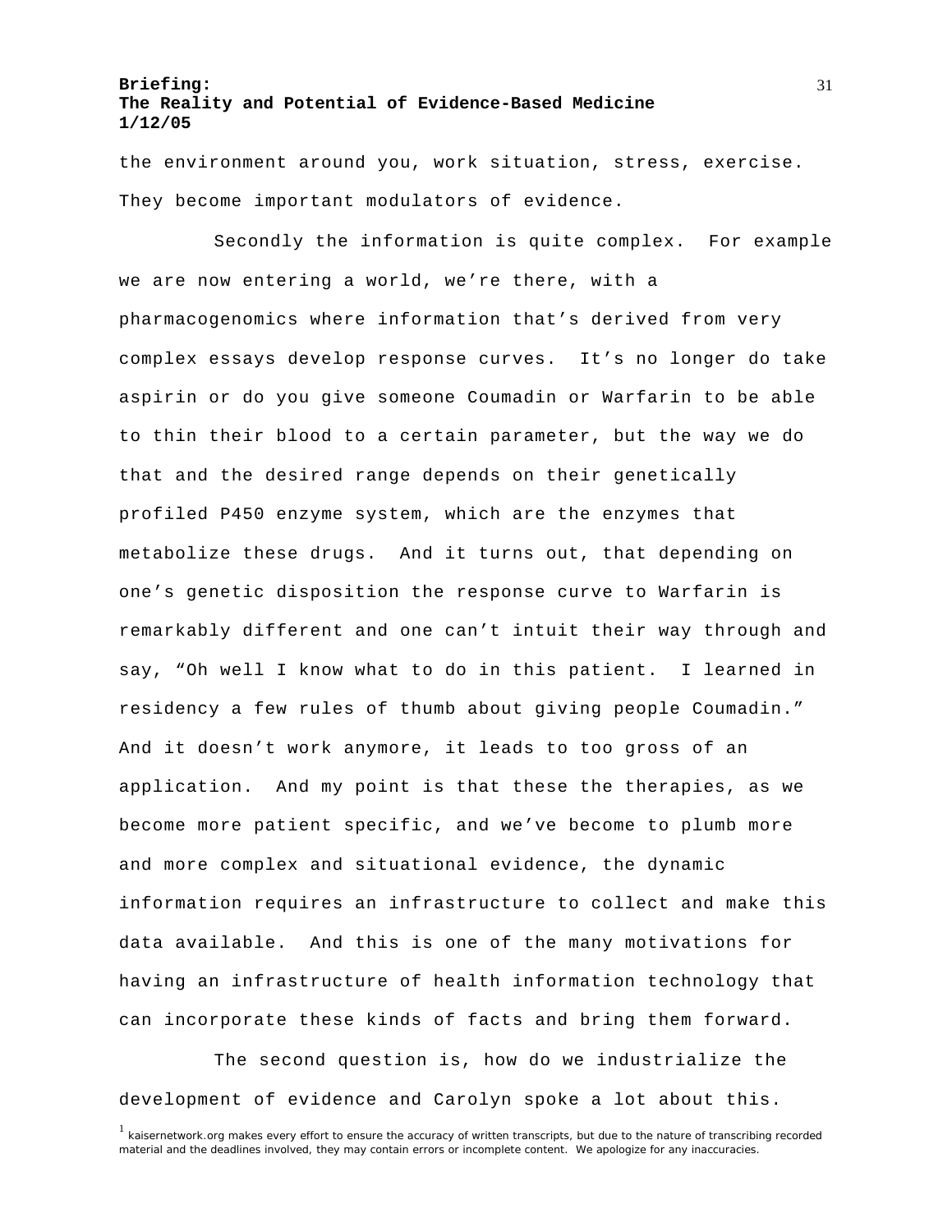the environment around you, work situation, stress, exercise. They become important modulators of evidence.

Secondly the information is quite complex. For example we are now entering a world, we're there, with a pharmacogenomics where information that's derived from very complex essays develop response curves. It's no longer do take aspirin or do you give someone Coumadin or Warfarin to be able to thin their blood to a certain parameter, but the way we do that and the desired range depends on their genetically profiled P450 enzyme system, which are the enzymes that metabolize these drugs. And it turns out, that depending on one's genetic disposition the response curve to Warfarin is remarkably different and one can't intuit their way through and say, "Oh well I know what to do in this patient. I learned in residency a few rules of thumb about giving people Coumadin." And it doesn't work anymore, it leads to too gross of an application. And my point is that these the therapies, as we become more patient specific, and we've become to plumb more and more complex and situational evidence, the dynamic information requires an infrastructure to collect and make this data available. And this is one of the many motivations for having an infrastructure of health information technology that can incorporate these kinds of facts and bring them forward.

The second question is, how do we industrialize the development of evidence and Carolyn spoke a lot about this.

[1] kaisernetwork.org makes every effort to ensure the accuracy of written transcripts, but due to the nature of transcribing recorded material and the deadlines involved, they may contain errors or incomplete content. We apologize for any inaccuracies.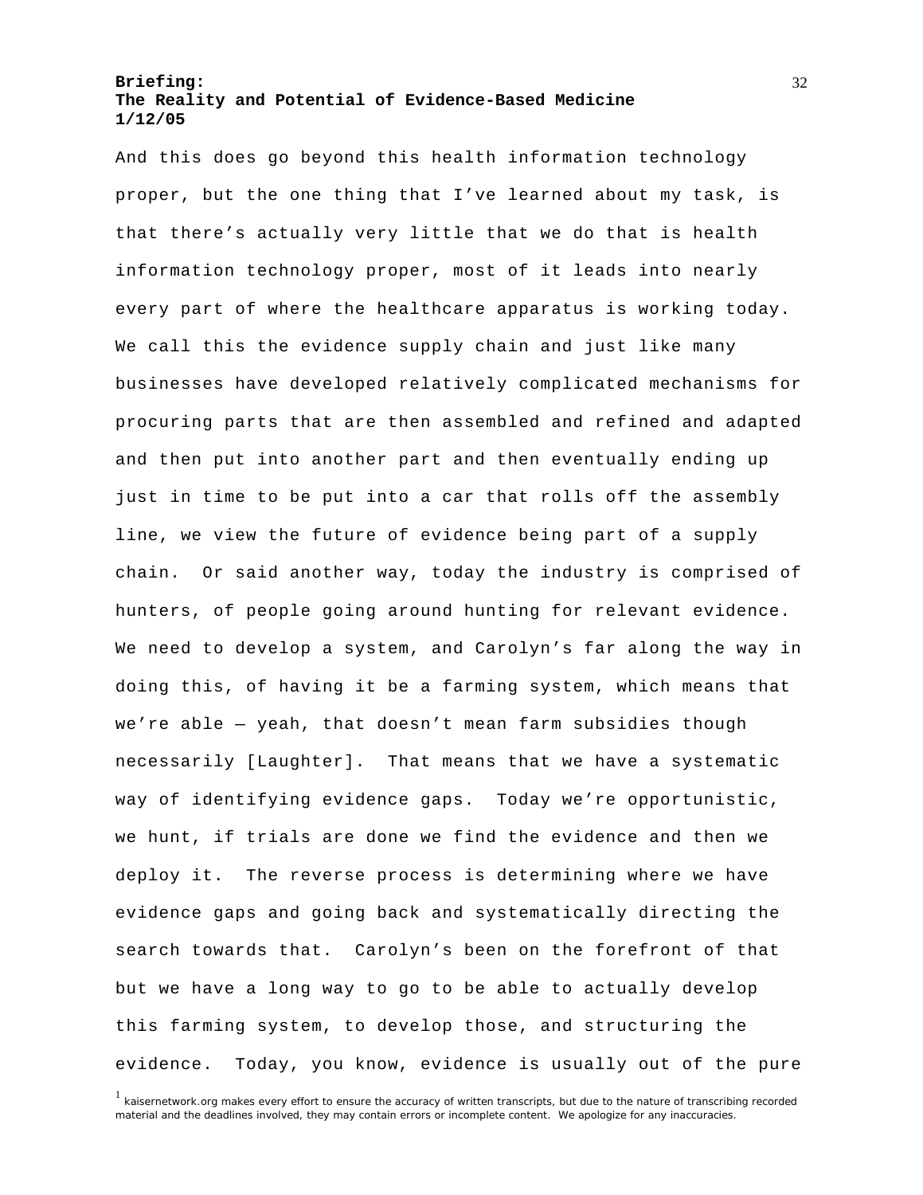And this does go beyond this health information technology proper, but the one thing that I've learned about my task, is that there's actually very little that we do that is health information technology proper, most of it leads into nearly every part of where the healthcare apparatus is working today. We call this the evidence supply chain and just like many businesses have developed relatively complicated mechanisms for procuring parts that are then assembled and refined and adapted and then put into another part and then eventually ending up just in time to be put into a car that rolls off the assembly line, we view the future of evidence being part of a supply chain. Or said another way, today the industry is comprised of hunters, of people going around hunting for relevant evidence. We need to develop a system, and Carolyn's far along the way in doing this, of having it be a farming system, which means that we're able — yeah, that doesn't mean farm subsidies though necessarily [Laughter]. That means that we have a systematic way of identifying evidence gaps. Today we're opportunistic, we hunt, if trials are done we find the evidence and then we deploy it. The reverse process is determining where we have evidence gaps and going back and systematically directing the search towards that. Carolyn's been on the forefront of that but we have a long way to go to be able to actually develop this farming system, to develop those, and structuring the evidence. Today, you know, evidence is usually out of the pure

[1] kaisernetwork.org makes every effort to ensure the accuracy of written transcripts, but due to the nature of transcribing recorded material and the deadlines involved, they may contain errors or incomplete content. We apologize for any inaccuracies.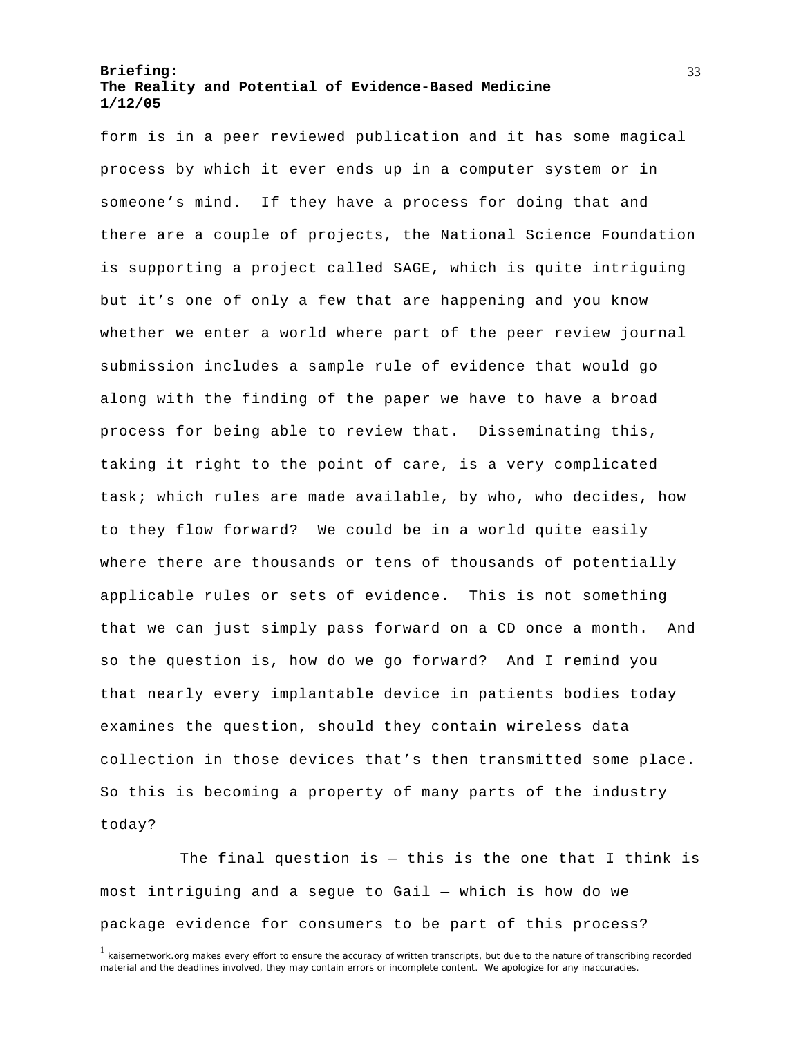form is in a peer reviewed publication and it has some magical process by which it ever ends up in a computer system or in someone's mind. If they have a process for doing that and there are a couple of projects, the National Science Foundation is supporting a project called SAGE, which is quite intriguing but it's one of only a few that are happening and you know whether we enter a world where part of the peer review journal submission includes a sample rule of evidence that would go along with the finding of the paper we have to have a broad process for being able to review that. Disseminating this, taking it right to the point of care, is a very complicated task; which rules are made available, by who, who decides, how to they flow forward? We could be in a world quite easily where there are thousands or tens of thousands of potentially applicable rules or sets of evidence. This is not something that we can just simply pass forward on a CD once a month. And so the question is, how do we go forward? And I remind you that nearly every implantable device in patients bodies today examines the question, should they contain wireless data collection in those devices that's then transmitted some place. So this is becoming a property of many parts of the industry today?

The final question is — this is the one that I think is most intriguing and a segue to Gail — which is how do we package evidence for consumers to be part of this process?

[1] kaisernetwork.org makes every effort to ensure the accuracy of written transcripts, but due to the nature of transcribing recorded material and the deadlines involved, they may contain errors or incomplete content. We apologize for any inaccuracies.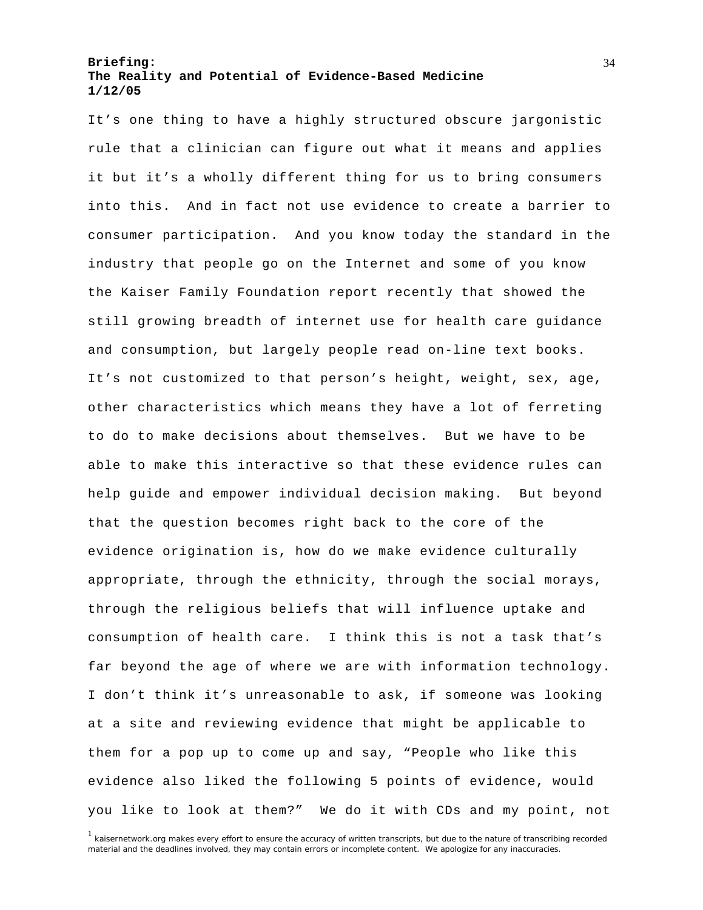It's one thing to have a highly structured obscure jargonistic rule that a clinician can figure out what it means and applies it but it's a wholly different thing for us to bring consumers into this. And in fact not use evidence to create a barrier to consumer participation. And you know today the standard in the industry that people go on the Internet and some of you know the Kaiser Family Foundation report recently that showed the still growing breadth of internet use for health care guidance and consumption, but largely people read on-line text books. It's not customized to that person's height, weight, sex, age, other characteristics which means they have a lot of ferreting to do to make decisions about themselves. But we have to be able to make this interactive so that these evidence rules can help guide and empower individual decision making. But beyond that the question becomes right back to the core of the evidence origination is, how do we make evidence culturally appropriate, through the ethnicity, through the social morays, through the religious beliefs that will influence uptake and consumption of health care. I think this is not a task that's far beyond the age of where we are with information technology. I don't think it's unreasonable to ask, if someone was looking at a site and reviewing evidence that might be applicable to them for a pop up to come up and say, "People who like this evidence also liked the following 5 points of evidence, would you like to look at them?" We do it with CDs and my point, not

[1] kaisernetwork.org makes every effort to ensure the accuracy of written transcripts, but due to the nature of transcribing recorded material and the deadlines involved, they may contain errors or incomplete content. We apologize for any inaccuracies.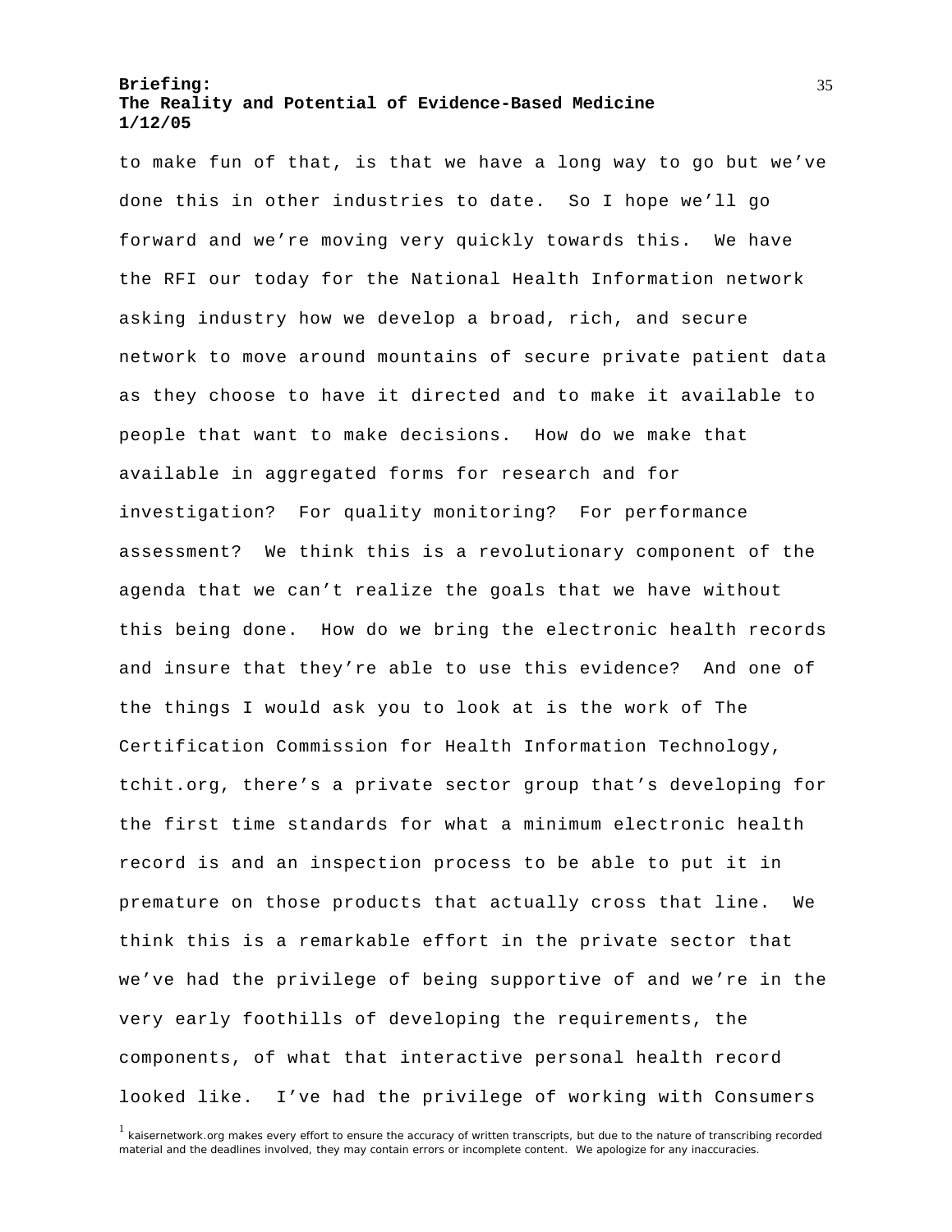to make fun of that, is that we have a long way to go but we've done this in other industries to date. So I hope we'll go forward and we're moving very quickly towards this. We have the RFI our today for the National Health Information network asking industry how we develop a broad, rich, and secure network to move around mountains of secure private patient data as they choose to have it directed and to make it available to people that want to make decisions. How do we make that available in aggregated forms for research and for investigation? For quality monitoring? For performance assessment? We think this is a revolutionary component of the agenda that we can't realize the goals that we have without this being done. How do we bring the electronic health records and insure that they're able to use this evidence? And one of the things I would ask you to look at is the work of The Certification Commission for Health Information Technology, tchit.org, there's a private sector group that's developing for the first time standards for what a minimum electronic health record is and an inspection process to be able to put it in premature on those products that actually cross that line. We think this is a remarkable effort in the private sector that we've had the privilege of being supportive of and we're in the very early foothills of developing the requirements, the components, of what that interactive personal health record looked like. I've had the privilege of working with Consumers

[1] kaisernetwork.org makes every effort to ensure the accuracy of written transcripts, but due to the nature of transcribing recorded material and the deadlines involved, they may contain errors or incomplete content. We apologize for any inaccuracies.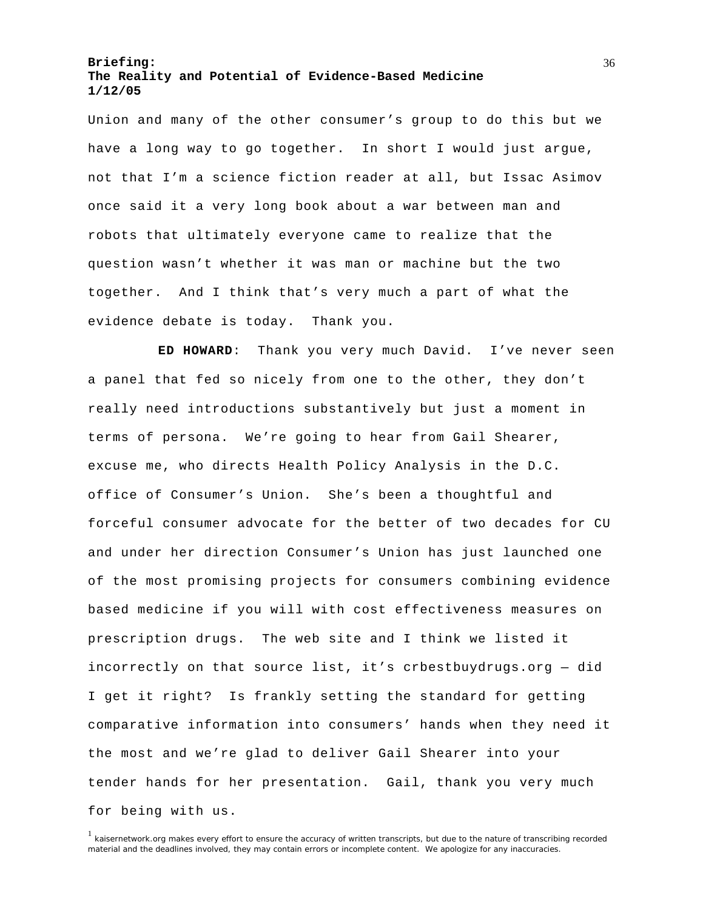Union and many of the other consumer's group to do this but we have a long way to go together. In short I would just argue, not that I'm a science fiction reader at all, but Issac Asimov once said it a very long book about a war between man and robots that ultimately everyone came to realize that the question wasn't whether it was man or machine but the two together. And I think that's very much a part of what the evidence debate is today. Thank you.

**ED HOWARD**: Thank you very much David. I've never seen a panel that fed so nicely from one to the other, they don't really need introductions substantively but just a moment in terms of persona. We're going to hear from Gail Shearer, excuse me, who directs Health Policy Analysis in the D.C. office of Consumer's Union. She's been a thoughtful and forceful consumer advocate for the better of two decades for CU and under her direction Consumer's Union has just launched one of the most promising projects for consumers combining evidence based medicine if you will with cost effectiveness measures on prescription drugs. The web site and I think we listed it incorrectly on that source list, it's crbestbuydrugs.org — did I get it right? Is frankly setting the standard for getting comparative information into consumers' hands when they need it the most and we're glad to deliver Gail Shearer into your tender hands for her presentation. Gail, thank you very much for being with us.

[1] kaisernetwork.org makes every effort to ensure the accuracy of written transcripts, but due to the nature of transcribing recorded material and the deadlines involved, they may contain errors or incomplete content. We apologize for any inaccuracies.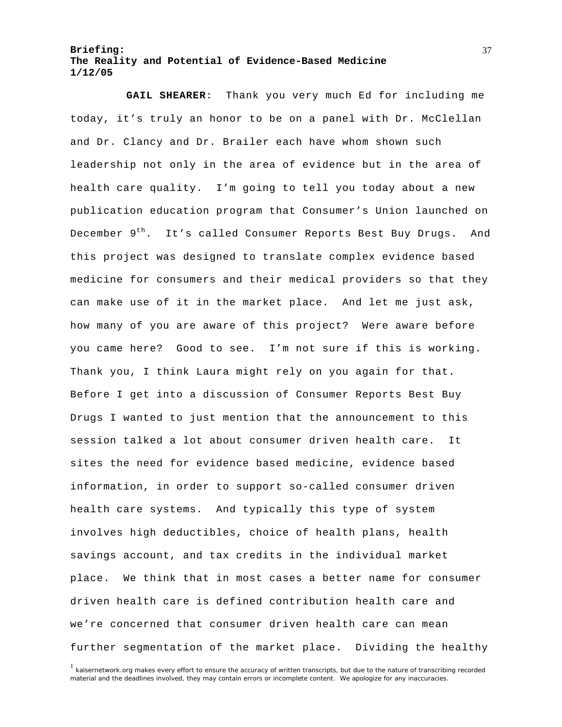**GAIL SHEARER**: Thank you very much Ed for including me today, it's truly an honor to be on a panel with Dr. McClellan and Dr. Clancy and Dr. Brailer each have whom shown such leadership not only in the area of evidence but in the area of health care quality. I'm going to tell you today about a new publication education program that Consumer's Union launched on December 9th. It's called Consumer Reports Best Buy Drugs. And this project was designed to translate complex evidence based medicine for consumers and their medical providers so that they can make use of it in the market place. And let me just ask, how many of you are aware of this project? Were aware before you came here? Good to see. I'm not sure if this is working. Thank you, I think Laura might rely on you again for that. Before I get into a discussion of Consumer Reports Best Buy Drugs I wanted to just mention that the announcement to this session talked a lot about consumer driven health care. It sites the need for evidence based medicine, evidence based information, in order to support so-called consumer driven health care systems. And typically this type of system involves high deductibles, choice of health plans, health savings account, and tax credits in the individual market place. We think that in most cases a better name for consumer driven health care is defined contribution health care and we're concerned that consumer driven health care can mean further segmentation of the market place. Dividing the healthy

[1] kaisernetwork.org makes every effort to ensure the accuracy of written transcripts, but due to the nature of transcribing recorded material and the deadlines involved, they may contain errors or incomplete content. We apologize for any inaccuracies.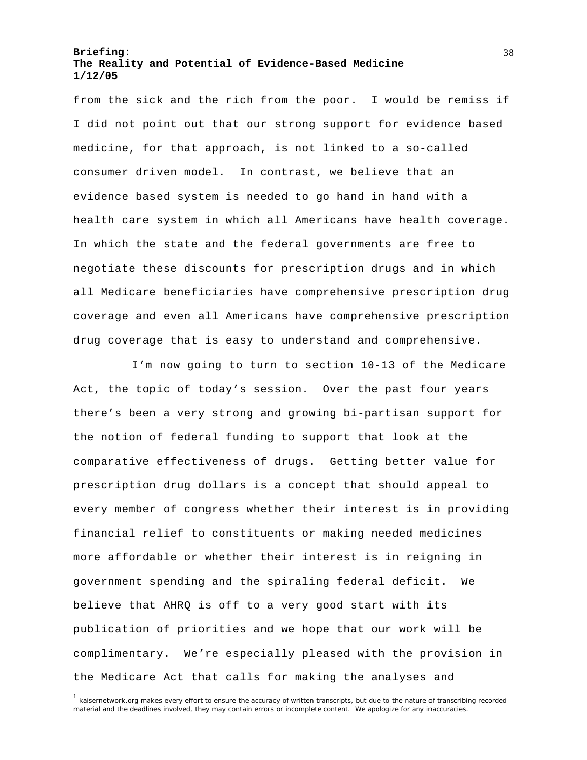from the sick and the rich from the poor. I would be remiss if I did not point out that our strong support for evidence based medicine, for that approach, is not linked to a so-called consumer driven model. In contrast, we believe that an evidence based system is needed to go hand in hand with a health care system in which all Americans have health coverage. In which the state and the federal governments are free to negotiate these discounts for prescription drugs and in which all Medicare beneficiaries have comprehensive prescription drug coverage and even all Americans have comprehensive prescription drug coverage that is easy to understand and comprehensive.

I'm now going to turn to section 10-13 of the Medicare Act, the topic of today's session. Over the past four years there's been a very strong and growing bi-partisan support for the notion of federal funding to support that look at the comparative effectiveness of drugs. Getting better value for prescription drug dollars is a concept that should appeal to every member of congress whether their interest is in providing financial relief to constituents or making needed medicines more affordable or whether their interest is in reigning in government spending and the spiraling federal deficit. We believe that AHRQ is off to a very good start with its publication of priorities and we hope that our work will be complimentary. We're especially pleased with the provision in the Medicare Act that calls for making the analyses and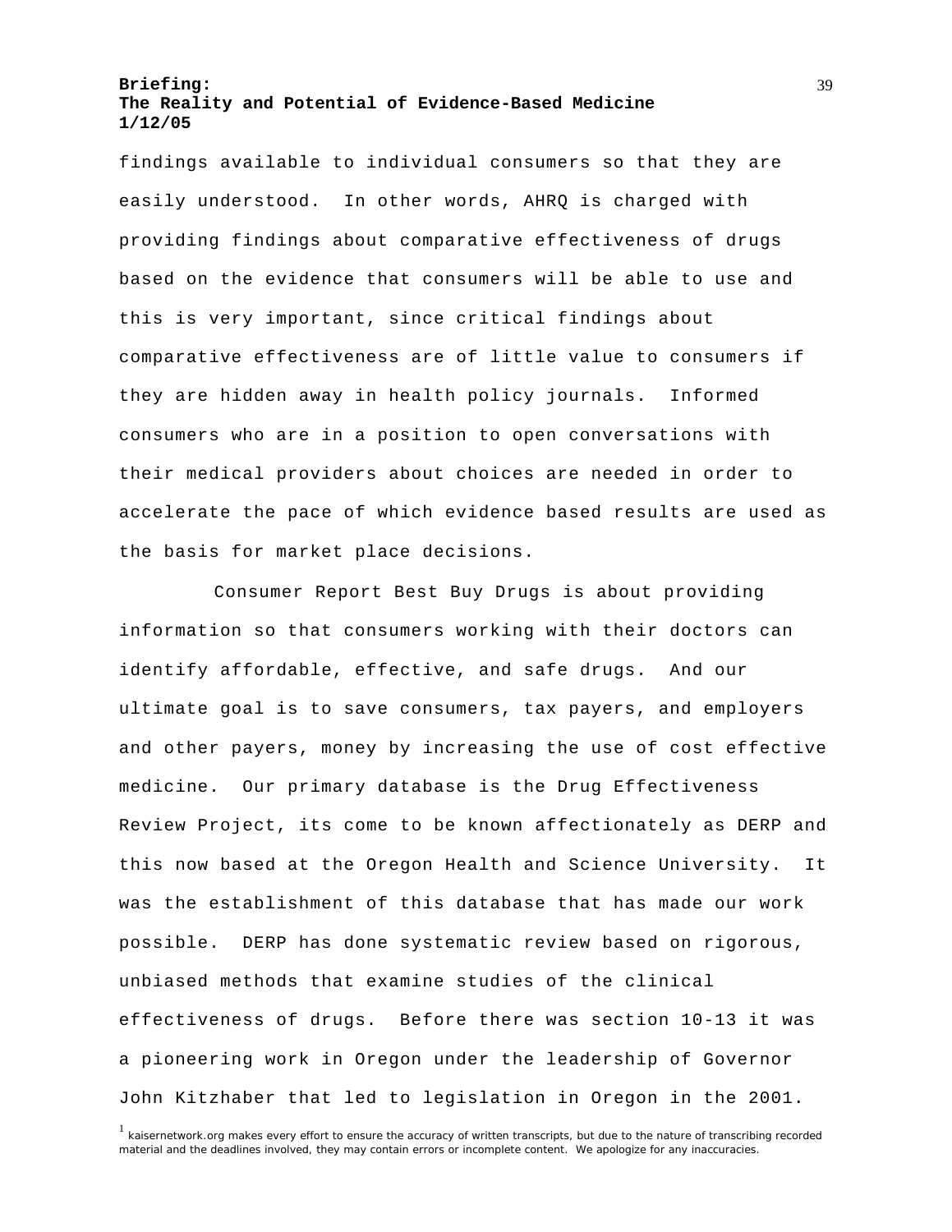findings available to individual consumers so that they are easily understood. In other words, AHRQ is charged with providing findings about comparative effectiveness of drugs based on the evidence that consumers will be able to use and this is very important, since critical findings about comparative effectiveness are of little value to consumers if they are hidden away in health policy journals. Informed consumers who are in a position to open conversations with their medical providers about choices are needed in order to accelerate the pace of which evidence based results are used as the basis for market place decisions.

Consumer Report Best Buy Drugs is about providing information so that consumers working with their doctors can identify affordable, effective, and safe drugs. And our ultimate goal is to save consumers, tax payers, and employers and other payers, money by increasing the use of cost effective medicine. Our primary database is the Drug Effectiveness Review Project, its come to be known affectionately as DERP and this now based at the Oregon Health and Science University. It was the establishment of this database that has made our work possible. DERP has done systematic review based on rigorous, unbiased methods that examine studies of the clinical effectiveness of drugs. Before there was section 10-13 it was a pioneering work in Oregon under the leadership of Governor John Kitzhaber that led to legislation in Oregon in the 2001.

[1] kaisernetwork.org makes every effort to ensure the accuracy of written transcripts, but due to the nature of transcribing recorded material and the deadlines involved, they may contain errors or incomplete content. We apologize for any inaccuracies.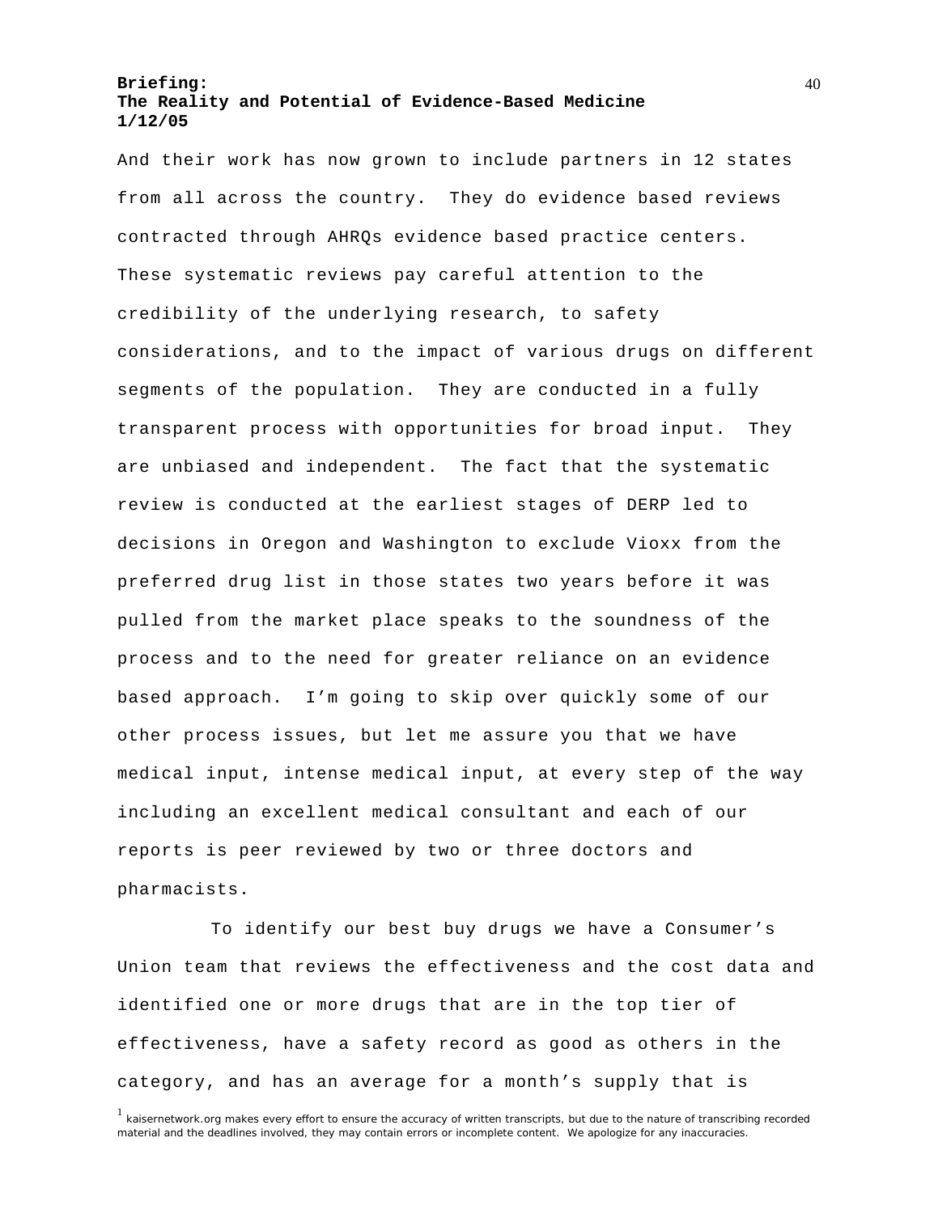And their work has now grown to include partners in 12 states from all across the country. They do evidence based reviews contracted through AHRQs evidence based practice centers. These systematic reviews pay careful attention to the credibility of the underlying research, to safety considerations, and to the impact of various drugs on different segments of the population. They are conducted in a fully transparent process with opportunities for broad input. They are unbiased and independent. The fact that the systematic review is conducted at the earliest stages of DERP led to decisions in Oregon and Washington to exclude Vioxx from the preferred drug list in those states two years before it was pulled from the market place speaks to the soundness of the process and to the need for greater reliance on an evidence based approach. I'm going to skip over quickly some of our other process issues, but let me assure you that we have medical input, intense medical input, at every step of the way including an excellent medical consultant and each of our reports is peer reviewed by two or three doctors and pharmacists.

To identify our best buy drugs we have a Consumer's Union team that reviews the effectiveness and the cost data and identified one or more drugs that are in the top tier of effectiveness, have a safety record as good as others in the category, and has an average for a month's supply that is

[1] kaisernetwork.org makes every effort to ensure the accuracy of written transcripts, but due to the nature of transcribing recorded material and the deadlines involved, they may contain errors or incomplete content. We apologize for any inaccuracies.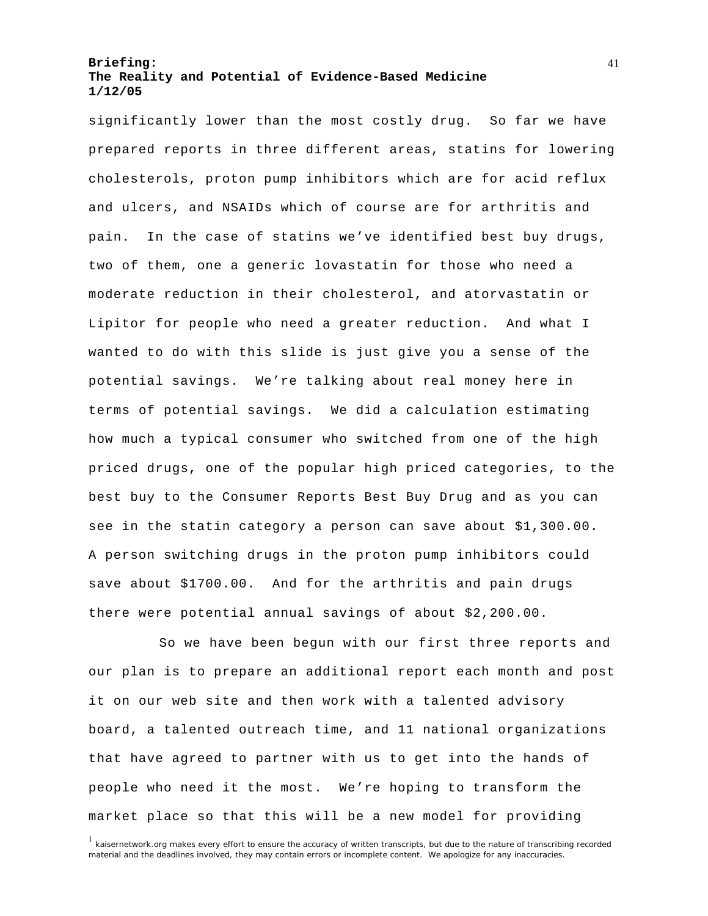significantly lower than the most costly drug. So far we have prepared reports in three different areas, statins for lowering cholesterols, proton pump inhibitors which are for acid reflux and ulcers, and NSAIDs which of course are for arthritis and pain. In the case of statins we've identified best buy drugs, two of them, one a generic lovastatin for those who need a moderate reduction in their cholesterol, and atorvastatin or Lipitor for people who need a greater reduction. And what I wanted to do with this slide is just give you a sense of the potential savings. We're talking about real money here in terms of potential savings. We did a calculation estimating how much a typical consumer who switched from one of the high priced drugs, one of the popular high priced categories, to the best buy to the Consumer Reports Best Buy Drug and as you can see in the statin category a person can save about $1,300.00. A person switching drugs in the proton pump inhibitors could save about $1700.00. And for the arthritis and pain drugs there were potential annual savings of about $2,200.00.

So we have been begun with our first three reports and our plan is to prepare an additional report each month and post it on our web site and then work with a talented advisory board, a talented outreach time, and 11 national organizations that have agreed to partner with us to get into the hands of people who need it the most. We're hoping to transform the market place so that this will be a new model for providing

[1] kaisernetwork.org makes every effort to ensure the accuracy of written transcripts, but due to the nature of transcribing recorded material and the deadlines involved, they may contain errors or incomplete content. We apologize for any inaccuracies.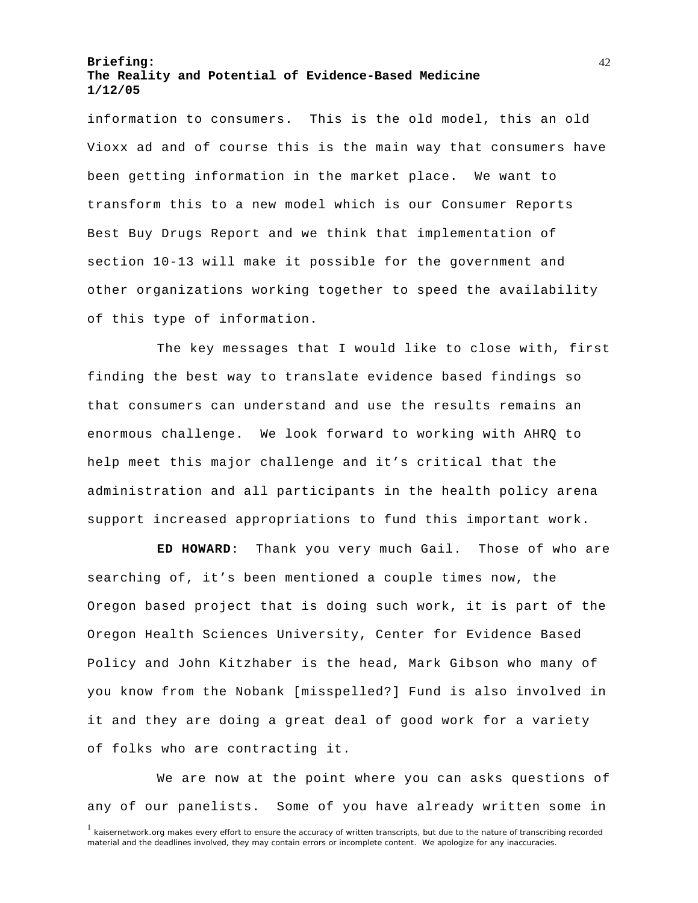information to consumers. This is the old model, this an old Vioxx ad and of course this is the main way that consumers have been getting information in the market place. We want to transform this to a new model which is our Consumer Reports Best Buy Drugs Report and we think that implementation of section 10-13 will make it possible for the government and other organizations working together to speed the availability of this type of information.

The key messages that I would like to close with, first finding the best way to translate evidence based findings so that consumers can understand and use the results remains an enormous challenge. We look forward to working with AHRQ to help meet this major challenge and it's critical that the administration and all participants in the health policy arena support increased appropriations to fund this important work.

**ED HOWARD**: Thank you very much Gail. Those of who are searching of, it's been mentioned a couple times now, the Oregon based project that is doing such work, it is part of the Oregon Health Sciences University, Center for Evidence Based Policy and John Kitzhaber is the head, Mark Gibson who many of you know from the Nobank [misspelled?] Fund is also involved in it and they are doing a great deal of good work for a variety of folks who are contracting it.

We are now at the point where you can asks questions of any of our panelists. Some of you have already written some in

[1] kaisernetwork.org makes every effort to ensure the accuracy of written transcripts, but due to the nature of transcribing recorded material and the deadlines involved, they may contain errors or incomplete content. We apologize for any inaccuracies.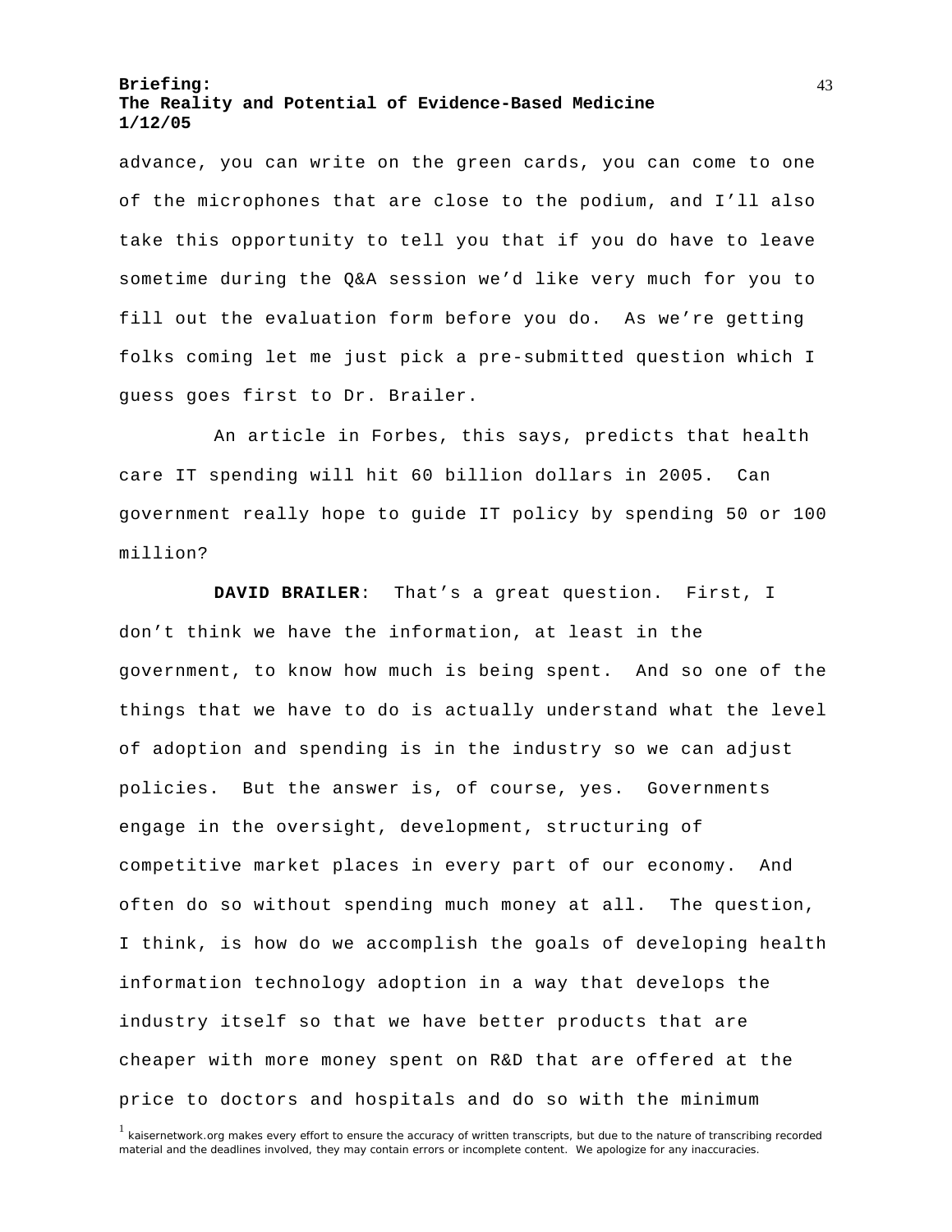advance, you can write on the green cards, you can come to one of the microphones that are close to the podium, and I'll also take this opportunity to tell you that if you do have to leave sometime during the Q&A session we'd like very much for you to fill out the evaluation form before you do. As we're getting folks coming let me just pick a pre-submitted question which I guess goes first to Dr. Brailer.

An article in Forbes, this says, predicts that health care IT spending will hit 60 billion dollars in 2005. Can government really hope to guide IT policy by spending 50 or 100 million?

**DAVID BRAILER**: That's a great question. First, I don't think we have the information, at least in the government, to know how much is being spent. And so one of the things that we have to do is actually understand what the level of adoption and spending is in the industry so we can adjust policies. But the answer is, of course, yes. Governments engage in the oversight, development, structuring of competitive market places in every part of our economy. And often do so without spending much money at all. The question, I think, is how do we accomplish the goals of developing health information technology adoption in a way that develops the industry itself so that we have better products that are cheaper with more money spent on R&D that are offered at the price to doctors and hospitals and do so with the minimum

[1] kaisernetwork.org makes every effort to ensure the accuracy of written transcripts, but due to the nature of transcribing recorded material and the deadlines involved, they may contain errors or incomplete content. We apologize for any inaccuracies.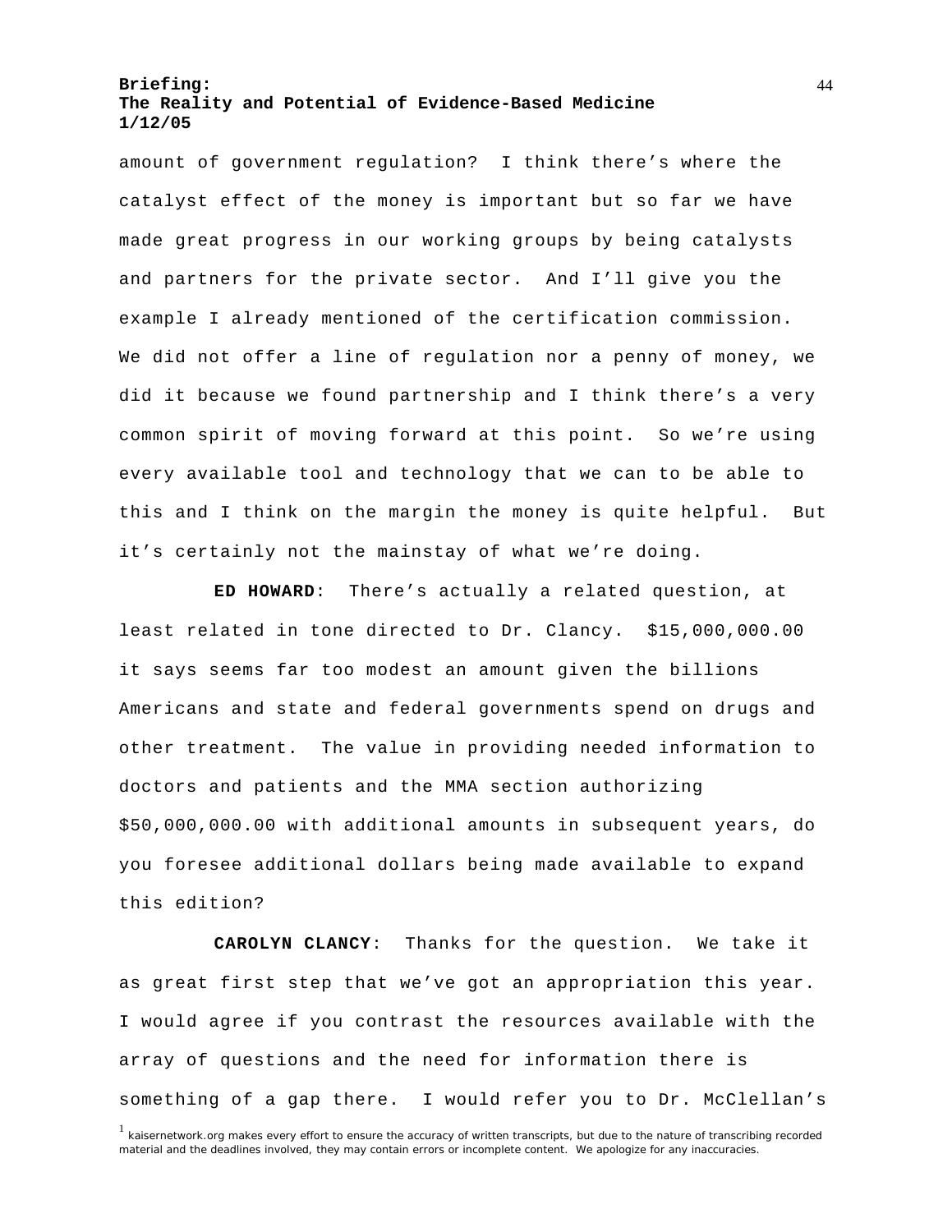amount of government regulation? I think there's where the catalyst effect of the money is important but so far we have made great progress in our working groups by being catalysts and partners for the private sector. And I'll give you the example I already mentioned of the certification commission. We did not offer a line of regulation nor a penny of money, we did it because we found partnership and I think there's a very common spirit of moving forward at this point. So we're using every available tool and technology that we can to be able to this and I think on the margin the money is quite helpful. But it's certainly not the mainstay of what we're doing.

**ED HOWARD**: There's actually a related question, at least related in tone directed to Dr. Clancy. $15,000,000.00 it says seems far too modest an amount given the billions Americans and state and federal governments spend on drugs and other treatment. The value in providing needed information to doctors and patients and the MMA section authorizing $50,000,000.00 with additional amounts in subsequent years, do you foresee additional dollars being made available to expand this edition?

**CAROLYN CLANCY**: Thanks for the question. We take it as great first step that we've got an appropriation this year. I would agree if you contrast the resources available with the array of questions and the need for information there is something of a gap there. I would refer you to Dr. McClellan's

[1] kaisernetwork.org makes every effort to ensure the accuracy of written transcripts, but due to the nature of transcribing recorded material and the deadlines involved, they may contain errors or incomplete content. We apologize for any inaccuracies.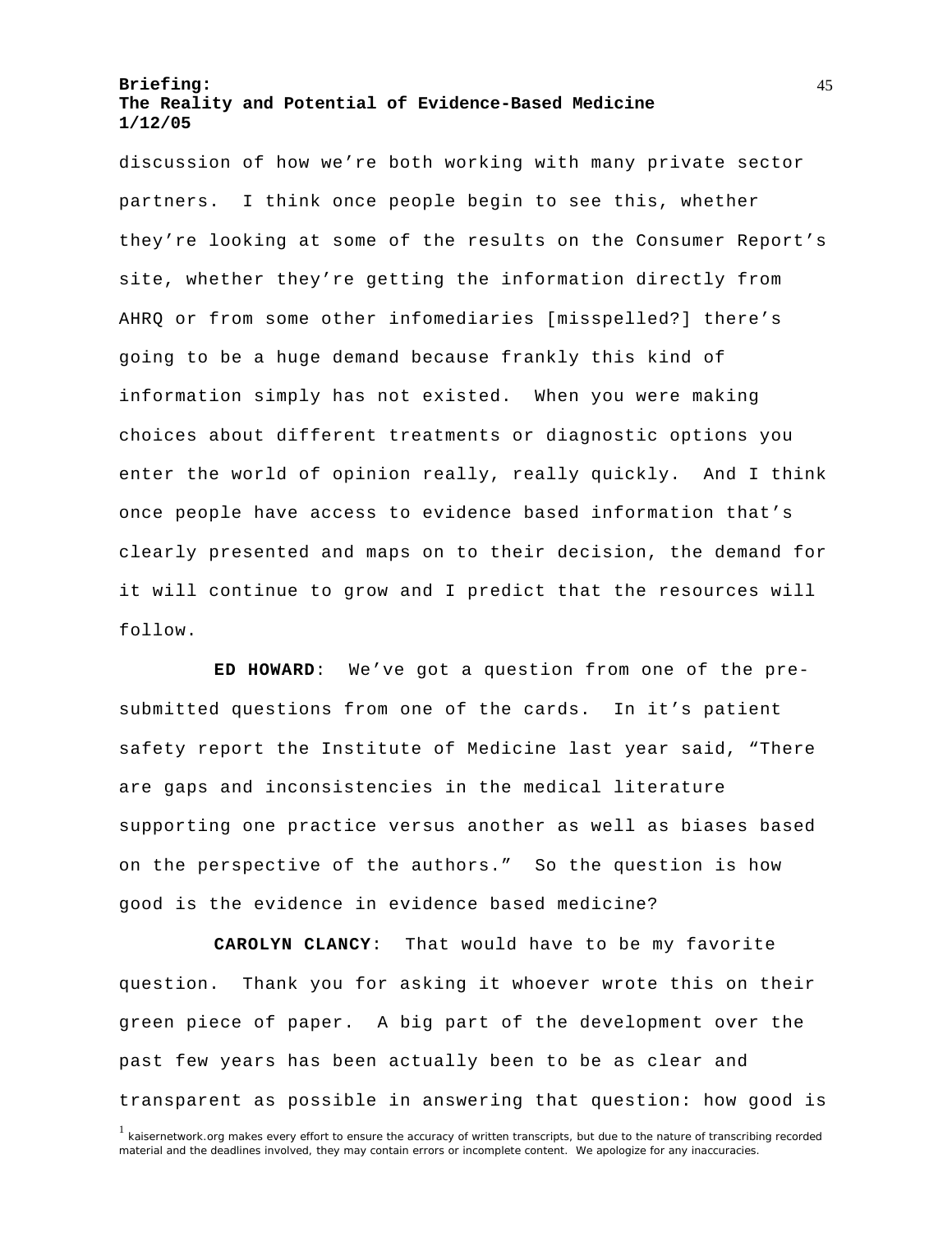discussion of how we're both working with many private sector partners. I think once people begin to see this, whether they're looking at some of the results on the Consumer Report's site, whether they're getting the information directly from AHRQ or from some other infomediaries [misspelled?] there's going to be a huge demand because frankly this kind of information simply has not existed. When you were making choices about different treatments or diagnostic options you enter the world of opinion really, really quickly. And I think once people have access to evidence based information that's clearly presented and maps on to their decision, the demand for it will continue to grow and I predict that the resources will follow.

**ED HOWARD**: We've got a question from one of the pre-submitted questions from one of the cards. In it's patient safety report the Institute of Medicine last year said, "There are gaps and inconsistencies in the medical literature supporting one practice versus another as well as biases based on the perspective of the authors." So the question is how good is the evidence in evidence based medicine?

**CAROLYN CLANCY**: That would have to be my favorite question. Thank you for asking it whoever wrote this on their green piece of paper. A big part of the development over the past few years has been actually been to be as clear and transparent as possible in answering that question: how good is

[1] kaisernetwork.org makes every effort to ensure the accuracy of written transcripts, but due to the nature of transcribing recorded material and the deadlines involved, they may contain errors or incomplete content. We apologize for any inaccuracies.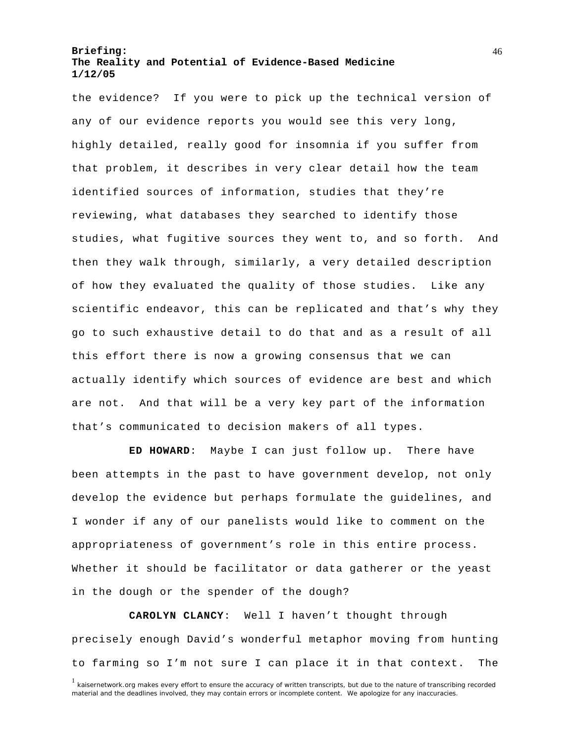the evidence? If you were to pick up the technical version of any of our evidence reports you would see this very long, highly detailed, really good for insomnia if you suffer from that problem, it describes in very clear detail how the team identified sources of information, studies that they're reviewing, what databases they searched to identify those studies, what fugitive sources they went to, and so forth. And then they walk through, similarly, a very detailed description of how they evaluated the quality of those studies. Like any scientific endeavor, this can be replicated and that's why they go to such exhaustive detail to do that and as a result of all this effort there is now a growing consensus that we can actually identify which sources of evidence are best and which are not. And that will be a very key part of the information that's communicated to decision makers of all types.

**ED HOWARD**: Maybe I can just follow up. There have been attempts in the past to have government develop, not only develop the evidence but perhaps formulate the guidelines, and I wonder if any of our panelists would like to comment on the appropriateness of government's role in this entire process. Whether it should be facilitator or data gatherer or the yeast in the dough or the spender of the dough?

**CAROLYN CLANCY**: Well I haven't thought through precisely enough David's wonderful metaphor moving from hunting to farming so I'm not sure I can place it in that context. The

[1] kaisernetwork.org makes every effort to ensure the accuracy of written transcripts, but due to the nature of transcribing recorded material and the deadlines involved, they may contain errors or incomplete content. We apologize for any inaccuracies.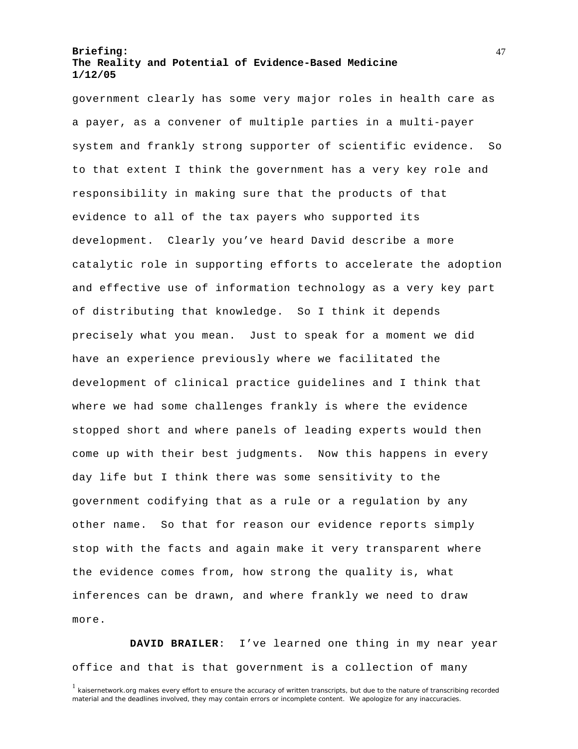government clearly has some very major roles in health care as a payer, as a convener of multiple parties in a multi-payer system and frankly strong supporter of scientific evidence. So to that extent I think the government has a very key role and responsibility in making sure that the products of that evidence to all of the tax payers who supported its development. Clearly you've heard David describe a more catalytic role in supporting efforts to accelerate the adoption and effective use of information technology as a very key part of distributing that knowledge. So I think it depends precisely what you mean. Just to speak for a moment we did have an experience previously where we facilitated the development of clinical practice guidelines and I think that where we had some challenges frankly is where the evidence stopped short and where panels of leading experts would then come up with their best judgments. Now this happens in every day life but I think there was some sensitivity to the government codifying that as a rule or a regulation by any other name. So that for reason our evidence reports simply stop with the facts and again make it very transparent where the evidence comes from, how strong the quality is, what inferences can be drawn, and where frankly we need to draw more.

**DAVID BRAILER**: I've learned one thing in my near year office and that is that government is a collection of many

[1] kaisernetwork.org makes every effort to ensure the accuracy of written transcripts, but due to the nature of transcribing recorded material and the deadlines involved, they may contain errors or incomplete content. We apologize for any inaccuracies.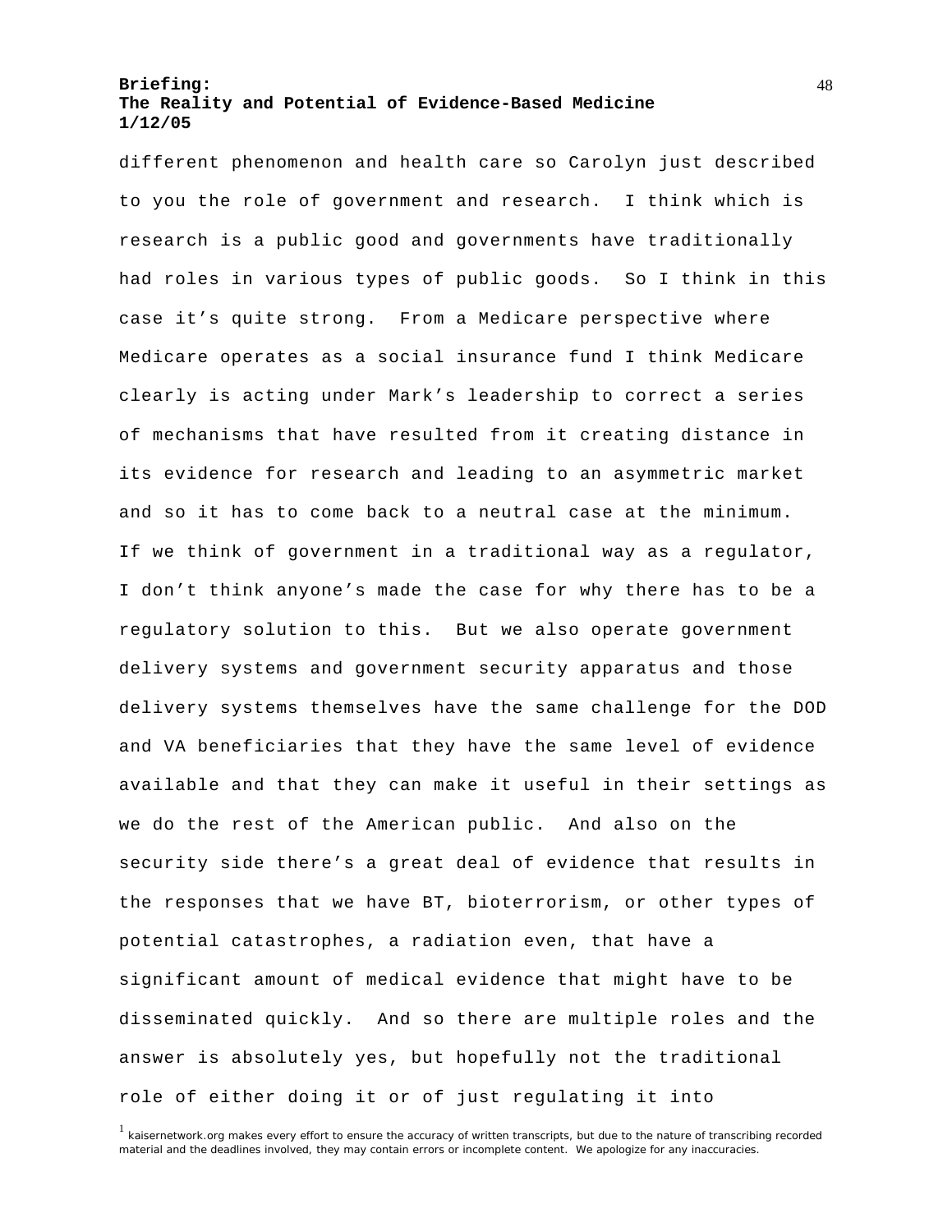different phenomenon and health care so Carolyn just described to you the role of government and research. I think which is research is a public good and governments have traditionally had roles in various types of public goods. So I think in this case it's quite strong. From a Medicare perspective where Medicare operates as a social insurance fund I think Medicare clearly is acting under Mark's leadership to correct a series of mechanisms that have resulted from it creating distance in its evidence for research and leading to an asymmetric market and so it has to come back to a neutral case at the minimum. If we think of government in a traditional way as a regulator, I don't think anyone's made the case for why there has to be a regulatory solution to this. But we also operate government delivery systems and government security apparatus and those delivery systems themselves have the same challenge for the DOD and VA beneficiaries that they have the same level of evidence available and that they can make it useful in their settings as we do the rest of the American public. And also on the security side there's a great deal of evidence that results in the responses that we have BT, bioterrorism, or other types of potential catastrophes, a radiation even, that have a significant amount of medical evidence that might have to be disseminated quickly. And so there are multiple roles and the answer is absolutely yes, but hopefully not the traditional role of either doing it or of just regulating it into

[1] kaisernetwork.org makes every effort to ensure the accuracy of written transcripts, but due to the nature of transcribing recorded material and the deadlines involved, they may contain errors or incomplete content. We apologize for any inaccuracies.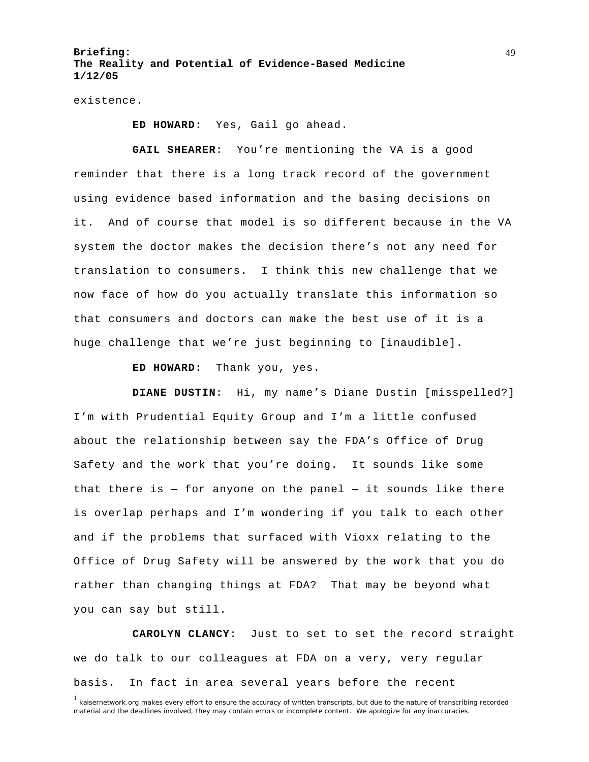existence.

**ED HOWARD**: Yes, Gail go ahead.

**GAIL SHEARER**: You're mentioning the VA is a good reminder that there is a long track record of the government using evidence based information and the basing decisions on it. And of course that model is so different because in the VA system the doctor makes the decision there's not any need for translation to consumers. I think this new challenge that we now face of how do you actually translate this information so that consumers and doctors can make the best use of it is a huge challenge that we're just beginning to [inaudible].

**ED HOWARD**: Thank you, yes.

**DIANE DUSTIN**: Hi, my name's Diane Dustin [misspelled?] I'm with Prudential Equity Group and I'm a little confused about the relationship between say the FDA's Office of Drug Safety and the work that you're doing. It sounds like some that there is — for anyone on the panel — it sounds like there is overlap perhaps and I'm wondering if you talk to each other and if the problems that surfaced with Vioxx relating to the Office of Drug Safety will be answered by the work that you do rather than changing things at FDA? That may be beyond what you can say but still.

**CAROLYN CLANCY**: Just to set to set the record straight we do talk to our colleagues at FDA on a very, very regular basis. In fact in area several years before the recent

[1] kaisernetwork.org makes every effort to ensure the accuracy of written transcripts, but due to the nature of transcribing recorded material and the deadlines involved, they may contain errors or incomplete content. We apologize for any inaccuracies.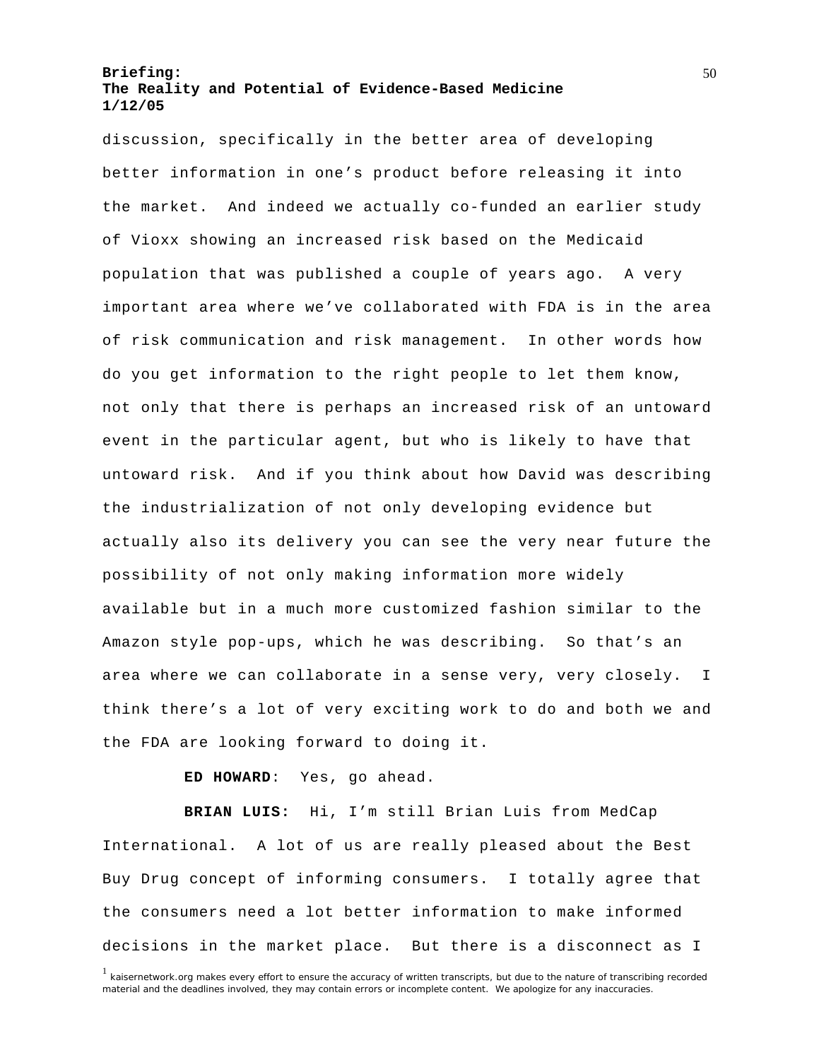discussion, specifically in the better area of developing better information in one's product before releasing it into the market. And indeed we actually co-funded an earlier study of Vioxx showing an increased risk based on the Medicaid population that was published a couple of years ago. A very important area where we've collaborated with FDA is in the area of risk communication and risk management. In other words how do you get information to the right people to let them know, not only that there is perhaps an increased risk of an untoward event in the particular agent, but who is likely to have that untoward risk. And if you think about how David was describing the industrialization of not only developing evidence but actually also its delivery you can see the very near future the possibility of not only making information more widely available but in a much more customized fashion similar to the Amazon style pop-ups, which he was describing. So that's an area where we can collaborate in a sense very, very closely. I think there's a lot of very exciting work to do and both we and the FDA are looking forward to doing it.

**ED HOWARD**: Yes, go ahead.

**BRIAN LUIS:** Hi, I'm still Brian Luis from MedCap International. A lot of us are really pleased about the Best Buy Drug concept of informing consumers. I totally agree that the consumers need a lot better information to make informed decisions in the market place. But there is a disconnect as I

[1] kaisernetwork.org makes every effort to ensure the accuracy of written transcripts, but due to the nature of transcribing recorded material and the deadlines involved, they may contain errors or incomplete content. We apologize for any inaccuracies.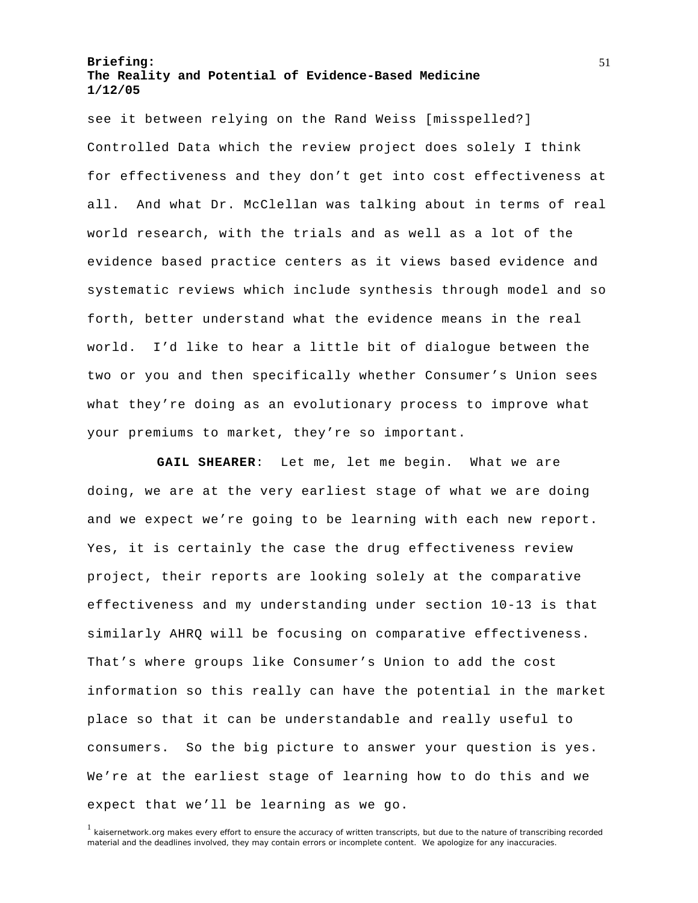see it between relying on the Rand Weiss [misspelled?] Controlled Data which the review project does solely I think for effectiveness and they don't get into cost effectiveness at all. And what Dr. McClellan was talking about in terms of real world research, with the trials and as well as a lot of the evidence based practice centers as it views based evidence and systematic reviews which include synthesis through model and so forth, better understand what the evidence means in the real world. I'd like to hear a little bit of dialogue between the two or you and then specifically whether Consumer's Union sees what they're doing as an evolutionary process to improve what your premiums to market, they're so important.

**GAIL SHEARER**: Let me, let me begin. What we are doing, we are at the very earliest stage of what we are doing and we expect we're going to be learning with each new report. Yes, it is certainly the case the drug effectiveness review project, their reports are looking solely at the comparative effectiveness and my understanding under section 10-13 is that similarly AHRQ will be focusing on comparative effectiveness. That's where groups like Consumer's Union to add the cost information so this really can have the potential in the market place so that it can be understandable and really useful to consumers. So the big picture to answer your question is yes. We're at the earliest stage of learning how to do this and we expect that we'll be learning as we go.

[1] kaisernetwork.org makes every effort to ensure the accuracy of written transcripts, but due to the nature of transcribing recorded material and the deadlines involved, they may contain errors or incomplete content. We apologize for any inaccuracies.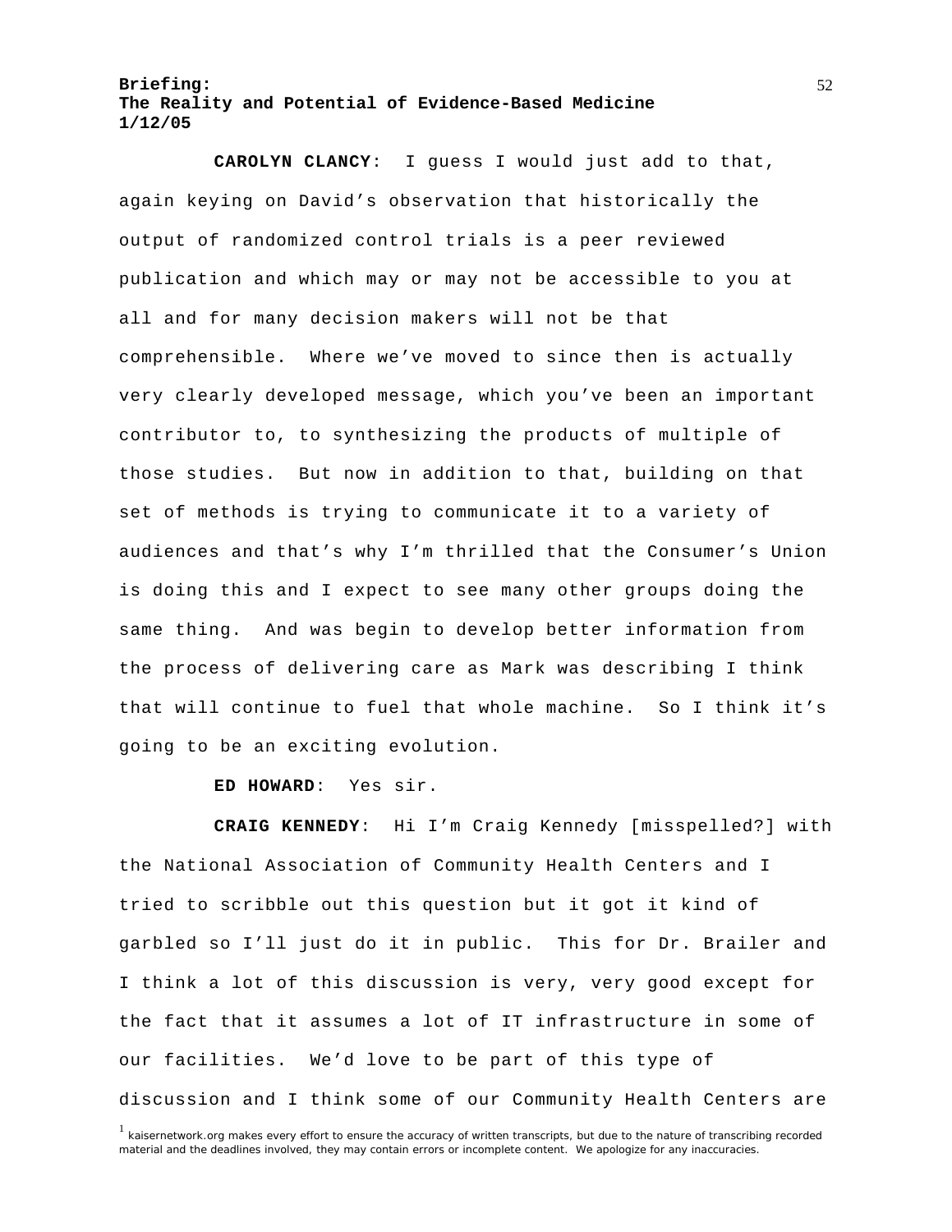**CAROLYN CLANCY**: I guess I would just add to that, again keying on David's observation that historically the output of randomized control trials is a peer reviewed publication and which may or may not be accessible to you at all and for many decision makers will not be that comprehensible. Where we've moved to since then is actually very clearly developed message, which you've been an important contributor to, to synthesizing the products of multiple of those studies. But now in addition to that, building on that set of methods is trying to communicate it to a variety of audiences and that's why I'm thrilled that the Consumer's Union is doing this and I expect to see many other groups doing the same thing. And was begin to develop better information from the process of delivering care as Mark was describing I think that will continue to fuel that whole machine. So I think it's going to be an exciting evolution.

**ED HOWARD**: Yes sir.

**CRAIG KENNEDY**: Hi I'm Craig Kennedy [misspelled?] with the National Association of Community Health Centers and I tried to scribble out this question but it got it kind of garbled so I'll just do it in public. This for Dr. Brailer and I think a lot of this discussion is very, very good except for the fact that it assumes a lot of IT infrastructure in some of our facilities. We'd love to be part of this type of discussion and I think some of our Community Health Centers are

[1] kaisernetwork.org makes every effort to ensure the accuracy of written transcripts, but due to the nature of transcribing recorded material and the deadlines involved, they may contain errors or incomplete content. We apologize for any inaccuracies.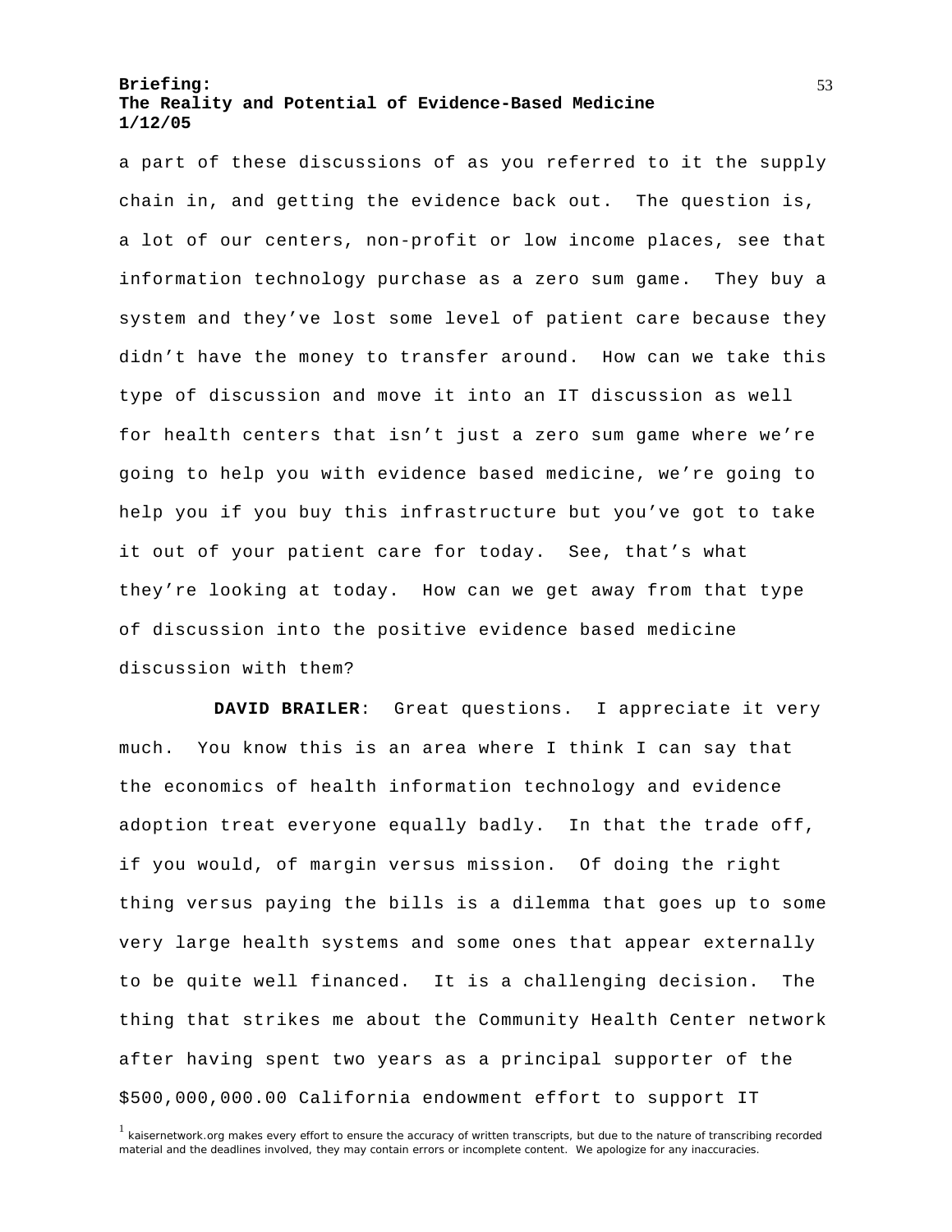a part of these discussions of as you referred to it the supply chain in, and getting the evidence back out. The question is, a lot of our centers, non-profit or low income places, see that information technology purchase as a zero sum game. They buy a system and they've lost some level of patient care because they didn't have the money to transfer around. How can we take this type of discussion and move it into an IT discussion as well for health centers that isn't just a zero sum game where we're going to help you with evidence based medicine, we're going to help you if you buy this infrastructure but you've got to take it out of your patient care for today. See, that's what they're looking at today. How can we get away from that type of discussion into the positive evidence based medicine discussion with them?

**DAVID BRAILER**: Great questions. I appreciate it very much. You know this is an area where I think I can say that the economics of health information technology and evidence adoption treat everyone equally badly. In that the trade off, if you would, of margin versus mission. Of doing the right thing versus paying the bills is a dilemma that goes up to some very large health systems and some ones that appear externally to be quite well financed. It is a challenging decision. The thing that strikes me about the Community Health Center network after having spent two years as a principal supporter of the $500,000,000.00 California endowment effort to support IT

[1] kaisernetwork.org makes every effort to ensure the accuracy of written transcripts, but due to the nature of transcribing recorded material and the deadlines involved, they may contain errors or incomplete content. We apologize for any inaccuracies.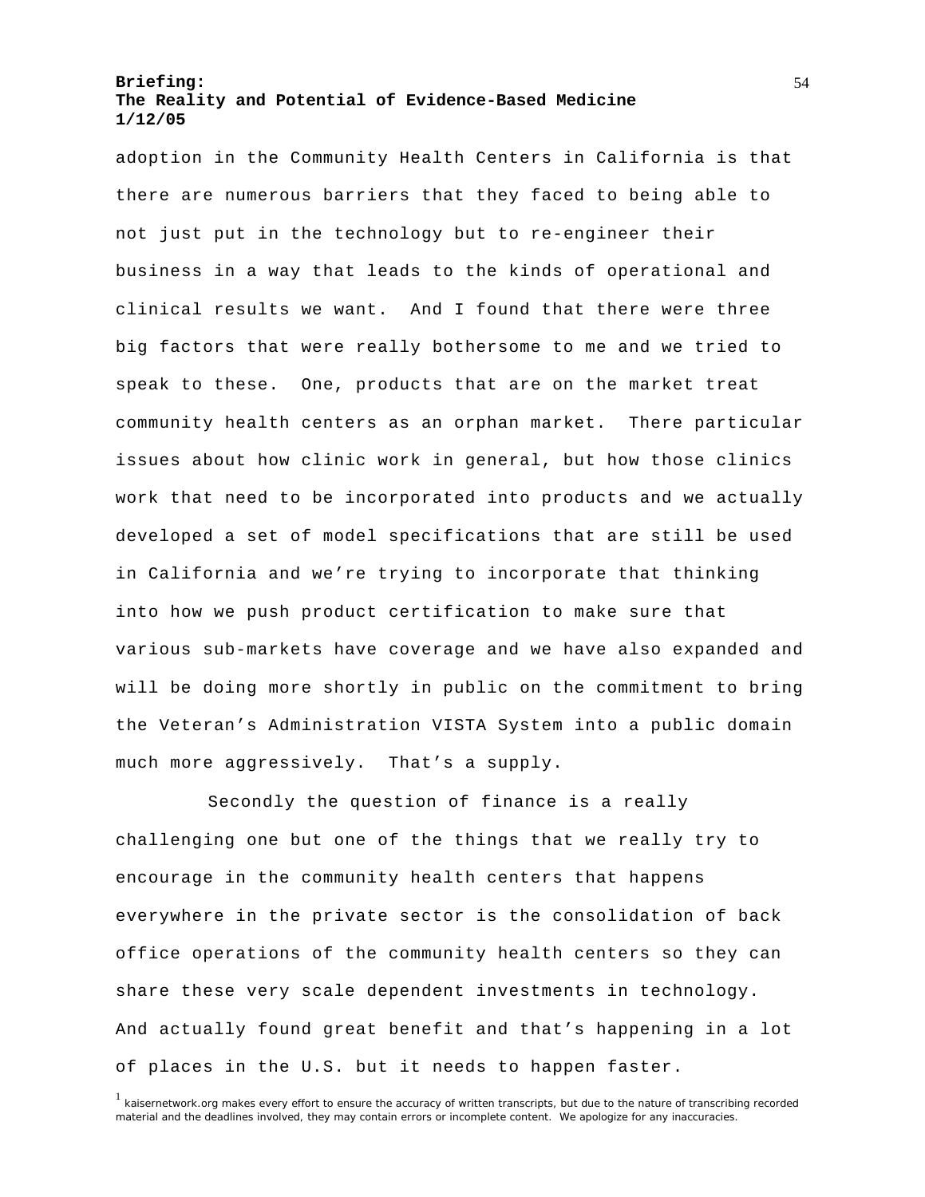adoption in the Community Health Centers in California is that there are numerous barriers that they faced to being able to not just put in the technology but to re-engineer their business in a way that leads to the kinds of operational and clinical results we want. And I found that there were three big factors that were really bothersome to me and we tried to speak to these. One, products that are on the market treat community health centers as an orphan market. There particular issues about how clinic work in general, but how those clinics work that need to be incorporated into products and we actually developed a set of model specifications that are still be used in California and we're trying to incorporate that thinking into how we push product certification to make sure that various sub-markets have coverage and we have also expanded and will be doing more shortly in public on the commitment to bring the Veteran's Administration VISTA System into a public domain much more aggressively. That's a supply.

Secondly the question of finance is a really challenging one but one of the things that we really try to encourage in the community health centers that happens everywhere in the private sector is the consolidation of back office operations of the community health centers so they can share these very scale dependent investments in technology. And actually found great benefit and that's happening in a lot of places in the U.S. but it needs to happen faster.

[1] kaisernetwork.org makes every effort to ensure the accuracy of written transcripts, but due to the nature of transcribing recorded material and the deadlines involved, they may contain errors or incomplete content. We apologize for any inaccuracies.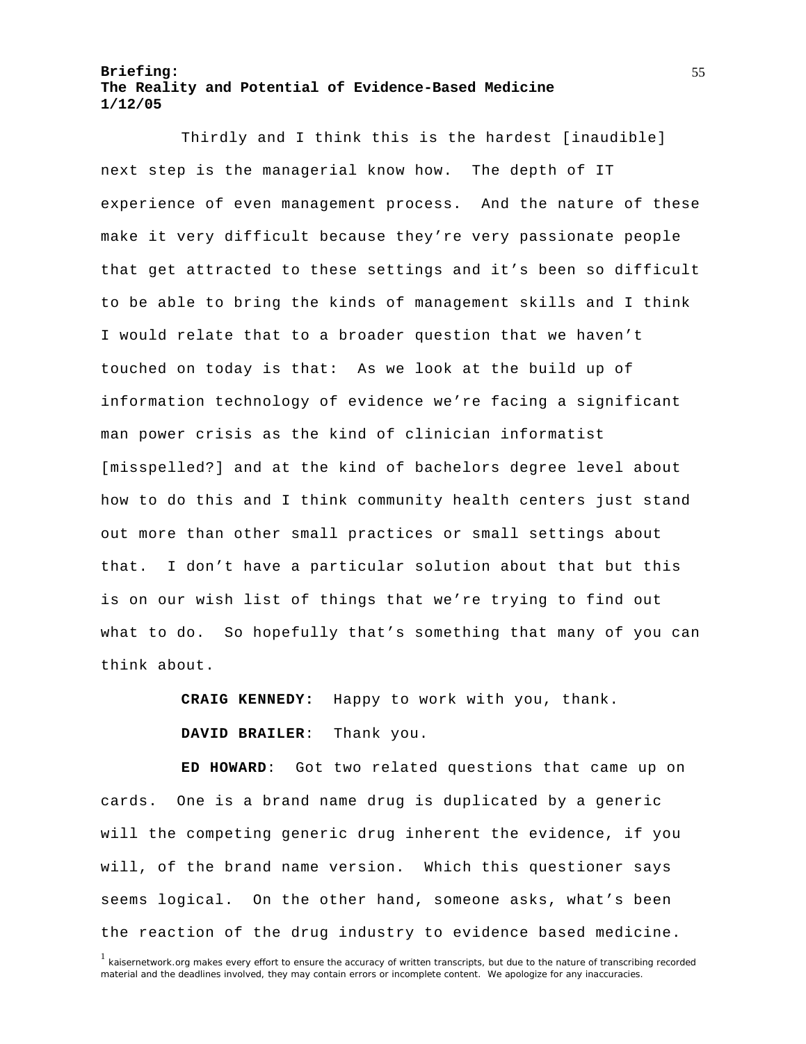Thirdly and I think this is the hardest [inaudible] next step is the managerial know how. The depth of IT experience of even management process. And the nature of these make it very difficult because they're very passionate people that get attracted to these settings and it's been so difficult to be able to bring the kinds of management skills and I think I would relate that to a broader question that we haven't touched on today is that: As we look at the build up of information technology of evidence we're facing a significant man power crisis as the kind of clinician informatist [misspelled?] and at the kind of bachelors degree level about how to do this and I think community health centers just stand out more than other small practices or small settings about that. I don't have a particular solution about that but this is on our wish list of things that we're trying to find out what to do. So hopefully that's something that many of you can think about.

**CRAIG KENNEDY:** Happy to work with you, thank.

**DAVID BRAILER**: Thank you.

**ED HOWARD**: Got two related questions that came up on cards. One is a brand name drug is duplicated by a generic will the competing generic drug inherent the evidence, if you will, of the brand name version. Which this questioner says seems logical. On the other hand, someone asks, what's been the reaction of the drug industry to evidence based medicine.

[1] kaisernetwork.org makes every effort to ensure the accuracy of written transcripts, but due to the nature of transcribing recorded material and the deadlines involved, they may contain errors or incomplete content. We apologize for any inaccuracies.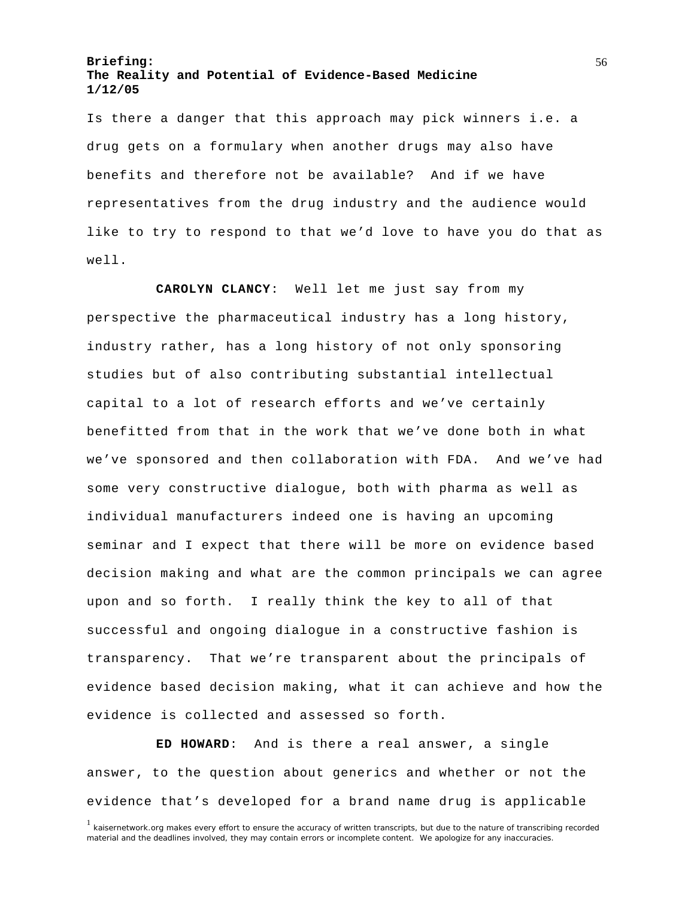Is there a danger that this approach may pick winners i.e. a drug gets on a formulary when another drugs may also have benefits and therefore not be available? And if we have representatives from the drug industry and the audience would like to try to respond to that we'd love to have you do that as well.

**CAROLYN CLANCY**: Well let me just say from my perspective the pharmaceutical industry has a long history, industry rather, has a long history of not only sponsoring studies but of also contributing substantial intellectual capital to a lot of research efforts and we've certainly benefitted from that in the work that we've done both in what we've sponsored and then collaboration with FDA. And we've had some very constructive dialogue, both with pharma as well as individual manufacturers indeed one is having an upcoming seminar and I expect that there will be more on evidence based decision making and what are the common principals we can agree upon and so forth. I really think the key to all of that successful and ongoing dialogue in a constructive fashion is transparency. That we're transparent about the principals of evidence based decision making, what it can achieve and how the evidence is collected and assessed so forth.

**ED HOWARD**: And is there a real answer, a single answer, to the question about generics and whether or not the evidence that's developed for a brand name drug is applicable

[1] kaisernetwork.org makes every effort to ensure the accuracy of written transcripts, but due to the nature of transcribing recorded material and the deadlines involved, they may contain errors or incomplete content. We apologize for any inaccuracies.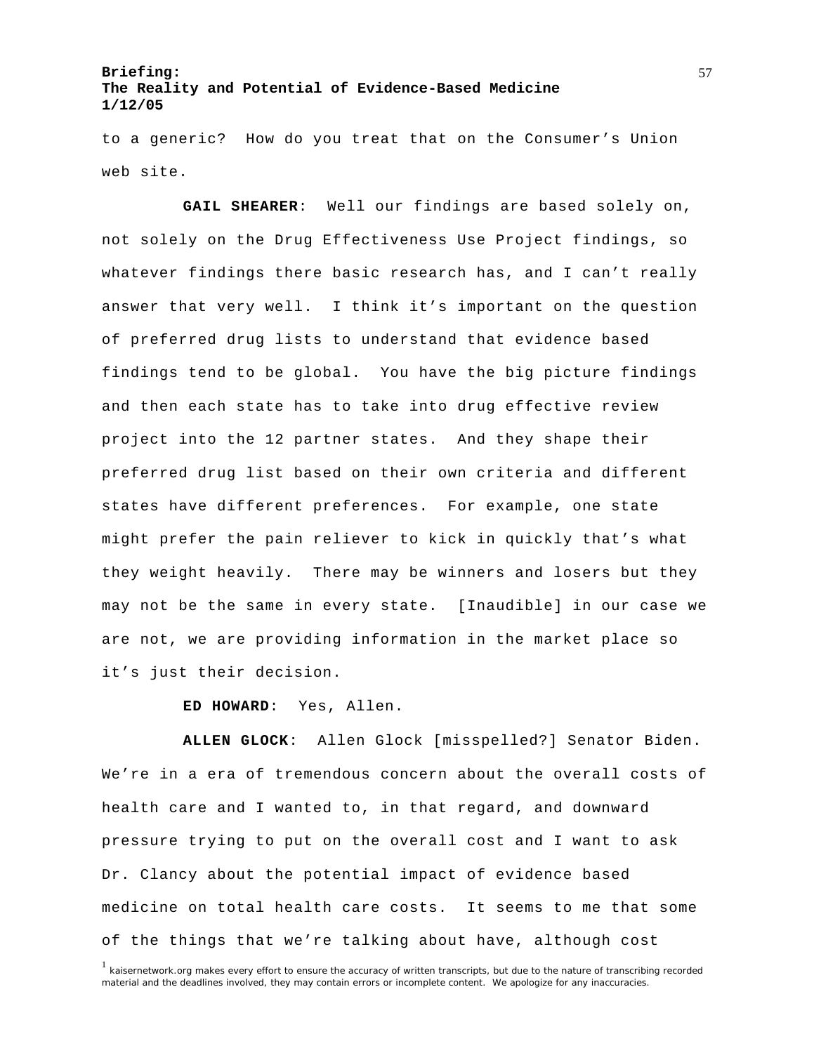to a generic? How do you treat that on the Consumer's Union web site.

**GAIL SHEARER**: Well our findings are based solely on, not solely on the Drug Effectiveness Use Project findings, so whatever findings there basic research has, and I can't really answer that very well. I think it's important on the question of preferred drug lists to understand that evidence based findings tend to be global. You have the big picture findings and then each state has to take into drug effective review project into the 12 partner states. And they shape their preferred drug list based on their own criteria and different states have different preferences. For example, one state might prefer the pain reliever to kick in quickly that's what they weight heavily. There may be winners and losers but they may not be the same in every state. [Inaudible] in our case we are not, we are providing information in the market place so it's just their decision.

**ED HOWARD**: Yes, Allen.

**ALLEN GLOCK**: Allen Glock [misspelled?] Senator Biden. We're in a era of tremendous concern about the overall costs of health care and I wanted to, in that regard, and downward pressure trying to put on the overall cost and I want to ask Dr. Clancy about the potential impact of evidence based medicine on total health care costs. It seems to me that some of the things that we're talking about have, although cost

[1] kaisernetwork.org makes every effort to ensure the accuracy of written transcripts, but due to the nature of transcribing recorded material and the deadlines involved, they may contain errors or incomplete content. We apologize for any inaccuracies.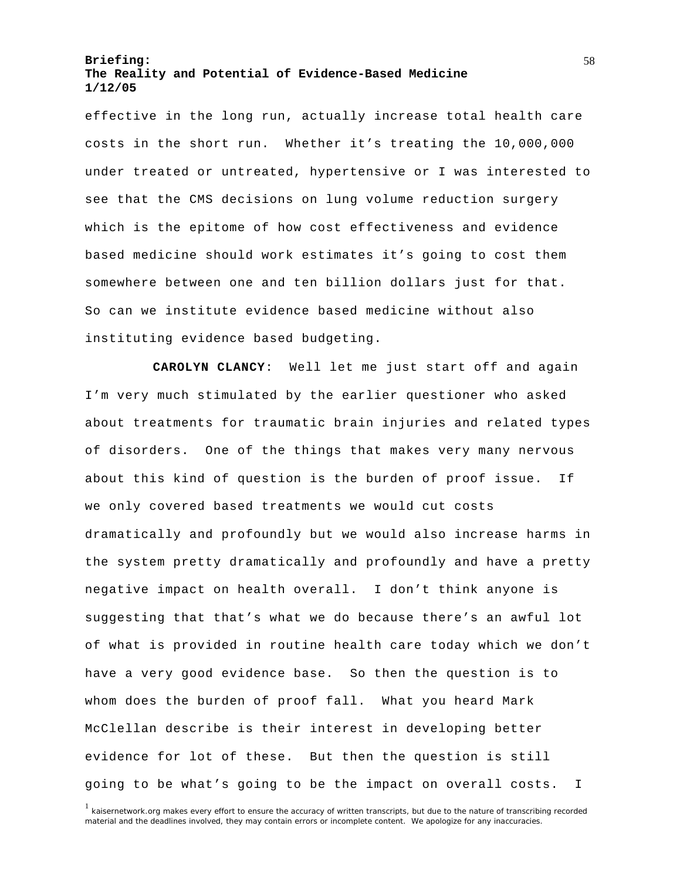effective in the long run, actually increase total health care costs in the short run. Whether it's treating the 10,000,000 under treated or untreated, hypertensive or I was interested to see that the CMS decisions on lung volume reduction surgery which is the epitome of how cost effectiveness and evidence based medicine should work estimates it's going to cost them somewhere between one and ten billion dollars just for that. So can we institute evidence based medicine without also instituting evidence based budgeting.

**CAROLYN CLANCY**: Well let me just start off and again I'm very much stimulated by the earlier questioner who asked about treatments for traumatic brain injuries and related types of disorders. One of the things that makes very many nervous about this kind of question is the burden of proof issue. If we only covered based treatments we would cut costs dramatically and profoundly but we would also increase harms in the system pretty dramatically and profoundly and have a pretty negative impact on health overall. I don't think anyone is suggesting that that's what we do because there's an awful lot of what is provided in routine health care today which we don't have a very good evidence base. So then the question is to whom does the burden of proof fall. What you heard Mark McClellan describe is their interest in developing better evidence for lot of these. But then the question is still going to be what's going to be the impact on overall costs. I

[1] kaisernetwork.org makes every effort to ensure the accuracy of written transcripts, but due to the nature of transcribing recorded material and the deadlines involved, they may contain errors or incomplete content. We apologize for any inaccuracies.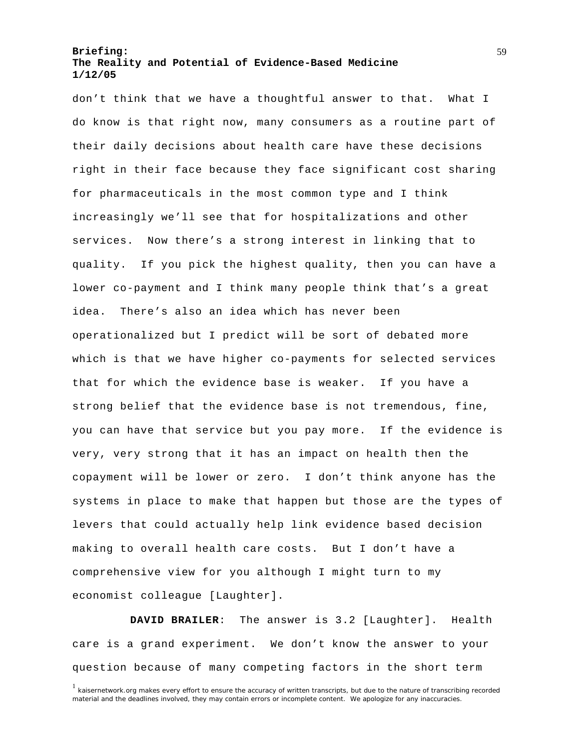don't think that we have a thoughtful answer to that. What I do know is that right now, many consumers as a routine part of their daily decisions about health care have these decisions right in their face because they face significant cost sharing for pharmaceuticals in the most common type and I think increasingly we'll see that for hospitalizations and other services. Now there's a strong interest in linking that to quality. If you pick the highest quality, then you can have a lower co-payment and I think many people think that's a great idea. There's also an idea which has never been operationalized but I predict will be sort of debated more which is that we have higher co-payments for selected services that for which the evidence base is weaker. If you have a strong belief that the evidence base is not tremendous, fine, you can have that service but you pay more. If the evidence is very, very strong that it has an impact on health then the copayment will be lower or zero. I don't think anyone has the systems in place to make that happen but those are the types of levers that could actually help link evidence based decision making to overall health care costs. But I don't have a comprehensive view for you although I might turn to my economist colleague [Laughter].

**DAVID BRAILER**: The answer is 3.2 [Laughter]. Health care is a grand experiment. We don't know the answer to your question because of many competing factors in the short term

[1] kaisernetwork.org makes every effort to ensure the accuracy of written transcripts, but due to the nature of transcribing recorded material and the deadlines involved, they may contain errors or incomplete content. We apologize for any inaccuracies.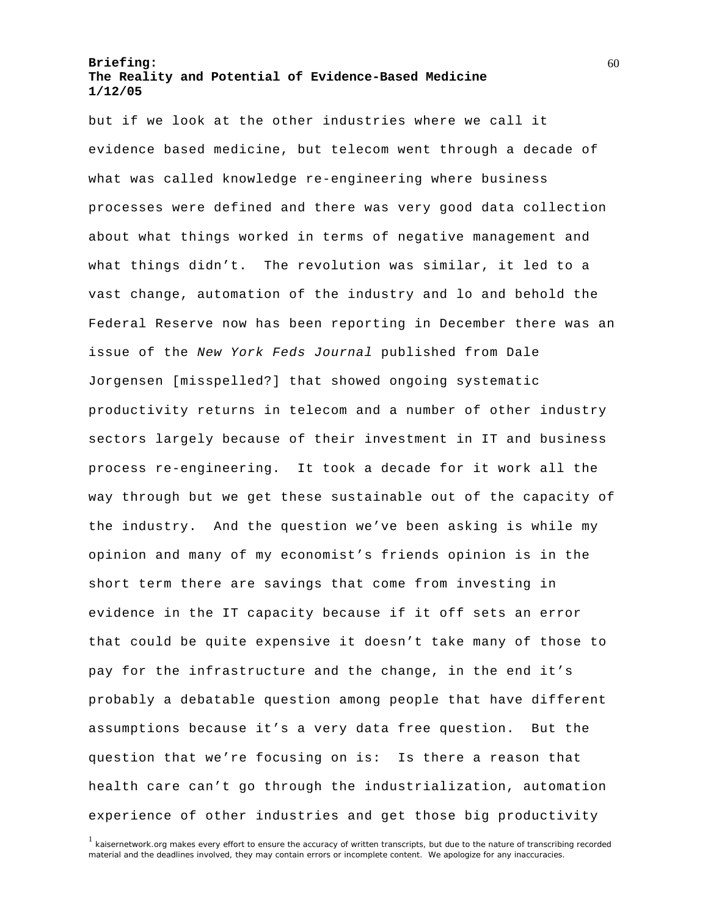but if we look at the other industries where we call it evidence based medicine, but telecom went through a decade of what was called knowledge re-engineering where business processes were defined and there was very good data collection about what things worked in terms of negative management and what things didn't. The revolution was similar, it led to a vast change, automation of the industry and lo and behold the Federal Reserve now has been reporting in December there was an issue of the *New York Feds Journal* published from Dale Jorgensen [misspelled?] that showed ongoing systematic productivity returns in telecom and a number of other industry sectors largely because of their investment in IT and business process re-engineering. It took a decade for it work all the way through but we get these sustainable out of the capacity of the industry. And the question we've been asking is while my opinion and many of my economist's friends opinion is in the short term there are savings that come from investing in evidence in the IT capacity because if it off sets an error that could be quite expensive it doesn't take many of those to pay for the infrastructure and the change, in the end it's probably a debatable question among people that have different assumptions because it's a very data free question. But the question that we're focusing on is: Is there a reason that health care can't go through the industrialization, automation experience of other industries and get those big productivity

[1] kaisernetwork.org makes every effort to ensure the accuracy of written transcripts, but due to the nature of transcribing recorded material and the deadlines involved, they may contain errors or incomplete content. We apologize for any inaccuracies.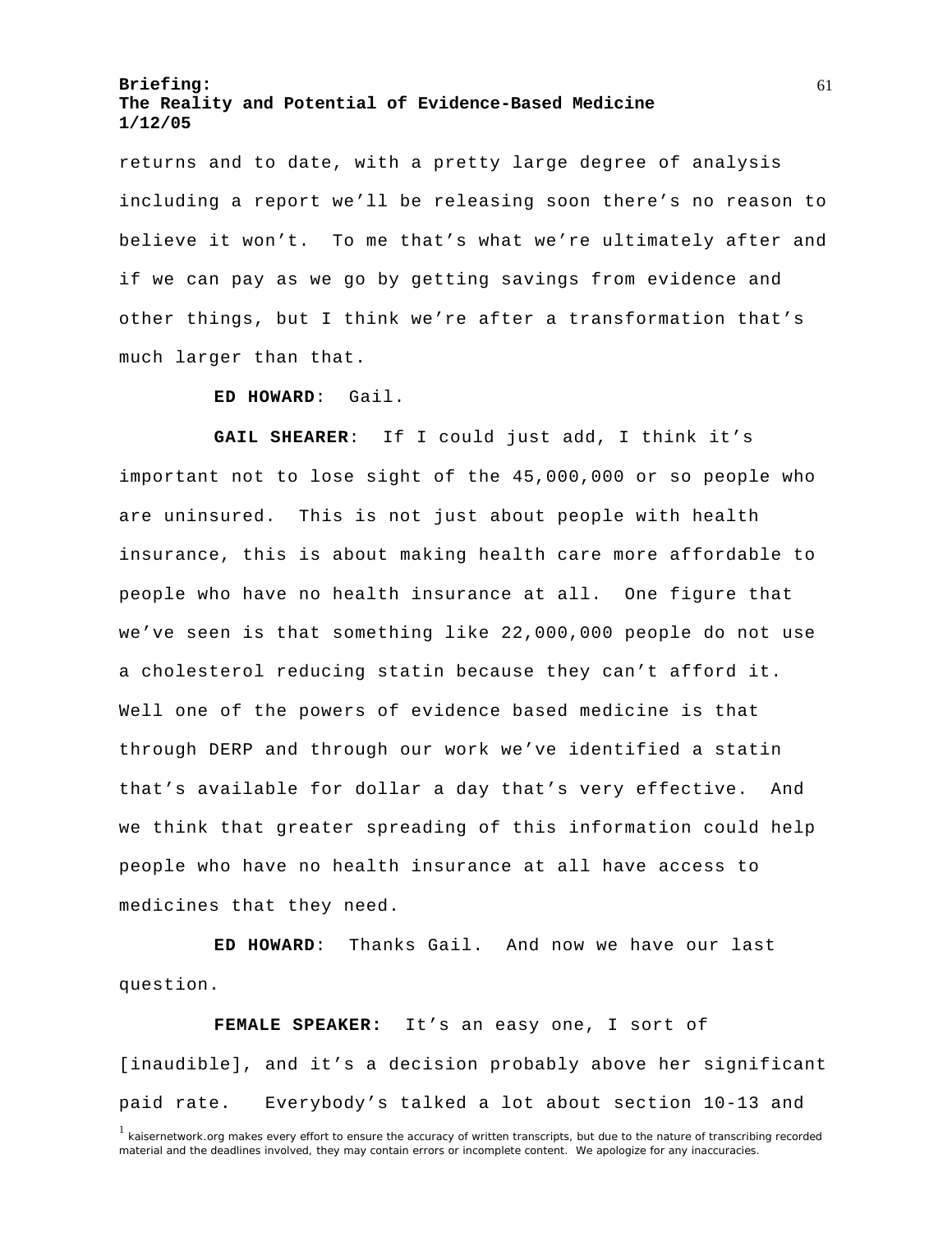returns and to date, with a pretty large degree of analysis including a report we'll be releasing soon there's no reason to believe it won't. To me that's what we're ultimately after and if we can pay as we go by getting savings from evidence and other things, but I think we're after a transformation that's much larger than that.

**ED HOWARD**: Gail.

**GAIL SHEARER**: If I could just add, I think it's important not to lose sight of the 45,000,000 or so people who are uninsured. This is not just about people with health insurance, this is about making health care more affordable to people who have no health insurance at all. One figure that we've seen is that something like 22,000,000 people do not use a cholesterol reducing statin because they can't afford it. Well one of the powers of evidence based medicine is that through DERP and through our work we've identified a statin that's available for dollar a day that's very effective. And we think that greater spreading of this information could help people who have no health insurance at all have access to medicines that they need.

**ED HOWARD**: Thanks Gail. And now we have our last question.

**FEMALE SPEAKER**: It's an easy one, I sort of [inaudible], and it's a decision probably above her significant paid rate. Everybody's talked a lot about section 10-13 and

[1] kaisernetwork.org makes every effort to ensure the accuracy of written transcripts, but due to the nature of transcribing recorded material and the deadlines involved, they may contain errors or incomplete content. We apologize for any inaccuracies.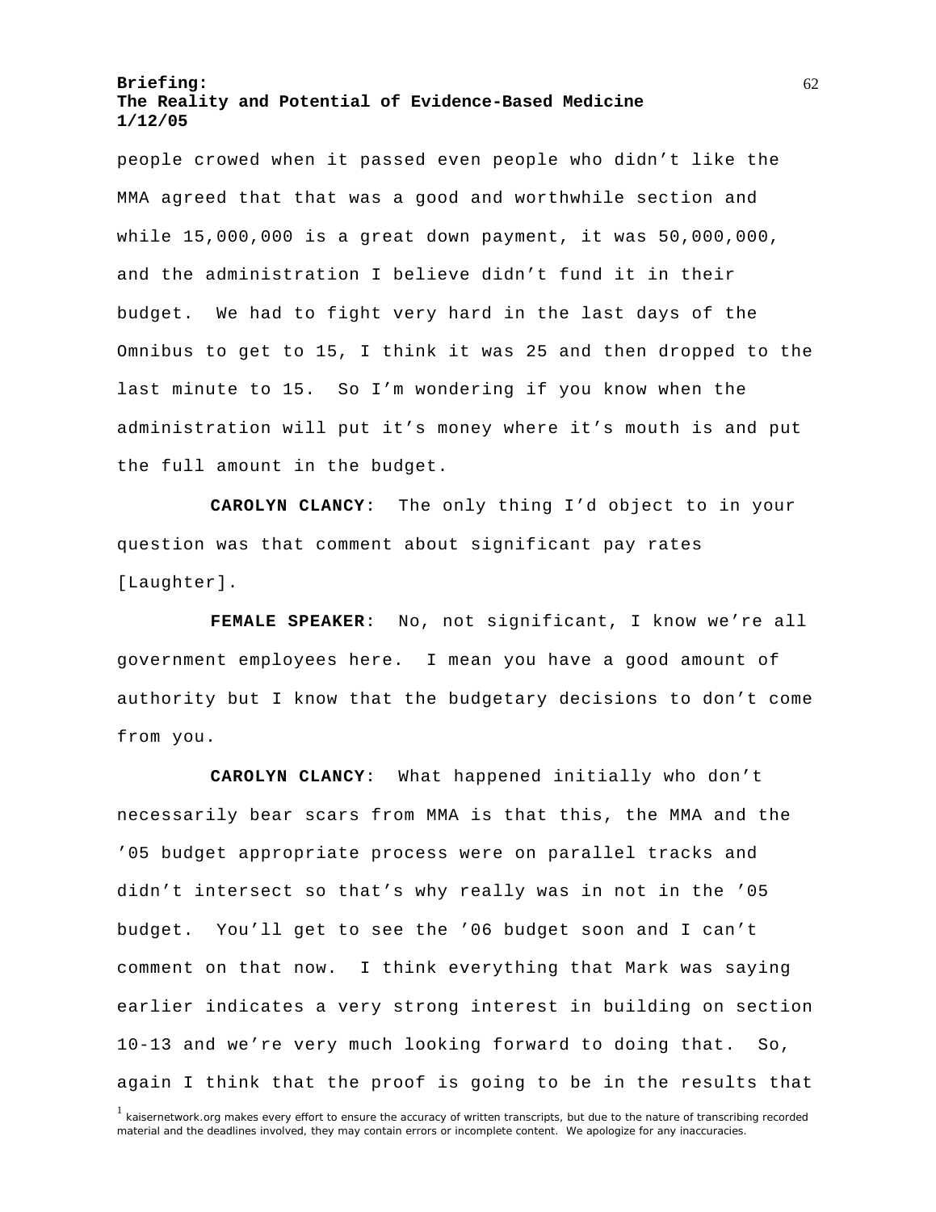people crowed when it passed even people who didn't like the MMA agreed that that was a good and worthwhile section and while 15,000,000 is a great down payment, it was 50,000,000, and the administration I believe didn't fund it in their budget. We had to fight very hard in the last days of the Omnibus to get to 15, I think it was 25 and then dropped to the last minute to 15. So I'm wondering if you know when the administration will put it's money where it's mouth is and put the full amount in the budget.

**CAROLYN CLANCY**: The only thing I'd object to in your question was that comment about significant pay rates [Laughter].

**FEMALE SPEAKER**: No, not significant, I know we're all government employees here. I mean you have a good amount of authority but I know that the budgetary decisions to don't come from you.

**CAROLYN CLANCY**: What happened initially who don't necessarily bear scars from MMA is that this, the MMA and the '05 budget appropriate process were on parallel tracks and didn't intersect so that's why really was in not in the '05 budget. You'll get to see the '06 budget soon and I can't comment on that now. I think everything that Mark was saying earlier indicates a very strong interest in building on section 10-13 and we're very much looking forward to doing that. So, again I think that the proof is going to be in the results that

[1] kaisernetwork.org makes every effort to ensure the accuracy of written transcripts, but due to the nature of transcribing recorded material and the deadlines involved, they may contain errors or incomplete content. We apologize for any inaccuracies.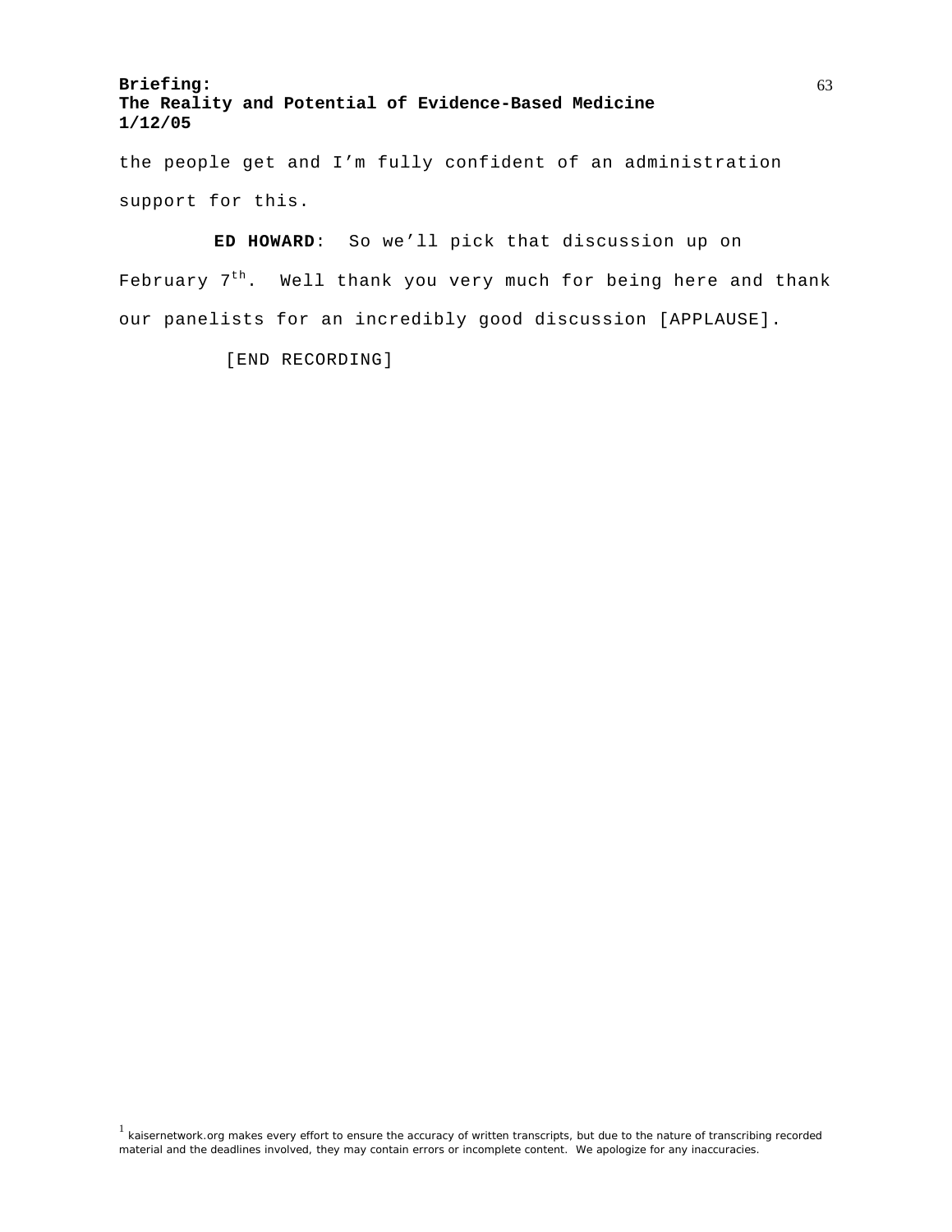the people get and I'm fully confident of an administration support for this.

**ED HOWARD**: So we'll pick that discussion up on February 7th. Well thank you very much for being here and thank our panelists for an incredibly good discussion [APPLAUSE].

[END RECORDING]

[1] kaisernetwork.org makes every effort to ensure the accuracy of written transcripts, but due to the nature of transcribing recorded material and the deadlines involved, they may contain errors or incomplete content. We apologize for any inaccuracies.